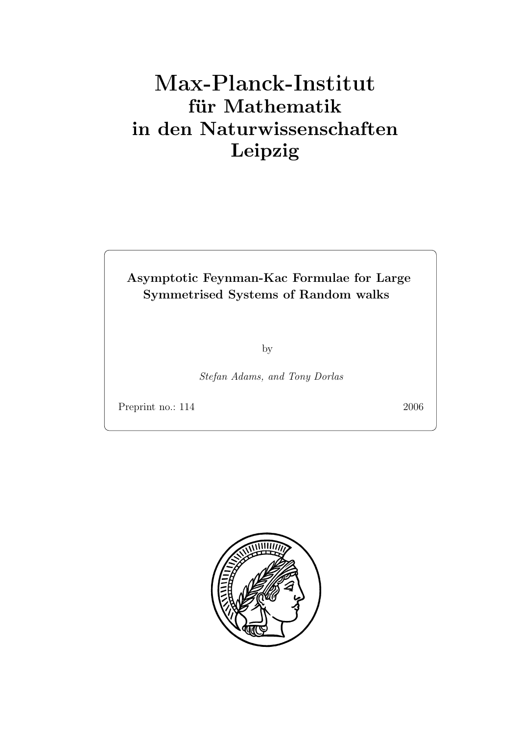# Max-Planck-Institut
## für Mathematik
## in den Naturwissenschaften
## Leipzig

**Asymptotic Feynman-Kac Formulae for Large Symmetrised Systems of Random walks**

by

*Stefan Adams, and Tony Dorlas*

Preprint no.: 114 2006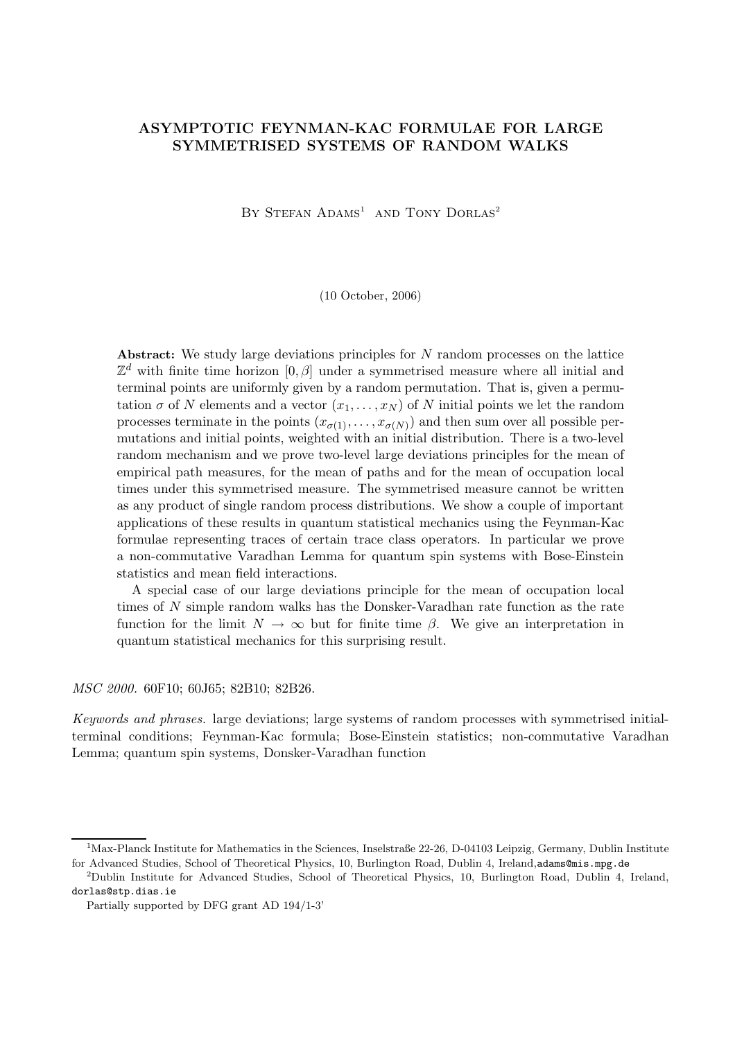# ASYMPTOTIC FEYNMAN-KAC FORMULAE FOR LARGE SYMMETRISED SYSTEMS OF RANDOM WALKS

By Stefan Adams[1] and Tony Dorlas[2]

(10 October, 2006)

**Abstract:** We study large deviations principles for $N$ random processes on the lattice $\mathbb{Z}^d$ with finite time horizon $[0, \beta]$ under a symmetrised measure where all initial and terminal points are uniformly given by a random permutation. That is, given a permutation $\sigma$ of $N$ elements and a vector $(x_1, \dots, x_N)$ of $N$ initial points we let the random processes terminate in the points $(x_{\sigma(1)}, \dots, x_{\sigma(N)})$ and then sum over all possible permutations and initial points, weighted with an initial distribution. There is a two-level random mechanism and we prove two-level large deviations principles for the mean of empirical path measures, for the mean of paths and for the mean of occupation local times under this symmetrised measure. The symmetrised measure cannot be written as any product of single random process distributions. We show a couple of important applications of these results in quantum statistical mechanics using the Feynman-Kac formulae representing traces of certain trace class operators. In particular we prove a non-commutative Varadhan Lemma for quantum spin systems with Bose-Einstein statistics and mean field interactions.

A special case of our large deviations principle for the mean of occupation local times of $N$ simple random walks has the Donsker-Varadhan rate function as the rate function for the limit $N \to \infty$ but for finite time $\beta$. We give an interpretation in quantum statistical mechanics for this surprising result.

*MSC 2000.* 60F10; 60J65; 82B10; 82B26.

*Keywords and phrases.* large deviations; large systems of random processes with symmetrised initial-terminal conditions; Feynman-Kac formula; Bose-Einstein statistics; non-commutative Varadhan Lemma; quantum spin systems, Donsker-Varadhan function

[1]Max-Planck Institute for Mathematics in the Sciences, Inselstraße 22-26, D-04103 Leipzig, Germany, Dublin Institute for Advanced Studies, School of Theoretical Physics, 10, Burlington Road, Dublin 4, Ireland, adams@mis.mpg.de

[2]Dublin Institute for Advanced Studies, School of Theoretical Physics, 10, Burlington Road, Dublin 4, Ireland, dorlas@stp.dias.ie

Partially supported by DFG grant AD 194/1-3'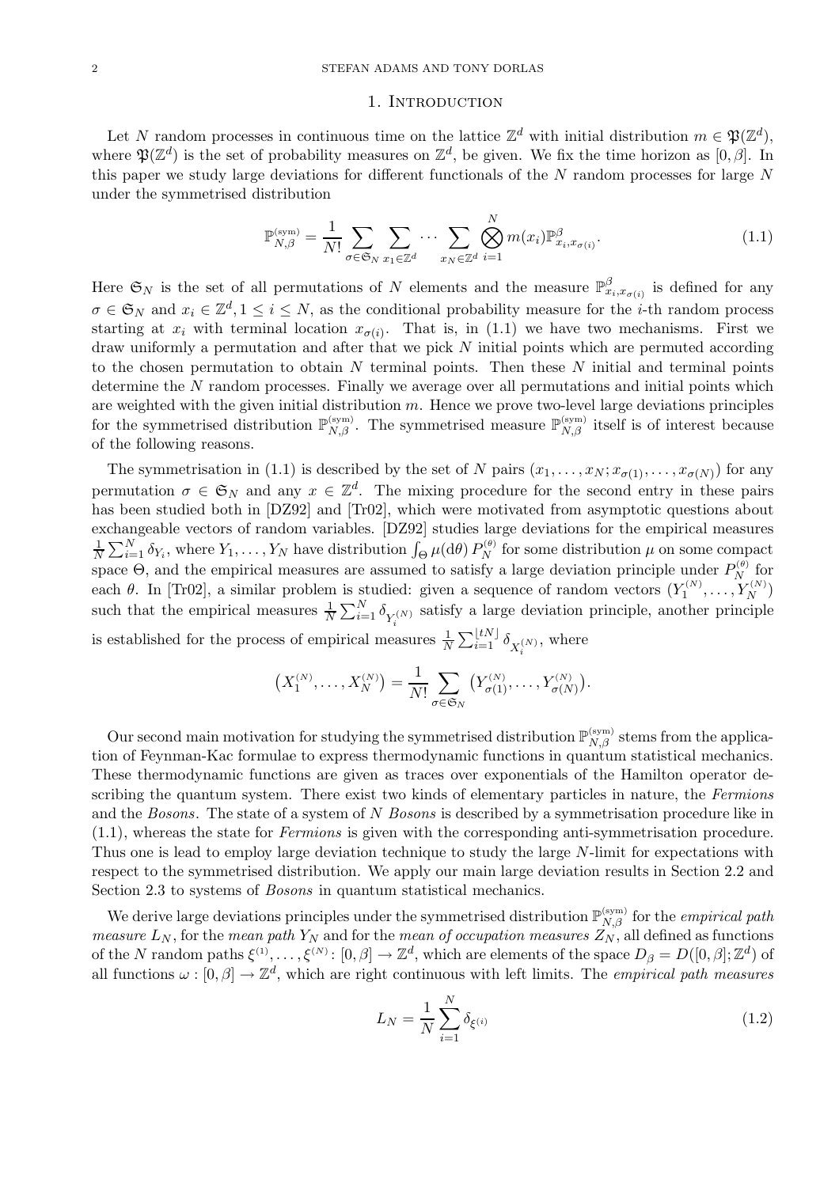## 1. Introduction

Let $N$ random processes in continuous time on the lattice $\mathbb{Z}^d$ with initial distribution $m \in \mathfrak{P}(\mathbb{Z}^d)$, where $\mathfrak{P}(\mathbb{Z}^d)$ is the set of probability measures on $\mathbb{Z}^d$, be given. We fix the time horizon as $[0,\beta]$. In this paper we study large deviations for different functionals of the $N$ random processes for large $N$ under the symmetrised distribution

$$\mathbb{P}^{(\mathrm{sym})}_{N,\beta} = \frac{1}{N!}\sum_{\sigma\in\mathfrak{S}_N}\sum_{x_1\in\mathbb{Z}^d}\cdots\sum_{x_N\in\mathbb{Z}^d}\bigotimes_{i=1}^N m(x_i)\mathbb{P}^{\beta}_{x_i,x_{\sigma(i)}}. \tag{1.1}$$

Here $\mathfrak{S}_N$ is the set of all permutations of $N$ elements and the measure $\mathbb{P}^{\beta}_{x_i,x_{\sigma(i)}}$ is defined for any $\sigma\in\mathfrak{S}_N$ and $x_i\in\mathbb{Z}^d, 1\le i\le N$, as the conditional probability measure for the $i$-th random process starting at $x_i$ with terminal location $x_{\sigma(i)}$. That is, in (1.1) we have two mechanisms. First we draw uniformly a permutation and after that we pick $N$ initial points which are permuted according to the chosen permutation to obtain $N$ terminal points. Then these $N$ initial and terminal points determine the $N$ random processes. Finally we average over all permutations and initial points which are weighted with the given initial distribution $m$. Hence we prove two-level large deviations principles for the symmetrised distribution $\mathbb{P}^{(\mathrm{sym})}_{N,\beta}$. The symmetrised measure $\mathbb{P}^{(\mathrm{sym})}_{N,\beta}$ itself is of interest because of the following reasons.

The symmetrisation in (1.1) is described by the set of $N$ pairs $(x_1,\dots,x_N;x_{\sigma(1)},\dots,x_{\sigma(N)})$ for any permutation $\sigma\in\mathfrak{S}_N$ and any $x\in\mathbb{Z}^d$. The mixing procedure for the second entry in these pairs has been studied both in [DZ92] and [Tr02], which were motivated from asymptotic questions about exchangeable vectors of random variables. [DZ92] studies large deviations for the empirical measures $\frac{1}{N}\sum_{i=1}^N\delta_{Y_i}$, where $Y_1,\dots,Y_N$ have distribution $\int_\Theta \mu(\mathrm{d}\theta)\,P_N^{(\theta)}$ for some distribution $\mu$ on some compact space $\Theta$, and the empirical measures are assumed to satisfy a large deviation principle under $P_N^{(\theta)}$ for each $\theta$. In [Tr02], a similar problem is studied: given a sequence of random vectors $(Y_1^{(N)},\dots,Y_N^{(N)})$ such that the empirical measures $\frac{1}{N}\sum_{i=1}^N\delta_{Y_i^{(N)}}$ satisfy a large deviation principle, another principle is established for the process of empirical measures $\frac{1}{N}\sum_{i=1}^{\lfloor tN\rfloor}\delta_{X_i^{(N)}}$, where

$$\big(X_1^{(N)},\dots,X_N^{(N)}\big)=\frac{1}{N!}\sum_{\sigma\in\mathfrak{S}_N}\big(Y_{\sigma(1)}^{(N)},\dots,Y_{\sigma(N)}^{(N)}\big).$$

Our second main motivation for studying the symmetrised distribution $\mathbb{P}^{(\mathrm{sym})}_{N,\beta}$ stems from the application of Feynman-Kac formulae to express thermodynamic functions in quantum statistical mechanics. These thermodynamic functions are given as traces over exponentials of the Hamilton operator describing the quantum system. There exist two kinds of elementary particles in nature, the *Fermions* and the *Bosons*. The state of a system of $N$ *Bosons* is described by a symmetrisation procedure like in (1.1), whereas the state for *Fermions* is given with the corresponding anti-symmetrisation procedure. Thus one is lead to employ large deviation technique to study the large $N$-limit for expectations with respect to the symmetrised distribution. We apply our main large deviation results in Section 2.2 and Section 2.3 to systems of *Bosons* in quantum statistical mechanics.

We derive large deviations principles under the symmetrised distribution $\mathbb{P}^{(\mathrm{sym})}_{N,\beta}$ for the *empirical path measure* $L_N$, for the *mean path* $Y_N$ and for the *mean of occupation measures* $Z_N$, all defined as functions of the $N$ random paths $\xi^{(1)},\dots,\xi^{(N)}\colon[0,\beta]\to\mathbb{Z}^d$, which are elements of the space $D_\beta=D([0,\beta];\mathbb{Z}^d)$ of all functions $\omega:[0,\beta]\to\mathbb{Z}^d$, which are right continuous with left limits. The *empirical path measures*

$$L_N=\frac{1}{N}\sum_{i=1}^N\delta_{\xi^{(i)}} \tag{1.2}$$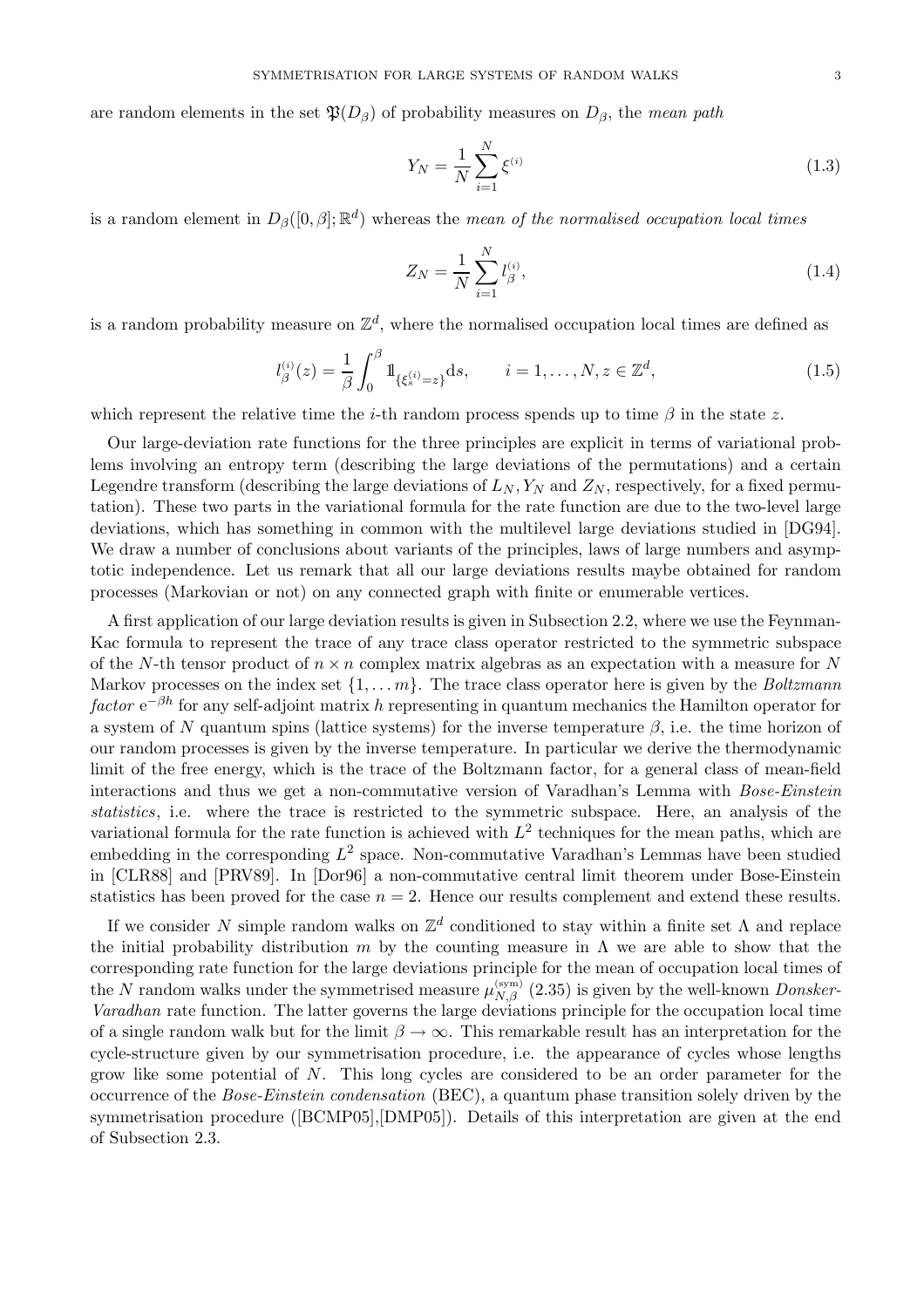are random elements in the set $\mathfrak{P}(D_\beta)$ of probability measures on $D_\beta$, the *mean path*

$$Y_N = \frac{1}{N}\sum_{i=1}^N \xi^{(i)} \tag{1.3}$$

is a random element in $D_\beta([0,\beta];\mathbb{R}^d)$ whereas the *mean of the normalised occupation local times*

$$Z_N = \frac{1}{N}\sum_{i=1}^N l_\beta^{(i)}, \tag{1.4}$$

is a random probability measure on $\mathbb{Z}^d$, where the normalised occupation local times are defined as

$$l_\beta^{(i)}(z) = \frac{1}{\beta}\int_0^\beta 1\!\!1_{\{\xi_s^{(i)}=z\}}\mathrm{d}s, \qquad i=1,\dots,N, z\in\mathbb{Z}^d, \tag{1.5}$$

which represent the relative time the $i$-th random process spends up to time $\beta$ in the state $z$.

Our large-deviation rate functions for the three principles are explicit in terms of variational problems involving an entropy term (describing the large deviations of the permutations) and a certain Legendre transform (describing the large deviations of $L_N, Y_N$ and $Z_N$, respectively, for a fixed permutation). These two parts in the variational formula for the rate function are due to the two-level large deviations, which has something in common with the multilevel large deviations studied in [DG94]. We draw a number of conclusions about variants of the principles, laws of large numbers and asymptotic independence. Let us remark that all our large deviations results maybe obtained for random processes (Markovian or not) on any connected graph with finite or enumerable vertices.

A first application of our large deviation results is given in Subsection 2.2, where we use the Feynman-Kac formula to represent the trace of any trace class operator restricted to the symmetric subspace of the $N$-th tensor product of $n\times n$ complex matrix algebras as an expectation with a measure for $N$ Markov processes on the index set $\{1,\dots m\}$. The trace class operator here is given by the *Boltzmann factor* $\mathrm{e}^{-\beta h}$ for any self-adjoint matrix $h$ representing in quantum mechanics the Hamilton operator for a system of $N$ quantum spins (lattice systems) for the inverse temperature $\beta$, i.e. the time horizon of our random processes is given by the inverse temperature. In particular we derive the thermodynamic limit of the free energy, which is the trace of the Boltzmann factor, for a general class of mean-field interactions and thus we get a non-commutative version of Varadhan's Lemma with *Bose-Einstein statistics*, i.e. where the trace is restricted to the symmetric subspace. Here, an analysis of the variational formula for the rate function is achieved with $L^2$ techniques for the mean paths, which are embedding in the corresponding $L^2$ space. Non-commutative Varadhan's Lemmas have been studied in [CLR88] and [PRV89]. In [Dor96] a non-commutative central limit theorem under Bose-Einstein statistics has been proved for the case $n=2$. Hence our results complement and extend these results.

If we consider $N$ simple random walks on $\mathbb{Z}^d$ conditioned to stay within a finite set $\Lambda$ and replace the initial probability distribution $m$ by the counting measure in $\Lambda$ we are able to show that the corresponding rate function for the large deviations principle for the mean of occupation local times of the $N$ random walks under the symmetrised measure $\mu_{N,\beta}^{(\mathrm{sym})}$ (2.35) is given by the well-known *Donsker-Varadhan* rate function. The latter governs the large deviations principle for the occupation local time of a single random walk but for the limit $\beta\to\infty$. This remarkable result has an interpretation for the cycle-structure given by our symmetrisation procedure, i.e. the appearance of cycles whose lengths grow like some potential of $N$. This long cycles are considered to be an order parameter for the occurrence of the *Bose-Einstein condensation* (BEC), a quantum phase transition solely driven by the symmetrisation procedure ([BCMP05],[DMP05]). Details of this interpretation are given at the end of Subsection 2.3.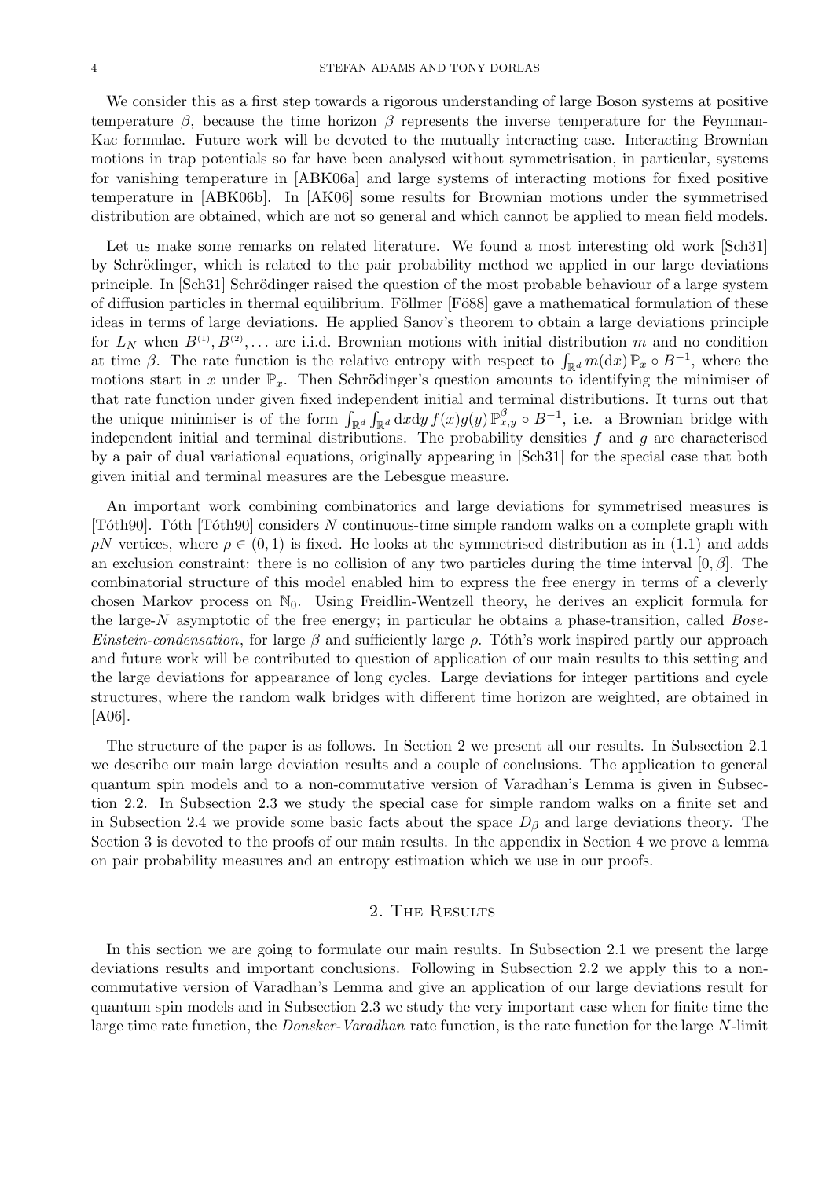We consider this as a first step towards a rigorous understanding of large Boson systems at positive temperature $\beta$, because the time horizon $\beta$ represents the inverse temperature for the Feynman-Kac formulae. Future work will be devoted to the mutually interacting case. Interacting Brownian motions in trap potentials so far have been analysed without symmetrisation, in particular, systems for vanishing temperature in [ABK06a] and large systems of interacting motions for fixed positive temperature in [ABK06b]. In [AK06] some results for Brownian motions under the symmetrised distribution are obtained, which are not so general and which cannot be applied to mean field models.

Let us make some remarks on related literature. We found a most interesting old work [Sch31] by Schrödinger, which is related to the pair probability method we applied in our large deviations principle. In [Sch31] Schrödinger raised the question of the most probable behaviour of a large system of diffusion particles in thermal equilibrium. Föllmer [Fö88] gave a mathematical formulation of these ideas in terms of large deviations. He applied Sanov's theorem to obtain a large deviations principle for $L_N$ when $B^{(1)}, B^{(2)}, \dots$ are i.i.d. Brownian motions with initial distribution $m$ and no condition at time $\beta$. The rate function is the relative entropy with respect to $\int_{\mathbb{R}^d} m(\mathrm{d}x)\, \mathbb{P}_x \circ B^{-1}$, where the motions start in $x$ under $\mathbb{P}_x$. Then Schrödinger's question amounts to identifying the minimiser of that rate function under given fixed independent initial and terminal distributions. It turns out that the unique minimiser is of the form $\int_{\mathbb{R}^d}\int_{\mathbb{R}^d} \mathrm{d}x\mathrm{d}y\, f(x)g(y)\, \mathbb{P}^{\beta}_{x,y} \circ B^{-1}$, i.e. a Brownian bridge with independent initial and terminal distributions. The probability densities $f$ and $g$ are characterised by a pair of dual variational equations, originally appearing in [Sch31] for the special case that both given initial and terminal measures are the Lebesgue measure.

An important work combining combinatorics and large deviations for symmetrised measures is [Tóth90]. Tóth [Tóth90] considers $N$ continuous-time simple random walks on a complete graph with $\rho N$ vertices, where $\rho \in (0,1)$ is fixed. He looks at the symmetrised distribution as in (1.1) and adds an exclusion constraint: there is no collision of any two particles during the time interval $[0,\beta]$. The combinatorial structure of this model enabled him to express the free energy in terms of a cleverly chosen Markov process on $\mathbb{N}_0$. Using Freidlin-Wentzell theory, he derives an explicit formula for the large-$N$ asymptotic of the free energy; in particular he obtains a phase-transition, called *Bose-Einstein-condensation*, for large $\beta$ and sufficiently large $\rho$. Tóth's work inspired partly our approach and future work will be contributed to question of application of our main results to this setting and the large deviations for appearance of long cycles. Large deviations for integer partitions and cycle structures, where the random walk bridges with different time horizon are weighted, are obtained in [A06].

The structure of the paper is as follows. In Section 2 we present all our results. In Subsection 2.1 we describe our main large deviation results and a couple of conclusions. The application to general quantum spin models and to a non-commutative version of Varadhan's Lemma is given in Subsection 2.2. In Subsection 2.3 we study the special case for simple random walks on a finite set and in Subsection 2.4 we provide some basic facts about the space $D_\beta$ and large deviations theory. The Section 3 is devoted to the proofs of our main results. In the appendix in Section 4 we prove a lemma on pair probability measures and an entropy estimation which we use in our proofs.

## 2. The Results

In this section we are going to formulate our main results. In Subsection 2.1 we present the large deviations results and important conclusions. Following in Subsection 2.2 we apply this to a non-commutative version of Varadhan's Lemma and give an application of our large deviations result for quantum spin models and in Subsection 2.3 we study the very important case when for finite time the large time rate function, the *Donsker-Varadhan* rate function, is the rate function for the large $N$-limit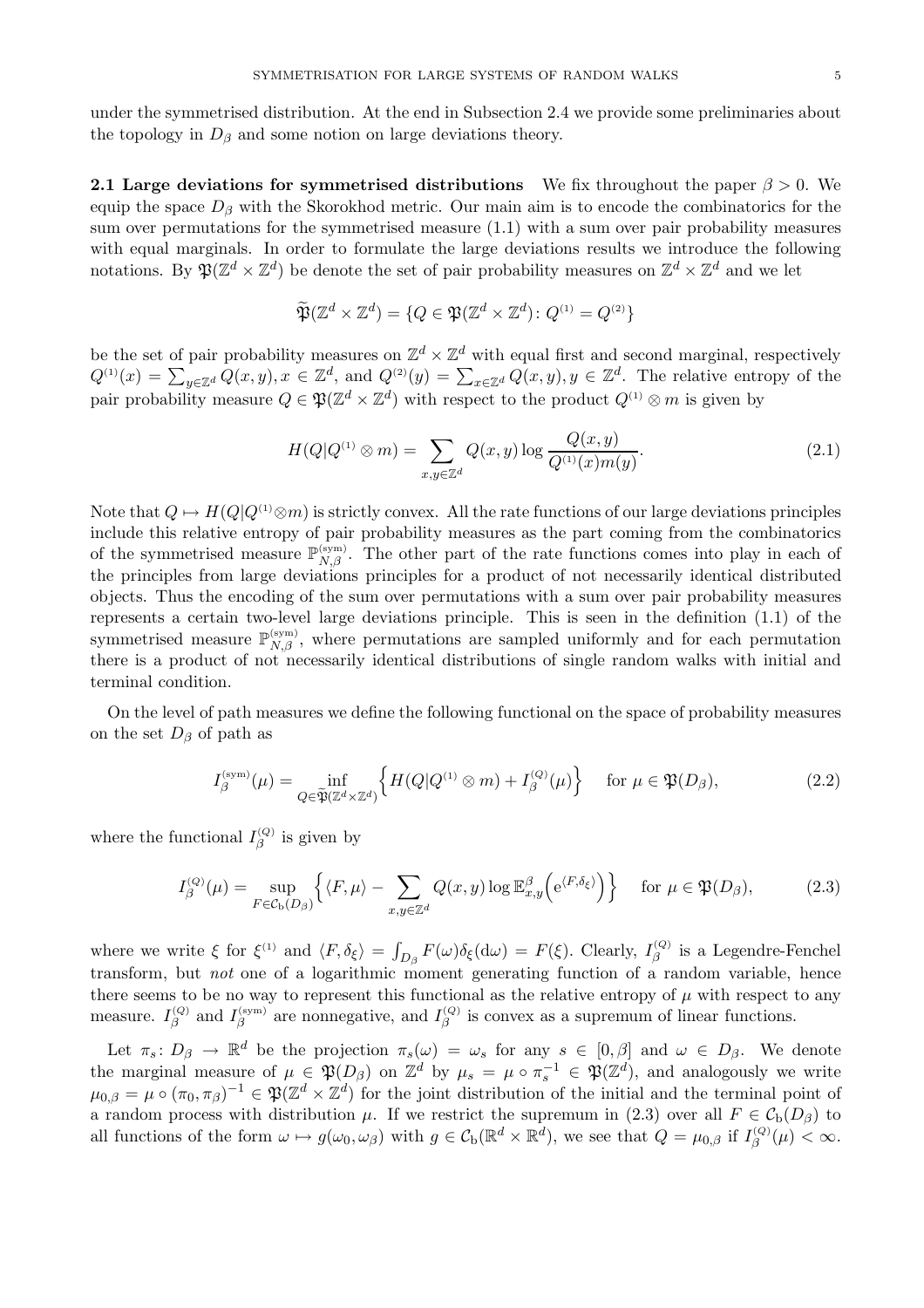under the symmetrised distribution. At the end in Subsection 2.4 we provide some preliminaries about the topology in $D_\beta$ and some notion on large deviations theory.

**2.1 Large deviations for symmetrised distributions** We fix throughout the paper $\beta > 0$. We equip the space $D_\beta$ with the Skorokhod metric. Our main aim is to encode the combinatorics for the sum over permutations for the symmetrised measure (1.1) with a sum over pair probability measures with equal marginals. In order to formulate the large deviations results we introduce the following notations. By $\mathfrak{P}(\mathbb{Z}^d \times \mathbb{Z}^d)$ be denote the set of pair probability measures on $\mathbb{Z}^d \times \mathbb{Z}^d$ and we let

$$\widetilde{\mathfrak{P}}(\mathbb{Z}^d \times \mathbb{Z}^d) = \{Q \in \mathfrak{P}(\mathbb{Z}^d \times \mathbb{Z}^d) \colon Q^{(1)} = Q^{(2)}\}$$

be the set of pair probability measures on $\mathbb{Z}^d \times \mathbb{Z}^d$ with equal first and second marginal, respectively $Q^{(1)}(x) = \sum_{y \in \mathbb{Z}^d} Q(x,y), x \in \mathbb{Z}^d$, and $Q^{(2)}(y) = \sum_{x \in \mathbb{Z}^d} Q(x,y), y \in \mathbb{Z}^d$. The relative entropy of the pair probability measure $Q \in \mathfrak{P}(\mathbb{Z}^d \times \mathbb{Z}^d)$ with respect to the product $Q^{(1)} \otimes m$ is given by

$$H(Q|Q^{(1)} \otimes m) = \sum_{x,y \in \mathbb{Z}^d} Q(x,y) \log \frac{Q(x,y)}{Q^{(1)}(x) m(y)}. \tag{2.1}$$

Note that $Q \mapsto H(Q|Q^{(1)} \otimes m)$ is strictly convex. All the rate functions of our large deviations principles include this relative entropy of pair probability measures as the part coming from the combinatorics of the symmetrised measure $\mathbb{P}^{(\text{sym})}_{N,\beta}$. The other part of the rate functions comes into play in each of the principles from large deviations principles for a product of not necessarily identical distributed objects. Thus the encoding of the sum over permutations with a sum over pair probability measures represents a certain two-level large deviations principle. This is seen in the definition (1.1) of the symmetrised measure $\mathbb{P}^{(\text{sym})}_{N,\beta}$, where permutations are sampled uniformly and for each permutation there is a product of not necessarily identical distributions of single random walks with initial and terminal condition.

On the level of path measures we define the following functional on the space of probability measures on the set $D_\beta$ of path as

$$I^{(\text{sym})}_\beta(\mu) = \inf_{Q \in \widetilde{\mathfrak{P}}(\mathbb{Z}^d \times \mathbb{Z}^d)} \Big\{ H(Q|Q^{(1)} \otimes m) + I^{(Q)}_\beta(\mu) \Big\} \quad \text{ for } \mu \in \mathfrak{P}(D_\beta), \tag{2.2}$$

where the functional $I^{(Q)}_\beta$ is given by

$$I^{(Q)}_\beta(\mu) = \sup_{F \in \mathcal{C}_{\rm b}(D_\beta)} \Big\{ \langle F, \mu \rangle - \sum_{x,y \in \mathbb{Z}^d} Q(x,y) \log \mathbb{E}^\beta_{x,y}\Big( {\rm e}^{\langle F, \delta_\xi \rangle} \Big) \Big\} \quad \text{ for } \mu \in \mathfrak{P}(D_\beta), \tag{2.3}$$

where we write $\xi$ for $\xi^{(1)}$ and $\langle F, \delta_\xi \rangle = \int_{D_\beta} F(\omega) \delta_\xi({\rm d}\omega) = F(\xi)$. Clearly, $I^{(Q)}_\beta$ is a Legendre-Fenchel transform, but *not* one of a logarithmic moment generating function of a random variable, hence there seems to be no way to represent this functional as the relative entropy of $\mu$ with respect to any measure. $I^{(Q)}_\beta$ and $I^{(\text{sym})}_\beta$ are nonnegative, and $I^{(Q)}_\beta$ is convex as a supremum of linear functions.

Let $\pi_s \colon D_\beta \to \mathbb{R}^d$ be the projection $\pi_s(\omega) = \omega_s$ for any $s \in [0,\beta]$ and $\omega \in D_\beta$. We denote the marginal measure of $\mu \in \mathfrak{P}(D_\beta)$ on $\mathbb{Z}^d$ by $\mu_s = \mu \circ \pi_s^{-1} \in \mathfrak{P}(\mathbb{Z}^d)$, and analogously we write $\mu_{0,\beta} = \mu \circ (\pi_0, \pi_\beta)^{-1} \in \mathfrak{P}(\mathbb{Z}^d \times \mathbb{Z}^d)$ for the joint distribution of the initial and the terminal point of a random process with distribution $\mu$. If we restrict the supremum in (2.3) over all $F \in \mathcal{C}_{\rm b}(D_\beta)$ to all functions of the form $\omega \mapsto g(\omega_0, \omega_\beta)$ with $g \in \mathcal{C}_{\rm b}(\mathbb{R}^d \times \mathbb{R}^d)$, we see that $Q = \mu_{0,\beta}$ if $I^{(Q)}_\beta(\mu) < \infty$.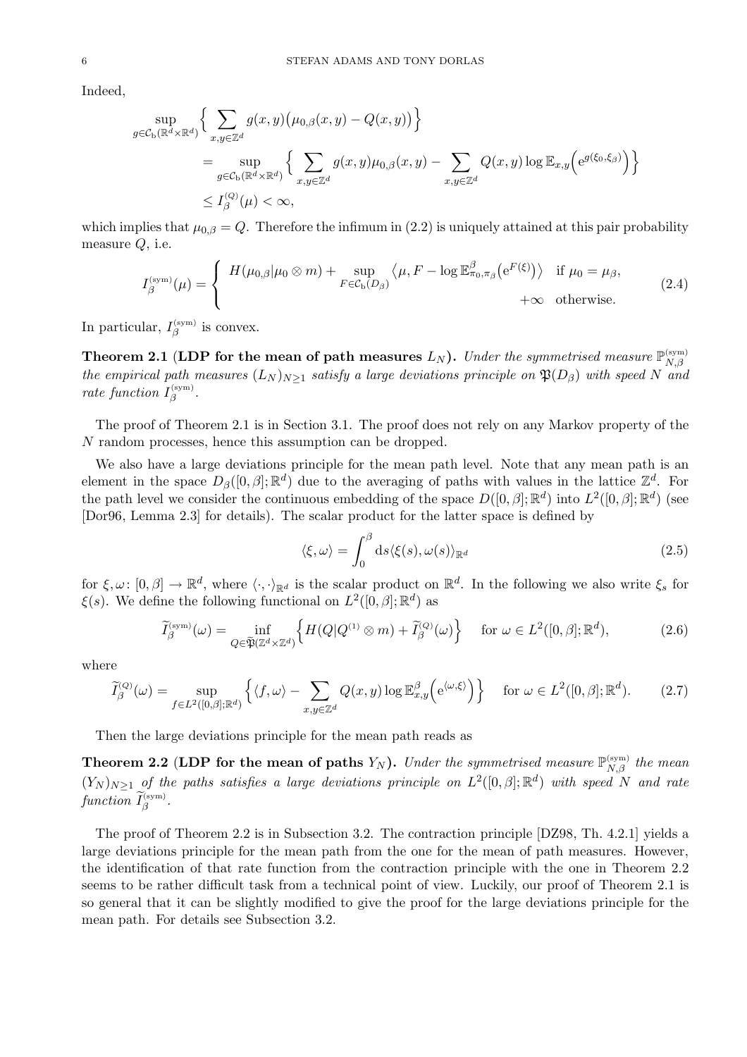Indeed,

$$
\begin{aligned}
\sup_{g\in\mathcal{C}_{\mathrm{b}}(\mathbb{R}^d\times\mathbb{R}^d)} & \Big\{\sum_{x,y\in\mathbb{Z}^d} g(x,y)\big(\mu_{0,\beta}(x,y)-Q(x,y)\big)\Big\} \\
&= \sup_{g\in\mathcal{C}_{\mathrm{b}}(\mathbb{R}^d\times\mathbb{R}^d)} \Big\{\sum_{x,y\in\mathbb{Z}^d} g(x,y)\mu_{0,\beta}(x,y) - \sum_{x,y\in\mathbb{Z}^d} Q(x,y)\log\mathbb{E}_{x,y}\Big(\mathrm{e}^{g(\xi_0,\xi_\beta)}\Big)\Big\} \\
&\le I_\beta^{(Q)}(\mu)<\infty,
\end{aligned}
$$

which implies that $\mu_{0,\beta}=Q$. Therefore the infimum in (2.2) is uniquely attained at this pair probability measure $Q$, i.e.

$$
I_\beta^{(\mathrm{sym})}(\mu)=\begin{cases} H(\mu_{0,\beta}|\mu_0\otimes m)+\sup\limits_{F\in\mathcal{C}_{\mathrm{b}}(D_\beta)}\big\langle\mu,F-\log\mathbb{E}^\beta_{\pi_0,\pi_\beta}\big(\mathrm{e}^{F(\xi)}\big)\big\rangle & \text{if } \mu_0=\mu_\beta, \\ +\infty & \text{otherwise.}\end{cases} \tag{2.4}
$$

In particular, $I_\beta^{(\mathrm{sym})}$ is convex.

**Theorem 2.1 (LDP for the mean of path measures $L_N$).** *Under the symmetrised measure $\mathbb{P}_{N,\beta}^{(\mathrm{sym})}$ the empirical path measures $(L_N)_{N\ge1}$ satisfy a large deviations principle on $\mathfrak{P}(D_\beta)$ with speed $N$ and rate function $I_\beta^{(\mathrm{sym})}$.*

The proof of Theorem 2.1 is in Section 3.1. The proof does not rely on any Markov property of the $N$ random processes, hence this assumption can be dropped.

We also have a large deviations principle for the mean path level. Note that any mean path is an element in the space $D_\beta([0,\beta];\mathbb{R}^d)$ due to the averaging of paths with values in the lattice $\mathbb{Z}^d$. For the path level we consider the continuous embedding of the space $D([0,\beta];\mathbb{R}^d)$ into $L^2([0,\beta];\mathbb{R}^d)$ (see [Dor96, Lemma 2.3] for details). The scalar product for the latter space is defined by

$$
\langle\xi,\omega\rangle=\int_0^\beta \mathrm{d}s\langle\xi(s),\omega(s)\rangle_{\mathbb{R}^d} \tag{2.5}
$$

for $\xi,\omega\colon[0,\beta]\to\mathbb{R}^d$, where $\langle\cdot,\cdot\rangle_{\mathbb{R}^d}$ is the scalar product on $\mathbb{R}^d$. In the following we also write $\xi_s$ for $\xi(s)$. We define the following functional on $L^2([0,\beta];\mathbb{R}^d)$ as

$$
\widetilde{I}_\beta^{(\mathrm{sym})}(\omega)=\inf_{Q\in\widetilde{\mathfrak{P}}(\mathbb{Z}^d\times\mathbb{Z}^d)}\Big\{H(Q|Q^{(1)}\otimes m)+\widetilde{I}_\beta^{(Q)}(\omega)\Big\}\qquad\text{for }\omega\in L^2([0,\beta];\mathbb{R}^d), \tag{2.6}
$$

where

$$
\widetilde{I}_\beta^{(Q)}(\omega)=\sup_{f\in L^2([0,\beta];\mathbb{R}^d)}\Big\{\langle f,\omega\rangle-\sum_{x,y\in\mathbb{Z}^d}Q(x,y)\log\mathbb{E}^\beta_{x,y}\Big(\mathrm{e}^{\langle\omega,\xi\rangle}\Big)\Big\}\qquad\text{for }\omega\in L^2([0,\beta];\mathbb{R}^d). \tag{2.7}
$$

Then the large deviations principle for the mean path reads as

**Theorem 2.2 (LDP for the mean of paths $Y_N$).** *Under the symmetrised measure $\mathbb{P}_{N,\beta}^{(\mathrm{sym})}$ the mean $(Y_N)_{N\ge1}$ of the paths satisfies a large deviations principle on $L^2([0,\beta];\mathbb{R}^d)$ with speed $N$ and rate function $\widetilde{I}_\beta^{(\mathrm{sym})}$.*

The proof of Theorem 2.2 is in Subsection 3.2. The contraction principle [DZ98, Th. 4.2.1] yields a large deviations principle for the mean path from the one for the mean of path measures. However, the identification of that rate function from the contraction principle with the one in Theorem 2.2 seems to be rather difficult task from a technical point of view. Luckily, our proof of Theorem 2.1 is so general that it can be slightly modified to give the proof for the large deviations principle for the mean path. For details see Subsection 3.2.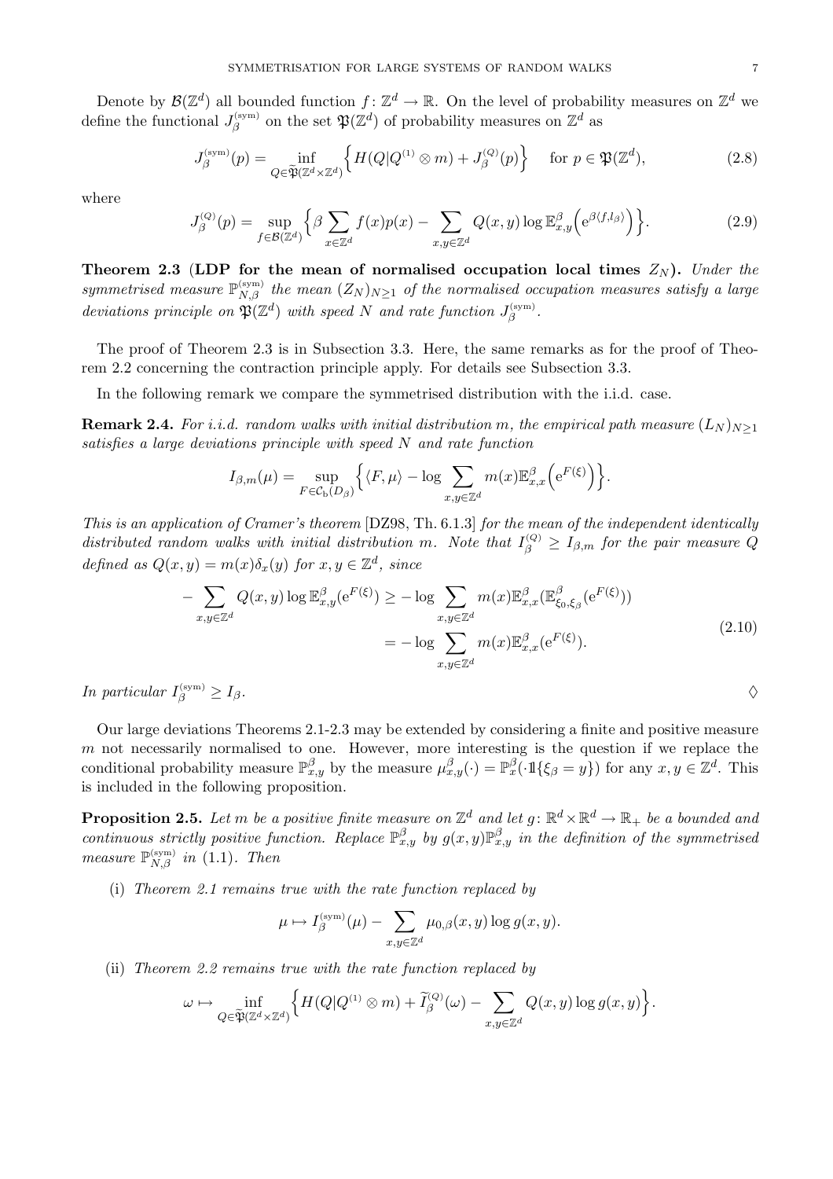Denote by $\mathcal{B}(\mathbb{Z}^d)$ all bounded function $f\colon \mathbb{Z}^d \to \mathbb{R}$. On the level of probability measures on $\mathbb{Z}^d$ we define the functional $J_\beta^{\rm (sym)}$ on the set $\mathfrak{P}(\mathbb{Z}^d)$ of probability measures on $\mathbb{Z}^d$ as

$$J_\beta^{\rm (sym)}(p) = \inf_{Q\in\widetilde{\mathfrak{P}}(\mathbb{Z}^d\times\mathbb{Z}^d)}\Big\{H(Q|Q^{(1)}\otimes m) + J_\beta^{(Q)}(p)\Big\} \quad \text{for } p\in\mathfrak{P}(\mathbb{Z}^d), \tag{2.8}$$

where

$$J_\beta^{(Q)}(p) = \sup_{f\in\mathcal{B}(\mathbb{Z}^d)}\Big\{\beta\sum_{x\in\mathbb{Z}^d} f(x)p(x) - \sum_{x,y\in\mathbb{Z}^d} Q(x,y)\log\mathbb{E}_{x,y}^\beta\Big({\rm e}^{\beta\langle f,l_\beta\rangle}\Big)\Big\}. \tag{2.9}$$

**Theorem 2.3 (LDP for the mean of normalised occupation local times $Z_N$).** *Under the symmetrised measure $\mathbb{P}_{N,\beta}^{\rm (sym)}$ the mean $(Z_N)_{N\ge1}$ of the normalised occupation measures satisfy a large deviations principle on $\mathfrak{P}(\mathbb{Z}^d)$ with speed $N$ and rate function $J_\beta^{\rm (sym)}$.*

The proof of Theorem 2.3 is in Subsection 3.3. Here, the same remarks as for the proof of Theorem 2.2 concerning the contraction principle apply. For details see Subsection 3.3.

In the following remark we compare the symmetrised distribution with the i.i.d. case.

**Remark 2.4.** *For i.i.d. random walks with initial distribution $m$, the empirical path measure $(L_N)_{N\ge1}$ satisfies a large deviations principle with speed $N$ and rate function*

$$I_{\beta,m}(\mu) = \sup_{F\in\mathcal{C}_{\rm b}(D_\beta)}\Big\{\langle F,\mu\rangle - \log\sum_{x,y\in\mathbb{Z}^d} m(x)\mathbb{E}_{x,x}^\beta\Big({\rm e}^{F(\xi)}\Big)\Big\}.$$

*This is an application of Cramer's theorem* [DZ98, Th. 6.1.3] *for the mean of the independent identically distributed random walks with initial distribution $m$. Note that $I_\beta^{(Q)} \ge I_{\beta,m}$ for the pair measure $Q$ defined as $Q(x,y) = m(x)\delta_x(y)$ for $x,y\in\mathbb{Z}^d$, since*

$$\begin{aligned} -\sum_{x,y\in\mathbb{Z}^d} Q(x,y)\log\mathbb{E}_{x,y}^\beta({\rm e}^{F(\xi)}) &\ge -\log\sum_{x,y\in\mathbb{Z}^d} m(x)\mathbb{E}_{x,x}^\beta(\mathbb{E}_{\xi_0,\xi_\beta}^\beta({\rm e}^{F(\xi)}))\\ &= -\log\sum_{x,y\in\mathbb{Z}^d} m(x)\mathbb{E}_{x,x}^\beta({\rm e}^{F(\xi)}). \end{aligned} \tag{2.10}$$

*In particular $I_\beta^{\rm (sym)} \ge I_\beta$.* $\diamondsuit$

Our large deviations Theorems 2.1-2.3 may be extended by considering a finite and positive measure $m$ not necessarily normalised to one. However, more interesting is the question if we replace the conditional probability measure $\mathbb{P}_{x,y}^\beta$ by the measure $\mu_{x,y}^\beta(\cdot) = \mathbb{P}_x^\beta(\cdot\,1\!\!1\{\xi_\beta = y\})$ for any $x,y\in\mathbb{Z}^d$. This is included in the following proposition.

**Proposition 2.5.** *Let $m$ be a positive finite measure on $\mathbb{Z}^d$ and let $g\colon \mathbb{R}^d\times\mathbb{R}^d\to\mathbb{R}_+$ be a bounded and continuous strictly positive function. Replace $\mathbb{P}_{x,y}^\beta$ by $g(x,y)\mathbb{P}_{x,y}^\beta$ in the definition of the symmetrised measure $\mathbb{P}_{N,\beta}^{\rm (sym)}$ in (1.1). Then*

(i) *Theorem 2.1 remains true with the rate function replaced by*

$$\mu\mapsto I_\beta^{\rm (sym)}(\mu) - \sum_{x,y\in\mathbb{Z}^d}\mu_{0,\beta}(x,y)\log g(x,y).$$

(ii) *Theorem 2.2 remains true with the rate function replaced by*

$$\omega\mapsto \inf_{Q\in\widetilde{\mathfrak{P}}(\mathbb{Z}^d\times\mathbb{Z}^d)}\Big\{H(Q|Q^{(1)}\otimes m) + \widetilde{I}_\beta^{(Q)}(\omega) - \sum_{x,y\in\mathbb{Z}^d} Q(x,y)\log g(x,y)\Big\}.$$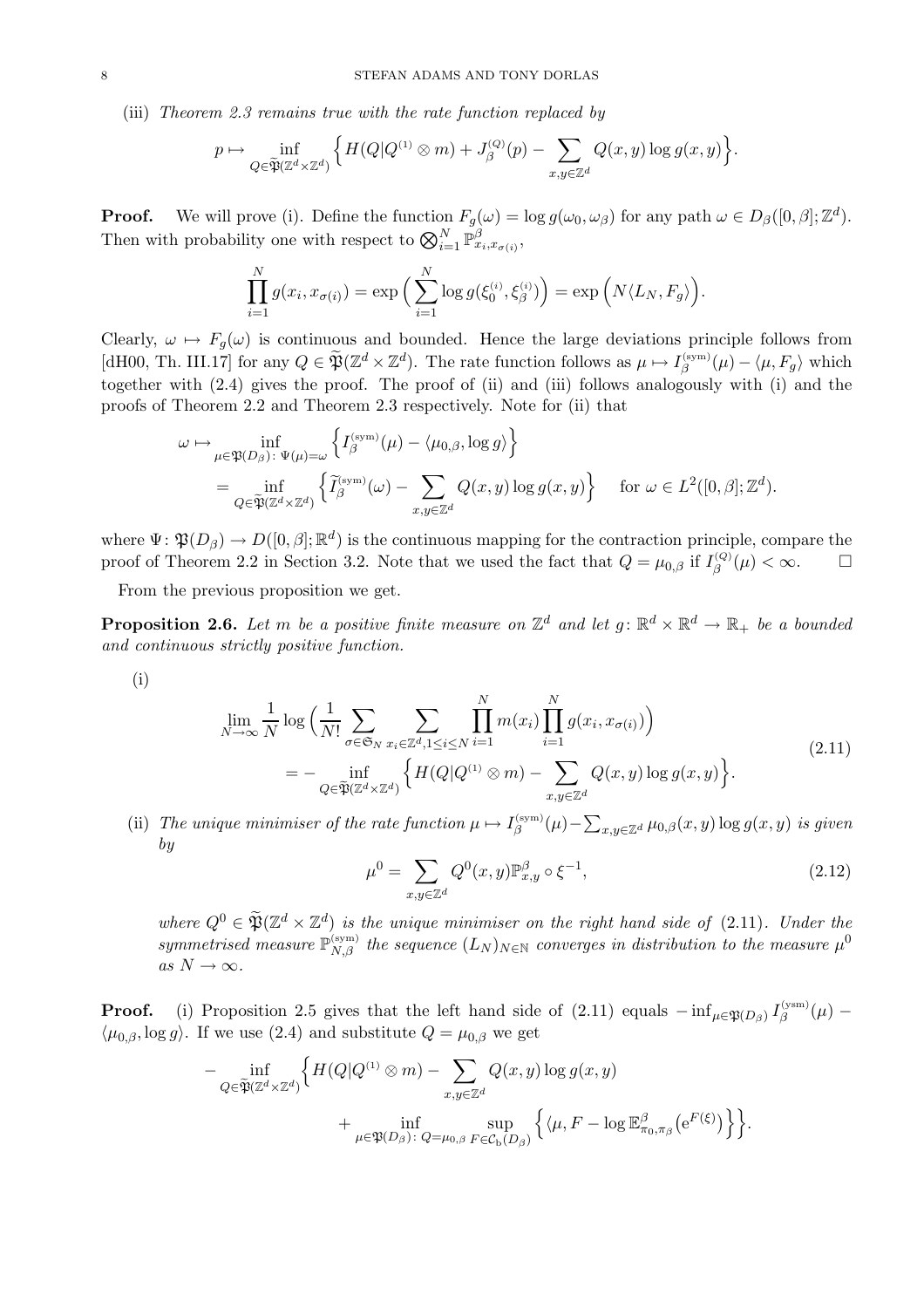(iii) *Theorem 2.3 remains true with the rate function replaced by*

$$p \mapsto \inf_{Q\in\widetilde{\mathfrak{P}}(\mathbb{Z}^d\times\mathbb{Z}^d)} \Big\{ H(Q|Q^{(1)}\otimes m) + J_\beta^{(Q)}(p) - \sum_{x,y\in\mathbb{Z}^d} Q(x,y)\log g(x,y)\Big\}.$$

**Proof.** We will prove (i). Define the function $F_g(\omega) = \log g(\omega_0,\omega_\beta)$ for any path $\omega \in D_\beta([0,\beta];\mathbb{Z}^d)$. Then with probability one with respect to $\bigotimes_{i=1}^N \mathbb{P}^\beta_{x_i,x_{\sigma(i)}}$,

$$\prod_{i=1}^N g(x_i,x_{\sigma(i)}) = \exp\Big(\sum_{i=1}^N \log g(\xi_0^{(i)},\xi_\beta^{(i)})\Big) = \exp\Big(N\langle L_N, F_g\rangle\Big).$$

Clearly, $\omega \mapsto F_g(\omega)$ is continuous and bounded. Hence the large deviations principle follows from [dH00, Th. III.17] for any $Q\in\widetilde{\mathfrak{P}}(\mathbb{Z}^d\times\mathbb{Z}^d)$. The rate function follows as $\mu\mapsto I_\beta^{(\mathrm{sym})}(\mu) - \langle\mu,F_g\rangle$ which together with (2.4) gives the proof. The proof of (ii) and (iii) follows analogously with (i) and the proofs of Theorem 2.2 and Theorem 2.3 respectively. Note for (ii) that

$$\begin{aligned}
\omega \mapsto &\inf_{\mu\in\mathfrak{P}(D_\beta)\colon \Psi(\mu)=\omega} \Big\{ I_\beta^{(\mathrm{sym})}(\mu) - \langle \mu_{0,\beta}, \log g\rangle\Big\} \\
&= \inf_{Q\in\widetilde{\mathfrak{P}}(\mathbb{Z}^d\times\mathbb{Z}^d)} \Big\{ \widetilde{I}_\beta^{(\mathrm{sym})}(\omega) - \sum_{x,y\in\mathbb{Z}^d} Q(x,y)\log g(x,y)\Big\} \quad \text{ for } \omega\in L^2([0,\beta];\mathbb{Z}^d).
\end{aligned}$$

where $\Psi\colon \mathfrak{P}(D_\beta)\to D([0,\beta];\mathbb{R}^d)$ is the continuous mapping for the contraction principle, compare the proof of Theorem 2.2 in Section 3.2. Note that we used the fact that $Q=\mu_{0,\beta}$ if $I_\beta^{(Q)}(\mu)<\infty$. $\square$

From the previous proposition we get.

**Proposition 2.6.** *Let $m$ be a positive finite measure on $\mathbb{Z}^d$ and let $g\colon \mathbb{R}^d\times\mathbb{R}^d\to\mathbb{R}_+$ be a bounded and continuous strictly positive function.*

(i)

$$\begin{aligned}
\lim_{N\to\infty}\frac{1}{N}\log\Big(\frac{1}{N!}\sum_{\sigma\in\mathfrak{S}_N}\sum_{x_i\in\mathbb{Z}^d,1\le i\le N}\prod_{i=1}^N m(x_i)\prod_{i=1}^N g(x_i,x_{\sigma(i)})\Big) \\
= -\inf_{Q\in\widetilde{\mathfrak{P}}(\mathbb{Z}^d\times\mathbb{Z}^d)}\Big\{H(Q|Q^{(1)}\otimes m) - \sum_{x,y\in\mathbb{Z}^d} Q(x,y)\log g(x,y)\Big\}.
\end{aligned} \tag{2.11}$$

(ii) *The unique minimiser of the rate function $\mu\mapsto I_\beta^{(\mathrm{sym})}(\mu) - \sum_{x,y\in\mathbb{Z}^d}\mu_{0,\beta}(x,y)\log g(x,y)$ is given by*

$$\mu^0 = \sum_{x,y\in\mathbb{Z}^d} Q^0(x,y)\mathbb{P}^\beta_{x,y}\circ\xi^{-1}, \tag{2.12}$$

*where $Q^0\in\widetilde{\mathfrak{P}}(\mathbb{Z}^d\times\mathbb{Z}^d)$ is the unique minimiser on the right hand side of (2.11). Under the symmetrised measure $\mathbb{P}_{N,\beta}^{(\mathrm{sym})}$ the sequence $(L_N)_{N\in\mathbb{N}}$ converges in distribution to the measure $\mu^0$ as $N\to\infty$.*

**Proof.** (i) Proposition 2.5 gives that the left hand side of (2.11) equals $-\inf_{\mu\in\mathfrak{P}(D_\beta)} I_\beta^{(\mathrm{ysm})}(\mu) - \langle\mu_{0,\beta},\log g\rangle$. If we use (2.4) and substitute $Q=\mu_{0,\beta}$ we get

$$\begin{aligned}
-\inf_{Q\in\widetilde{\mathfrak{P}}(\mathbb{Z}^d\times\mathbb{Z}^d)}\Big\{ & H(Q|Q^{(1)}\otimes m) - \sum_{x,y\in\mathbb{Z}^d} Q(x,y)\log g(x,y) \\
&+ \inf_{\mu\in\mathfrak{P}(D_\beta)\colon Q=\mu_{0,\beta}}\ \sup_{F\in\mathcal{C}_{\mathrm{b}}(D_\beta)}\Big\{\langle\mu, F - \log\mathbb{E}^\beta_{\pi_0,\pi_\beta}\big(\mathrm{e}^{F(\xi)}\big)\Big\}\Big\}.
\end{aligned}$$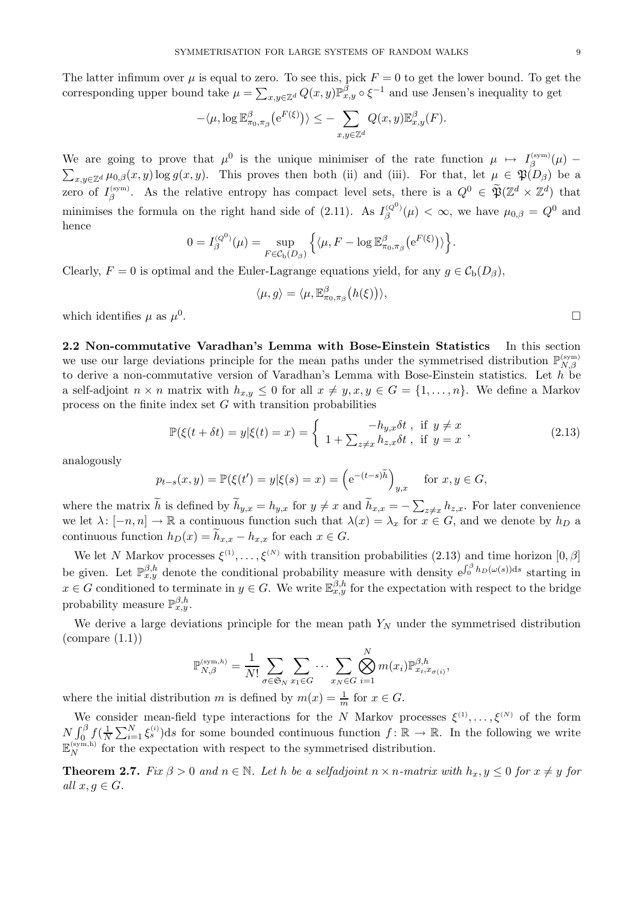The latter infimum over $\mu$ is equal to zero. To see this, pick $F=0$ to get the lower bound. To get the corresponding upper bound take $\mu=\sum_{x,y\in\mathbb{Z}^d} Q(x,y)\mathbb{P}^\beta_{x,y}\circ\xi^{-1}$ and use Jensen's inequality to get

$$
-\langle \mu, \log \mathbb{E}^\beta_{\pi_0,\pi_\beta}\big(\mathrm{e}^{F(\xi)}\big)\rangle \le -\sum_{x,y\in\mathbb{Z}^d} Q(x,y)\mathbb{E}^\beta_{x,y}(F).
$$

We are going to prove that $\mu^0$ is the unique minimiser of the rate function $\mu\mapsto I^{\text{(sym)}}_\beta(\mu)-\sum_{x,y\in\mathbb{Z}^d}\mu_{0,\beta}(x,y)\log g(x,y)$. This proves then both (ii) and (iii). For that, let $\mu\in\mathfrak{P}(D_\beta)$ be a zero of $I^{\text{(sym)}}_\beta$. As the relative entropy has compact level sets, there is a $Q^0\in\widetilde{\mathfrak{P}}(\mathbb{Z}^d\times\mathbb{Z}^d)$ that minimises the formula on the right hand side of (2.11). As $I^{(Q^0)}_\beta(\mu)<\infty$, we have $\mu_{0,\beta}=Q^0$ and hence

$$
0=I^{(Q^0)}_\beta(\mu)=\sup_{F\in\mathcal{C}_{\text{b}}(D_\beta)}\Big\{\langle \mu, F-\log\mathbb{E}^\beta_{\pi_0,\pi_\beta}\big(\mathrm{e}^{F(\xi)}\big)\rangle\Big\}.
$$

Clearly, $F=0$ is optimal and the Euler-Lagrange equations yield, for any $g\in\mathcal{C}_{\text{b}}(D_\beta)$,

$$
\langle \mu, g\rangle = \langle \mu, \mathbb{E}^\beta_{\pi_0,\pi_\beta}\big(h(\xi)\big)\rangle,
$$

which identifies $\mu$ as $\mu^0$. $\square$

**2.2 Non-commutative Varadhan's Lemma with Bose-Einstein Statistics** In this section we use our large deviations principle for the mean paths under the symmetrised distribution $\mathbb{P}^{\text{(sym)}}_{N,\beta}$ to derive a non-commutative version of Varadhan's Lemma with Bose-Einstein statistics. Let $h$ be a self-adjoint $n\times n$ matrix with $h_{x,y}\le 0$ for all $x\neq y, x,y\in G=\{1,\dots,n\}$. We define a Markov process on the finite index set $G$ with transition probabilities

$$
\mathbb{P}(\xi(t+\delta t)=y|\xi(t)=x)=\begin{cases} -h_{y,x}\delta t\,, & \text{if } y\neq x \\ 1+\sum_{z\neq x} h_{z,x}\delta t\,, & \text{if } y=x\end{cases}, \tag{2.13}
$$

analogously

$$
p_{t-s}(x,y)=\mathbb{P}(\xi(t')=y|\xi(s)=x)=\Big(\mathrm{e}^{-(t-s)\widetilde{h}}\Big)_{y,x} \quad \text{for } x,y\in G,
$$

where the matrix $\widetilde{h}$ is defined by $\widetilde{h}_{y,x}=h_{y,x}$ for $y\neq x$ and $\widetilde{h}_{x,x}=-\sum_{z\neq x}h_{z,x}$. For later convenience we let $\lambda\colon[-n,n]\to\mathbb{R}$ a continuous function such that $\lambda(x)=\lambda_x$ for $x\in G$, and we denote by $h_D$ a continuous function $h_D(x)=\widetilde{h}_{x,x}-h_{x,x}$ for each $x\in G$.

We let $N$ Markov processes $\xi^{(1)},\dots,\xi^{(N)}$ with transition probabilities (2.13) and time horizon $[0,\beta]$ be given. Let $\mathbb{P}^{\beta,h}_{x,y}$ denote the conditional probability measure with density $\mathrm{e}^{\int_0^\beta h_D(\omega(s))\mathrm{d}s}$ starting in $x\in G$ conditioned to terminate in $y\in G$. We write $\mathbb{E}^{\beta,h}_{x,y}$ for the expectation with respect to the bridge probability measure $\mathbb{P}^{\beta,h}_{x,y}$.

We derive a large deviations principle for the mean path $Y_N$ under the symmetrised distribution (compare (1.1))

$$
\mathbb{P}^{\text{(sym},h)}_{N,\beta}=\frac{1}{N!}\sum_{\sigma\in\mathfrak{S}_N}\sum_{x_1\in G}\cdots\sum_{x_N\in G}\bigotimes_{i=1}^N m(x_i)\mathbb{P}^{\beta,h}_{x_i,x_{\sigma(i)}},
$$

where the initial distribution $m$ is defined by $m(x)=\frac{1}{m}$ for $x\in G$.

We consider mean-field type interactions for the $N$ Markov processes $\xi^{(1)},\dots,\xi^{(N)}$ of the form $N\int_0^\beta f(\frac{1}{N}\sum_{i=1}^N\xi^{(i)}_s)\mathrm{d}s$ for some bounded continuous function $f\colon\mathbb{R}\to\mathbb{R}$. In the following we write $\mathbb{E}^{\text{(sym,h)}}_N$ for the expectation with respect to the symmetrised distribution.

**Theorem 2.7.** *Fix $\beta>0$ and $n\in\mathbb{N}$. Let $h$ be a selfadjoint $n\times n$-matrix with $h_x,y\le 0$ for $x\neq y$ for all $x,g\in G$.*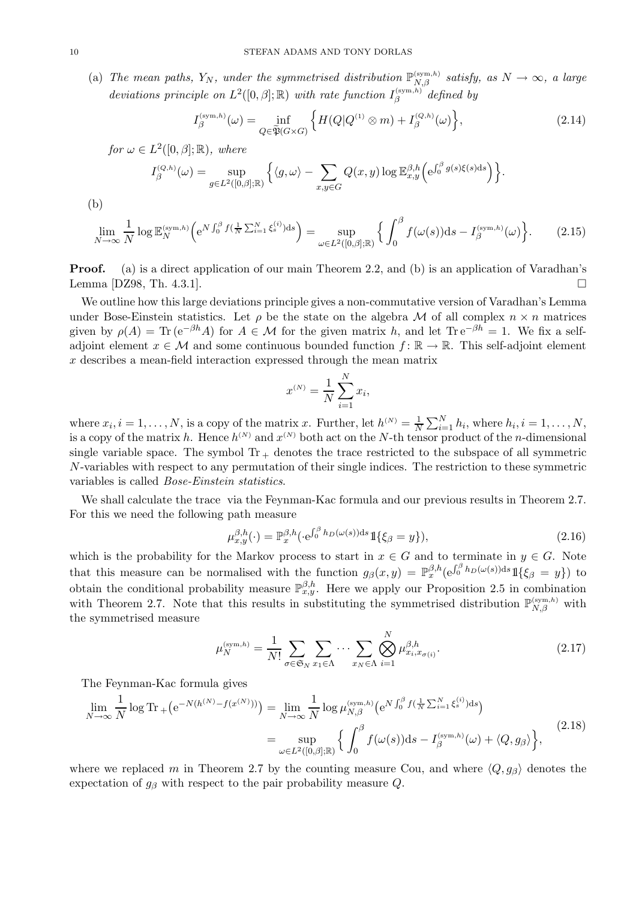(a) *The mean paths, $Y_N$, under the symmetrised distribution $\mathbb{P}_{N,\beta}^{(\text{sym},h)}$ satisfy, as $N \to \infty$, a large deviations principle on $L^2([0,\beta];\mathbb{R})$ with rate function $I_\beta^{(\text{sym},h)}$ defined by*

$$I_\beta^{(\text{sym},h)}(\omega) = \inf_{Q \in \widetilde{\mathfrak{P}}(G\times G)} \Big\{ H(Q|Q^{(1)} \otimes m) + I_\beta^{(Q,h)}(\omega) \Big\}, \tag{2.14}$$

*for $\omega \in L^2([0,\beta];\mathbb{R})$, where*

$$I_\beta^{(Q,h)}(\omega) = \sup_{g \in L^2([0,\beta];\mathbb{R})} \Big\{ \langle g, \omega\rangle - \sum_{x,y\in G} Q(x,y) \log \mathbb{E}_{x,y}^{\beta,h}\Big( \mathrm{e}^{\int_0^\beta g(s)\xi(s)\mathrm{d}s}\Big)\Big\}.$$

(b)

$$\lim_{N\to\infty} \frac{1}{N} \log \mathbb{E}_N^{(\text{sym},h)}\Big( \mathrm{e}^{N\int_0^\beta f(\frac{1}{N}\sum_{i=1}^N \xi_s^{(i)})\mathrm{d}s}\Big) = \sup_{\omega \in L^2([0,\beta];\mathbb{R})} \Big\{ \int_0^\beta f(\omega(s))\mathrm{d}s - I_\beta^{(\text{sym},h)}(\omega)\Big\}. \tag{2.15}$$

**Proof.** (a) is a direct application of our main Theorem 2.2, and (b) is an application of Varadhan's Lemma [DZ98, Th. 4.3.1]. $\square$

We outline how this large deviations principle gives a non-commutative version of Varadhan's Lemma under Bose-Einstein statistics. Let $\rho$ be the state on the algebra $\mathcal{M}$ of all complex $n \times n$ matrices given by $\rho(A) = \mathrm{Tr}\,(\mathrm{e}^{-\beta h}A)$ for $A \in \mathcal{M}$ for the given matrix $h$, and let $\mathrm{Tr}\,\mathrm{e}^{-\beta h} = 1$. We fix a self-adjoint element $x \in \mathcal{M}$ and some continuous bounded function $f\colon \mathbb{R} \to \mathbb{R}$. This self-adjoint element $x$ describes a mean-field interaction expressed through the mean matrix

$$x^{(N)} = \frac{1}{N}\sum_{i=1}^N x_i,$$

where $x_i, i = 1,\dots,N$, is a copy of the matrix $x$. Further, let $h^{(N)} = \frac{1}{N}\sum_{i=1}^N h_i$, where $h_i, i = 1,\dots,N$, is a copy of the matrix $h$. Hence $h^{(N)}$ and $x^{(N)}$ both act on the $N$-th tensor product of the $n$-dimensional single variable space. The symbol $\mathrm{Tr}_+$ denotes the trace restricted to the subspace of all symmetric $N$-variables with respect to any permutation of their single indices. The restriction to these symmetric variables is called *Bose-Einstein statistics*.

We shall calculate the trace via the Feynman-Kac formula and our previous results in Theorem 2.7. For this we need the following path measure

$$\mu_{x,y}^{\beta,h}(\cdot) = \mathbb{P}_x^{\beta,h}(\cdot\,\mathrm{e}^{\int_0^\beta h_D(\omega(s))\mathrm{d}s}1\!\!1\{\xi_\beta = y\}), \tag{2.16}$$

which is the probability for the Markov process to start in $x \in G$ and to terminate in $y \in G$. Note that this measure can be normalised with the function $g_\beta(x,y) = \mathbb{P}_x^{\beta,h}(\mathrm{e}^{\int_0^\beta h_D(\omega(s))\mathrm{d}s}1\!\!1\{\xi_\beta = y\})$ to obtain the conditional probability measure $\mathbb{P}_{x,y}^{\beta,h}$. Here we apply our Proposition 2.5 in combination with Theorem 2.7. Note that this results in substituting the symmetrised distribution $\mathbb{P}_{N,\beta}^{(\text{sym},h)}$ with the symmetrised measure

$$\mu_N^{(\text{sym},h)} = \frac{1}{N!}\sum_{\sigma\in\mathfrak{S}_N}\sum_{x_1\in\Lambda}\cdots\sum_{x_N\in\Lambda}\bigotimes_{i=1}^N \mu_{x_i,x_{\sigma(i)}}^{\beta,h}. \tag{2.17}$$

The Feynman-Kac formula gives

$$\begin{aligned}\lim_{N\to\infty}\frac{1}{N}\log \mathrm{Tr}_+\big(\mathrm{e}^{-N(h^{(N)}-f(x^{(N)}))}\big) &= \lim_{N\to\infty}\frac{1}{N}\log \mu_{N,\beta}^{(\text{sym},h)}\big(\mathrm{e}^{N\int_0^\beta f(\frac{1}{N}\sum_{i=1}^N \xi_s^{(i)})\mathrm{d}s}\big)\\ &= \sup_{\omega\in L^2([0,\beta];\mathbb{R})}\Big\{\int_0^\beta f(\omega(s))\mathrm{d}s - I_\beta^{(\text{sym},h)}(\omega) + \langle Q, g_\beta\rangle\Big\},\end{aligned} \tag{2.18}$$

where we replaced $m$ in Theorem 2.7 by the counting measure Cou, and where $\langle Q, g_\beta\rangle$ denotes the expectation of $g_\beta$ with respect to the pair probability measure $Q$.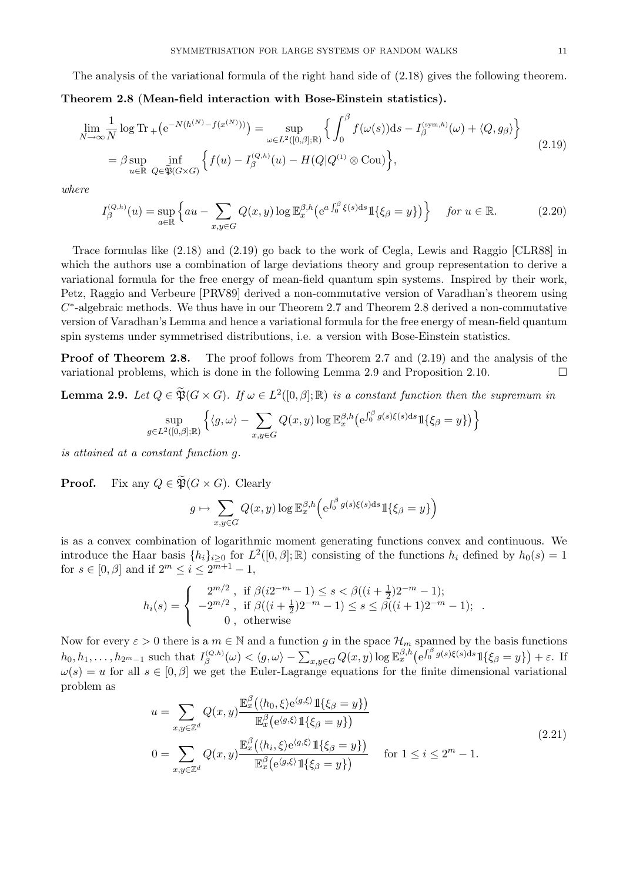The analysis of the variational formula of the right hand side of (2.18) gives the following theorem.

**Theorem 2.8 (Mean-field interaction with Bose-Einstein statistics).**

$$
\begin{aligned}
\lim_{N\to\infty}\frac{1}{N}\log \operatorname{Tr}_+\big(\mathrm{e}^{-N(h^{(N)}-f(x^{(N)}))}\big) &= \sup_{\omega\in L^2([0,\beta];\mathbb{R})}\Big\{\int_0^\beta f(\omega(s))\mathrm{d}s - I_\beta^{(\mathrm{sym},h)}(\omega)+\langle Q,g_\beta\rangle\Big\}\\
&=\beta\sup_{u\in\mathbb{R}}\inf_{Q\in\widetilde{\mathfrak{P}}(G\times G)}\Big\{f(u)-I_\beta^{(Q,h)}(u)-H(Q|Q^{(1)}\otimes\mathrm{Cou})\Big\},
\end{aligned}
\tag{2.19}
$$

*where*

$$
I_\beta^{(Q,h)}(u)=\sup_{a\in\mathbb{R}}\Big\{au-\sum_{x,y\in G}Q(x,y)\log\mathbb{E}_x^{\beta,h}\big(\mathrm{e}^{a\int_0^\beta\xi(s)\mathrm{d}s}1\!\!1\{\xi_\beta=y\}\big)\Big\}\qquad \textit{for } u\in\mathbb{R}. \tag{2.20}
$$

Trace formulas like (2.18) and (2.19) go back to the work of Cegla, Lewis and Raggio [CLR88] in which the authors use a combination of large deviations theory and group representation to derive a variational formula for the free energy of mean-field quantum spin systems. Inspired by their work, Petz, Raggio and Verbeure [PRV89] derived a non-commutative version of Varadhan's theorem using $C^*$-algebraic methods. We thus have in our Theorem 2.7 and Theorem 2.8 derived a non-commutative version of Varadhan's Lemma and hence a variational formula for the free energy of mean-field quantum spin systems under symmetrised distributions, i.e. a version with Bose-Einstein statistics.

**Proof of Theorem 2.8.** The proof follows from Theorem 2.7 and (2.19) and the analysis of the variational problems, which is done in the following Lemma 2.9 and Proposition 2.10. $\square$

**Lemma 2.9.** *Let $Q\in\widetilde{\mathfrak{P}}(G\times G)$. If $\omega\in L^2([0,\beta];\mathbb{R})$ is a constant function then the supremum in*

$$
\sup_{g\in L^2([0,\beta];\mathbb{R})}\Big\{\langle g,\omega\rangle-\sum_{x,y\in G}Q(x,y)\log\mathbb{E}_x^{\beta,h}\big(\mathrm{e}^{\int_0^\beta g(s)\xi(s)\mathrm{d}s}1\!\!1\{\xi_\beta=y\}\big)\Big\}
$$

*is attained at a constant function $g$.*

**Proof.** Fix any $Q\in\widetilde{\mathfrak{P}}(G\times G)$. Clearly

$$
g\mapsto\sum_{x,y\in G}Q(x,y)\log\mathbb{E}_x^{\beta,h}\Big(\mathrm{e}^{\int_0^\beta g(s)\xi(s)\mathrm{d}s}1\!\!1\{\xi_\beta=y\}\Big)
$$

is as a convex combination of logarithmic moment generating functions convex and continuous. We introduce the Haar basis $\{h_i\}_{i\ge 0}$ for $L^2([0,\beta];\mathbb{R})$ consisting of the functions $h_i$ defined by $h_0(s)=1$ for $s\in[0,\beta]$ and if $2^m\le i\le 2^{m+1}-1$,

$$
h_i(s)=\begin{cases} 2^{m/2}\,, & \text{if } \beta(i2^{-m}-1)\le s<\beta((i+\frac12)2^{-m}-1);\\ -2^{m/2}\,, & \text{if } \beta((i+\frac12)2^{-m}-1)\le s\le\beta((i+1)2^{-m}-1);\\ 0\,, & \text{otherwise}\end{cases}.
$$

Now for every $\varepsilon>0$ there is a $m\in\mathbb{N}$ and a function $g$ in the space $\mathcal{H}_m$ spanned by the basis functions $h_0,h_1,\dots,h_{2^m-1}$ such that $I_\beta^{(Q,h)}(\omega)<\langle g,\omega\rangle-\sum_{x,y\in G}Q(x,y)\log\mathbb{E}_x^{\beta,h}\big(\mathrm{e}^{\int_0^\beta g(s)\xi(s)\mathrm{d}s}1\!\!1\{\xi_\beta=y\}\big)+\varepsilon$. If $\omega(s)=u$ for all $s\in[0,\beta]$ we get the Euler-Lagrange equations for the finite dimensional variational problem as

$$
\begin{aligned}
u&=\sum_{x,y\in\mathbb{Z}^d}Q(x,y)\frac{\mathbb{E}_x^\beta\big(\langle h_0,\xi\rangle\mathrm{e}^{\langle g,\xi\rangle}1\!\!1\{\xi_\beta=y\}\big)}{\mathbb{E}_x^\beta\big(\mathrm{e}^{\langle g,\xi\rangle}1\!\!1\{\xi_\beta=y\}\big)}\\
0&=\sum_{x,y\in\mathbb{Z}^d}Q(x,y)\frac{\mathbb{E}_x^\beta\big(\langle h_i,\xi\rangle\mathrm{e}^{\langle g,\xi\rangle}1\!\!1\{\xi_\beta=y\}\big)}{\mathbb{E}_x^\beta\big(\mathrm{e}^{\langle g,\xi\rangle}1\!\!1\{\xi_\beta=y\}\big)}\qquad\text{for } 1\le i\le 2^m-1.
\end{aligned}
\tag{2.21}
$$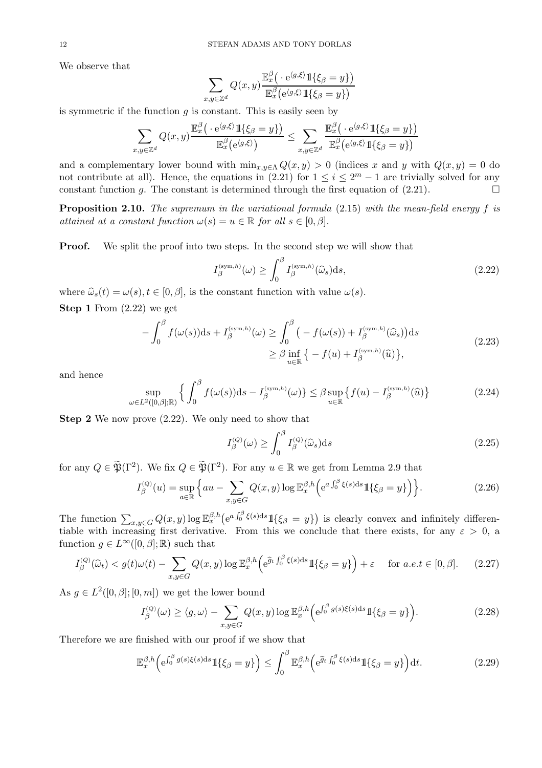We observe that

$$\sum_{x,y\in\mathbb{Z}^d} Q(x,y)\frac{\mathbb{E}_x^\beta\big(\,\cdot\,\mathrm{e}^{\langle g,\xi\rangle}1\!\!1\{\xi_\beta=y\}\big)}{\mathbb{E}_x^\beta\big(\mathrm{e}^{\langle g,\xi\rangle}1\!\!1\{\xi_\beta=y\}\big)}$$

is symmetric if the function $g$ is constant. This is easily seen by

$$\sum_{x,y\in\mathbb{Z}^d} Q(x,y)\frac{\mathbb{E}_x^\beta\big(\,\cdot\,\mathrm{e}^{\langle g,\xi\rangle}1\!\!1\{\xi_\beta=y\}\big)}{\mathbb{E}_x^\beta\big(\mathrm{e}^{\langle g,\xi\rangle}\big)} \le \sum_{x,y\in\mathbb{Z}^d} \frac{\mathbb{E}_x^\beta\big(\,\cdot\,\mathrm{e}^{\langle g,\xi\rangle}1\!\!1\{\xi_\beta=y\}\big)}{\mathbb{E}_x^\beta\big(\mathrm{e}^{\langle g,\xi\rangle}1\!\!1\{\xi_\beta=y\}\big)}$$

and a complementary lower bound with $\min_{x,y\in\Lambda}Q(x,y)>0$ (indices $x$ and $y$ with $Q(x,y)=0$ do not contribute at all). Hence, the equations in (2.21) for $1\le i\le 2^m-1$ are trivially solved for any constant function $g$. The constant is determined through the first equation of (2.21). $\square$

**Proposition 2.10.** *The supremum in the variational formula* (2.15) *with the mean-field energy $f$ is attained at a constant function $\omega(s)=u\in\mathbb{R}$ for all $s\in[0,\beta]$.*

**Proof.** We split the proof into two steps. In the second step we will show that

$$I_\beta^{(\mathrm{sym},h)}(\omega)\ge\int_0^\beta I_\beta^{(\mathrm{sym},h)}(\widehat{\omega}_s)\mathrm{d}s, \tag{2.22}$$

where $\widehat{\omega}_s(t)=\omega(s), t\in[0,\beta]$, is the constant function with value $\omega(s)$.

**Step 1** From (2.22) we get

$$\begin{aligned}
-\int_0^\beta f(\omega(s))\mathrm{d}s+I_\beta^{(\mathrm{sym},h)}(\omega)&\ge\int_0^\beta\big(-f(\omega(s))+I_\beta^{(\mathrm{sym},h)}(\widehat{\omega}_s)\big)\mathrm{d}s\\
&\ge\beta\inf_{u\in\mathbb{R}}\big\{-f(u)+I_\beta^{(\mathrm{sym},h)}(\widehat{u})\big\},
\end{aligned}\tag{2.23}$$

and hence

$$\sup_{\omega\in L^2([0,\beta];\mathbb{R})}\Big\{\int_0^\beta f(\omega(s))\mathrm{d}s-I_\beta^{(\mathrm{sym},h)}(\omega)\Big\}\le\beta\sup_{u\in\mathbb{R}}\big\{f(u)-I_\beta^{(\mathrm{sym},h)}(\widehat{u})\big\} \tag{2.24}$$

**Step 2** We now prove (2.22). We only need to show that

$$I_\beta^{(Q)}(\omega)\ge\int_0^\beta I_\beta^{(Q)}(\widehat{\omega}_s)\mathrm{d}s \tag{2.25}$$

for any $Q\in\widetilde{\mathfrak{P}}(\Gamma^2)$. We fix $Q\in\widetilde{\mathfrak{P}}(\Gamma^2)$. For any $u\in\mathbb{R}$ we get from Lemma 2.9 that

$$I_\beta^{(Q)}(u)=\sup_{a\in\mathbb{R}}\Big\{au-\sum_{x,y\in G}Q(x,y)\log\mathbb{E}_x^{\beta,h}\Big(\mathrm{e}^{a\int_0^\beta\xi(s)\mathrm{d}s}1\!\!1\{\xi_\beta=y\}\Big)\Big\}. \tag{2.26}$$

The function $\sum_{x,y\in G}Q(x,y)\log\mathbb{E}_x^{\beta,h}\big(\mathrm{e}^{a\int_0^\beta\xi(s)\mathrm{d}s}1\!\!1\{\xi_\beta=y\}\big)$ is clearly convex and infinitely differentiable with increasing first derivative. From this we conclude that there exists, for any $\varepsilon>0$, a function $g\in L^\infty([0,\beta];\mathbb{R})$ such that

$$I_\beta^{(Q)}(\widehat{\omega}_t)<g(t)\omega(t)-\sum_{x,y\in G}Q(x,y)\log\mathbb{E}_x^{\beta,h}\Big(\mathrm{e}^{\widehat{g}_t\int_0^\beta\xi(s)\mathrm{d}s}1\!\!1\{\xi_\beta=y\}\Big)+\varepsilon\quad\text{ for } a.e. t\in[0,\beta]. \tag{2.27}$$

As $g\in L^2([0,\beta];[0,m])$ we get the lower bound

$$I_\beta^{(Q)}(\omega)\ge\langle g,\omega\rangle-\sum_{x,y\in G}Q(x,y)\log\mathbb{E}_x^{\beta,h}\Big(\mathrm{e}^{\int_0^\beta g(s)\xi(s)\mathrm{d}s}1\!\!1\{\xi_\beta=y\}\Big). \tag{2.28}$$

Therefore we are finished with our proof if we show that

$$\mathbb{E}_x^{\beta,h}\Big(\mathrm{e}^{\int_0^\beta g(s)\xi(s)\mathrm{d}s}1\!\!1\{\xi_\beta=y\}\Big)\le\int_0^\beta\mathbb{E}_x^{\beta,h}\Big(\mathrm{e}^{\widetilde{g}_t\int_0^\beta\xi(s)\mathrm{d}s}1\!\!1\{\xi_\beta=y\}\Big)\mathrm{d}t. \tag{2.29}$$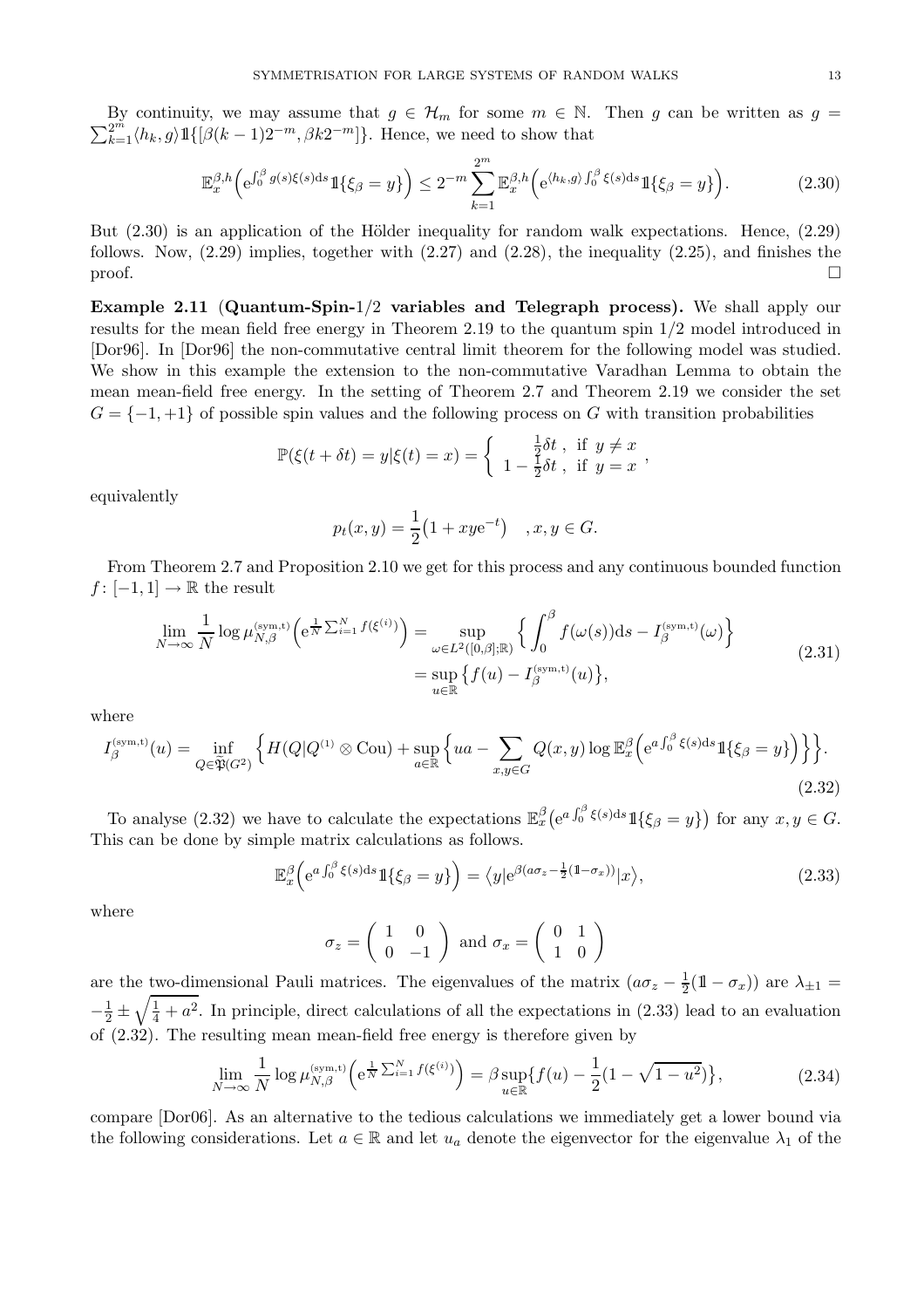By continuity, we may assume that $g \in \mathcal{H}_m$ for some $m \in \mathbb{N}$. Then $g$ can be written as $g = \sum_{k=1}^{2^m} \langle h_k, g \rangle 1\!\!1\{[\beta(k-1)2^{-m}, \beta k 2^{-m}]\}$. Hence, we need to show that

$$
\mathbb{E}_x^{\beta,h}\Big( \mathrm{e}^{\int_0^\beta g(s)\xi(s)\mathrm{d}s} 1\!\!1\{\xi_\beta = y\}\Big) \leq 2^{-m} \sum_{k=1}^{2^m} \mathbb{E}_x^{\beta,h}\Big( \mathrm{e}^{\langle h_k, g\rangle \int_0^\beta \xi(s)\mathrm{d}s} 1\!\!1\{\xi_\beta = y\}\Big). \tag{2.30}
$$

But (2.30) is an application of the Hölder inequality for random walk expectations. Hence, (2.29) follows. Now, (2.29) implies, together with (2.27) and (2.28), the inequality (2.25), and finishes the proof. $\square$

**Example 2.11** (**Quantum-Spin-1/2 variables and Telegraph process).** We shall apply our results for the mean field free energy in Theorem 2.19 to the quantum spin 1/2 model introduced in [Dor96]. In [Dor96] the non-commutative central limit theorem for the following model was studied. We show in this example the extension to the non-commutative Varadhan Lemma to obtain the mean mean-field free energy. In the setting of Theorem 2.7 and Theorem 2.19 we consider the set $G = \{-1, +1\}$ of possible spin values and the following process on $G$ with transition probabilities

$$
\mathbb{P}(\xi(t+\delta t) = y | \xi(t) = x) = \begin{cases} \frac{1}{2}\delta t\ , & \text{if } y \neq x \\ 1 - \frac{1}{2}\delta t\ , & \text{if } y = x \end{cases},
$$

equivalently

$$
p_t(x,y) = \frac{1}{2}\big(1 + xy\mathrm{e}^{-t}\big) \quad , x, y \in G.
$$

From Theorem 2.7 and Proposition 2.10 we get for this process and any continuous bounded function $f\colon [-1,1] \to \mathbb{R}$ the result

$$
\begin{aligned}
\lim_{N\to\infty} \frac{1}{N} \log \mu_{N,\beta}^{(\mathrm{sym,t})}\Big( \mathrm{e}^{\frac{1}{N}\sum_{i=1}^N f(\xi^{(i)})}\Big) &= \sup_{\omega \in L^2([0,\beta];\mathbb{R})} \Big\{ \int_0^\beta f(\omega(s))\mathrm{d}s - I_\beta^{(\mathrm{sym,t})}(\omega)\Big\} \\
&= \sup_{u\in\mathbb{R}} \big\{ f(u) - I_\beta^{(\mathrm{sym,t})}(u)\big\},
\end{aligned} \tag{2.31}
$$

where

$$
I_\beta^{(\mathrm{sym,t})}(u) = \inf_{Q \in \mathfrak{P}(G^2)} \Big\{ H(Q|Q^{(1)} \otimes \mathrm{Cou}) + \sup_{a\in\mathbb{R}} \Big\{ ua - \sum_{x,y\in G} Q(x,y) \log \mathbb{E}_x^\beta\Big( \mathrm{e}^{a\int_0^\beta \xi(s)\mathrm{d}s} 1\!\!1\{\xi_\beta = y\}\Big)\Big\}\Big\}. \tag{2.32}
$$

To analyse (2.32) we have to calculate the expectations $\mathbb{E}_x^\beta\big(\mathrm{e}^{a\int_0^\beta \xi(s)\mathrm{d}s} 1\!\!1\{\xi_\beta = y\}\big)$ for any $x, y \in G$. This can be done by simple matrix calculations as follows.

$$
\mathbb{E}_x^\beta\Big( \mathrm{e}^{a\int_0^\beta \xi(s)\mathrm{d}s} 1\!\!1\{\xi_\beta = y\}\Big) = \big\langle y | \mathrm{e}^{\beta(a\sigma_z - \frac{1}{2}(1\!\!1 - \sigma_x))} | x \big\rangle, \tag{2.33}
$$

where

$$
\sigma_z = \begin{pmatrix} 1 & 0 \\ 0 & -1 \end{pmatrix} \text{ and } \sigma_x = \begin{pmatrix} 0 & 1 \\ 1 & 0 \end{pmatrix}
$$

are the two-dimensional Pauli matrices. The eigenvalues of the matrix $(a\sigma_z - \frac{1}{2}(1\!\!1 - \sigma_x))$ are $\lambda_{\pm 1} = -\frac{1}{2} \pm \sqrt{\frac{1}{4} + a^2}$. In principle, direct calculations of all the expectations in (2.33) lead to an evaluation of (2.32). The resulting mean mean-field free energy is therefore given by

$$
\lim_{N\to\infty} \frac{1}{N} \log \mu_{N,\beta}^{(\mathrm{sym,t})}\Big( \mathrm{e}^{\frac{1}{N}\sum_{i=1}^N f(\xi^{(i)})}\Big) = \beta \sup_{u\in\mathbb{R}} \{ f(u) - \frac{1}{2}(1 - \sqrt{1-u^2})\}, \tag{2.34}
$$

compare [Dor06]. As an alternative to the tedious calculations we immediately get a lower bound via the following considerations. Let $a \in \mathbb{R}$ and let $u_a$ denote the eigenvector for the eigenvalue $\lambda_1$ of the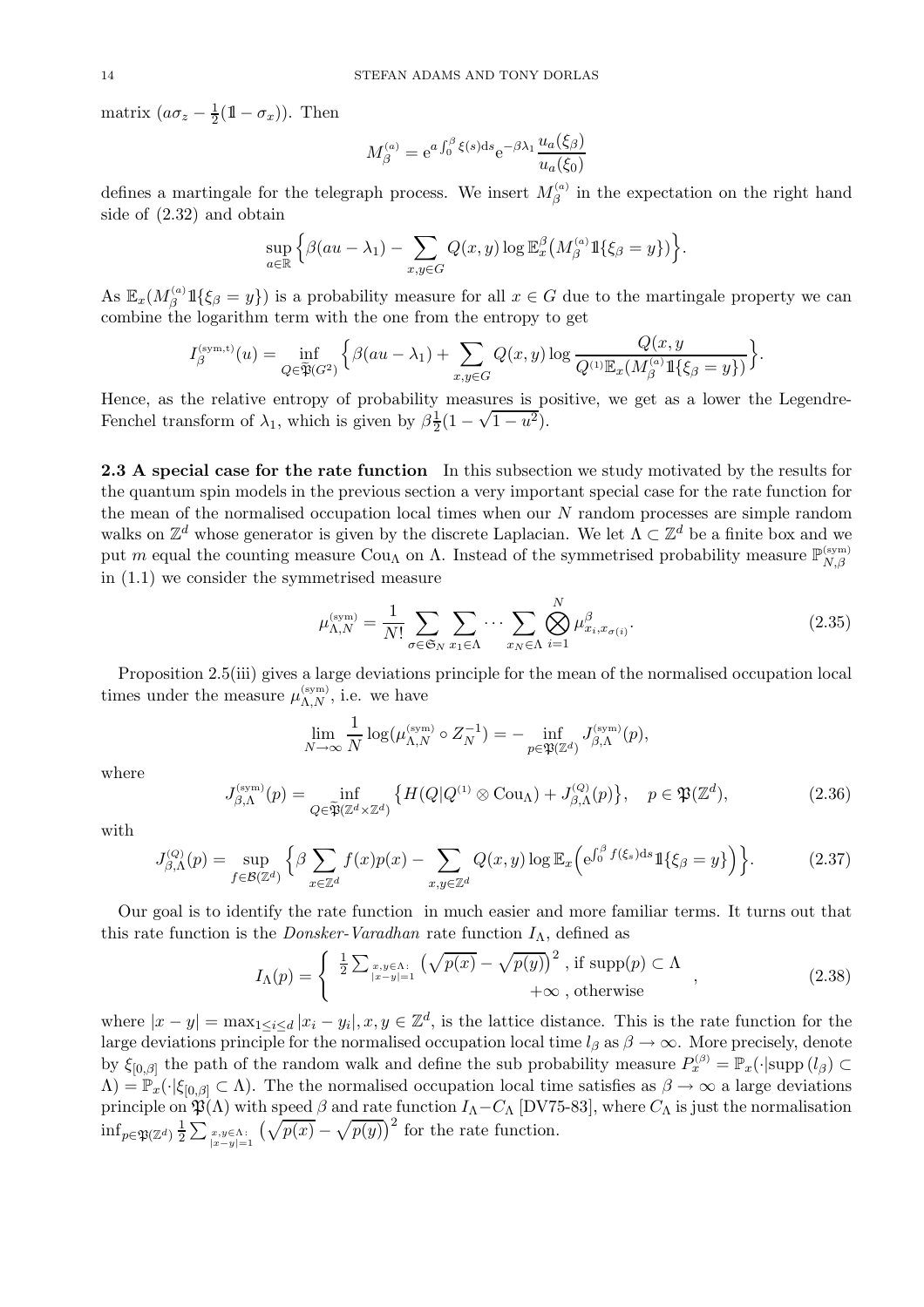matrix $(a\sigma_z - \frac{1}{2}(1\!\!1 - \sigma_x))$. Then

$$
M_\beta^{(a)} = e^{a\int_0^\beta \xi(s)ds} e^{-\beta\lambda_1} \frac{u_a(\xi_\beta)}{u_a(\xi_0)}
$$

defines a martingale for the telegraph process. We insert $M_\beta^{(a)}$ in the expectation on the right hand side of (2.32) and obtain

$$
\sup_{a\in\mathbb{R}} \Big\{ \beta(au - \lambda_1) - \sum_{x,y\in G} Q(x,y) \log \mathbb{E}_x^\beta\big(M_\beta^{(a)} 1\!\!1\{\xi_\beta = y\}\big)\Big\}.
$$

As $\mathbb{E}_x(M_\beta^{(a)} 1\!\!1\{\xi_\beta = y\})$ is a probability measure for all $x \in G$ due to the martingale property we can combine the logarithm term with the one from the entropy to get

$$
I_\beta^{(\text{sym,t})}(u) = \inf_{Q\in\widetilde{\mathfrak{P}}(G^2)} \Big\{ \beta(au - \lambda_1) + \sum_{x,y\in G} Q(x,y) \log \frac{Q(x,y}{Q^{(1)}\mathbb{E}_x(M_\beta^{(a)} 1\!\!1\{\xi_\beta = y\})} \Big\}.
$$

Hence, as the relative entropy of probability measures is positive, we get as a lower the Legendre-Fenchel transform of $\lambda_1$, which is given by $\beta\frac{1}{2}(1 - \sqrt{1-u^2})$.

**2.3 A special case for the rate function** In this subsection we study motivated by the results for the quantum spin models in the previous section a very important special case for the rate function for the mean of the normalised occupation local times when our $N$ random processes are simple random walks on $\mathbb{Z}^d$ whose generator is given by the discrete Laplacian. We let $\Lambda \subset \mathbb{Z}^d$ be a finite box and we put $m$ equal the counting measure $\text{Cou}_\Lambda$ on $\Lambda$. Instead of the symmetrised probability measure $\mathbb{P}_{N,\beta}^{(\text{sym})}$ in (1.1) we consider the symmetrised measure

$$
\mu_{\Lambda,N}^{(\text{sym})} = \frac{1}{N!} \sum_{\sigma\in\mathfrak{S}_N} \sum_{x_1\in\Lambda} \cdots \sum_{x_N\in\Lambda} \bigotimes_{i=1}^N \mu_{x_i,x_{\sigma(i)}}^\beta. \tag{2.35}
$$

Proposition 2.5(iii) gives a large deviations principle for the mean of the normalised occupation local times under the measure $\mu_{\Lambda,N}^{(\text{sym})}$, i.e. we have

$$
\lim_{N\to\infty} \frac{1}{N} \log(\mu_{\Lambda,N}^{(\text{sym})} \circ Z_N^{-1}) = - \inf_{p\in\mathfrak{P}(\mathbb{Z}^d)} J_{\beta,\Lambda}^{(\text{sym})}(p),
$$

where

$$
J_{\beta,\Lambda}^{(\text{sym})}(p) = \inf_{Q\in\widetilde{\mathfrak{P}}(\mathbb{Z}^d\times\mathbb{Z}^d)} \big\{ H(Q|Q^{(1)}\otimes \text{Cou}_\Lambda) + J_{\beta,\Lambda}^{(Q)}(p)\big\}, \quad p \in \mathfrak{P}(\mathbb{Z}^d), \tag{2.36}
$$

with

$$
J_{\beta,\Lambda}^{(Q)}(p) = \sup_{f\in\mathcal{B}(\mathbb{Z}^d)} \Big\{ \beta \sum_{x\in\mathbb{Z}^d} f(x)p(x) - \sum_{x,y\in\mathbb{Z}^d} Q(x,y) \log \mathbb{E}_x\Big( e^{\int_0^\beta f(\xi_s)ds} 1\!\!1\{\xi_\beta = y\}\Big)\Big\}. \tag{2.37}
$$

Our goal is to identify the rate function in much easier and more familiar terms. It turns out that this rate function is the *Donsker-Varadhan* rate function $I_\Lambda$, defined as

$$
I_\Lambda(p) = \begin{cases} \frac{1}{2}\sum_{\substack{x,y\in\Lambda:\\ |x-y|=1}} \big(\sqrt{p(x)} - \sqrt{p(y)}\big)^2, \text{ if supp}(p) \subset \Lambda \\ \qquad\qquad\qquad\qquad\qquad +\infty, \text{ otherwise} \end{cases}, \tag{2.38}
$$

where $|x-y| = \max_{1\le i\le d} |x_i - y_i|, x, y \in \mathbb{Z}^d$, is the lattice distance. This is the rate function for the large deviations principle for the normalised occupation local time $l_\beta$ as $\beta \to \infty$. More precisely, denote by $\xi_{[0,\beta]}$ the path of the random walk and define the sub probability measure $P_x^{(\beta)} = \mathbb{P}_x(\cdot|\text{supp}\,(l_\beta) \subset \Lambda) = \mathbb{P}_x(\cdot|\xi_{[0,\beta]} \subset \Lambda)$. The the normalised occupation local time satisfies as $\beta \to \infty$ a large deviations principle on $\mathfrak{P}(\Lambda)$ with speed $\beta$ and rate function $I_\Lambda - C_\Lambda$ [DV75-83], where $C_\Lambda$ is just the normalisation $\inf_{p\in\mathfrak{P}(\mathbb{Z}^d)} \frac{1}{2}\sum_{\substack{x,y\in\Lambda:\\ |x-y|=1}} \big(\sqrt{p(x)} - \sqrt{p(y)}\big)^2$ for the rate function.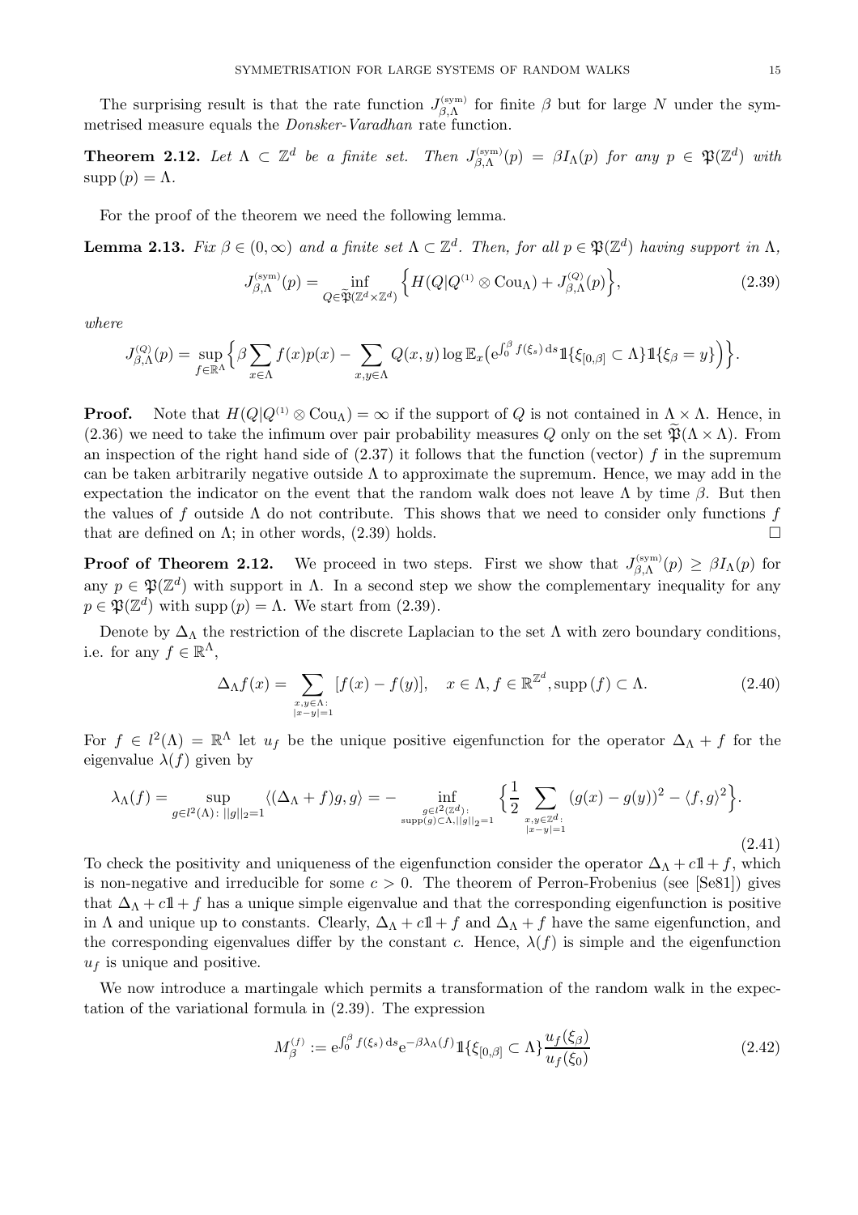The surprising result is that the rate function $J^{(\mathrm{sym})}_{\beta,\Lambda}$ for finite $\beta$ but for large $N$ under the symmetrised measure equals the *Donsker-Varadhan* rate function.

**Theorem 2.12.** *Let $\Lambda \subset \mathbb{Z}^d$ be a finite set. Then $J^{(\mathrm{sym})}_{\beta,\Lambda}(p) = \beta I_\Lambda(p)$ for any $p \in \mathfrak{P}(\mathbb{Z}^d)$ with $\mathrm{supp}\,(p) = \Lambda$.*

For the proof of the theorem we need the following lemma.

**Lemma 2.13.** *Fix $\beta \in (0,\infty)$ and a finite set $\Lambda \subset \mathbb{Z}^d$. Then, for all $p \in \mathfrak{P}(\mathbb{Z}^d)$ having support in $\Lambda$,*

$$J^{(\mathrm{sym})}_{\beta,\Lambda}(p) = \inf_{Q \in \widetilde{\mathfrak{P}}(\mathbb{Z}^d \times \mathbb{Z}^d)} \Big\{ H(Q|Q^{(1)} \otimes \mathrm{Cou}_\Lambda) + J^{(Q)}_{\beta,\Lambda}(p) \Big\}, \tag{2.39}$$

*where*

$$J^{(Q)}_{\beta,\Lambda}(p) = \sup_{f \in \mathbb{R}^\Lambda} \Big\{ \beta \sum_{x\in\Lambda} f(x)p(x) - \sum_{x,y\in\Lambda} Q(x,y) \log \mathbb{E}_x\big( \mathrm{e}^{\int_0^\beta f(\xi_s)\,\mathrm{d}s} \mathbb{1}\{\xi_{[0,\beta]} \subset \Lambda\} \mathbb{1}\{\xi_\beta = y\}\big)\Big\}.$$

**Proof.** Note that $H(Q|Q^{(1)} \otimes \mathrm{Cou}_\Lambda) = \infty$ if the support of $Q$ is not contained in $\Lambda \times \Lambda$. Hence, in (2.36) we need to take the infimum over pair probability measures $Q$ only on the set $\widetilde{\mathfrak{P}}(\Lambda \times \Lambda)$. From an inspection of the right hand side of (2.37) it follows that the function (vector) $f$ in the supremum can be taken arbitrarily negative outside $\Lambda$ to approximate the supremum. Hence, we may add in the expectation the indicator on the event that the random walk does not leave $\Lambda$ by time $\beta$. But then the values of $f$ outside $\Lambda$ do not contribute. This shows that we need to consider only functions $f$ that are defined on $\Lambda$; in other words, (2.39) holds. $\square$

**Proof of Theorem 2.12.** We proceed in two steps. First we show that $J^{(\mathrm{sym})}_{\beta,\Lambda}(p) \geq \beta I_\Lambda(p)$ for any $p \in \mathfrak{P}(\mathbb{Z}^d)$ with support in $\Lambda$. In a second step we show the complementary inequality for any $p \in \mathfrak{P}(\mathbb{Z}^d)$ with $\mathrm{supp}\,(p) = \Lambda$. We start from (2.39).

Denote by $\Delta_\Lambda$ the restriction of the discrete Laplacian to the set $\Lambda$ with zero boundary conditions, i.e. for any $f \in \mathbb{R}^\Lambda$,

$$\Delta_\Lambda f(x) = \sum_{\substack{x,y\in\Lambda:\\ |x-y|=1}} [f(x) - f(y)], \quad x \in \Lambda, f \in \mathbb{R}^{\mathbb{Z}^d}, \mathrm{supp}\,(f) \subset \Lambda. \tag{2.40}$$

For $f \in l^2(\Lambda) = \mathbb{R}^\Lambda$ let $u_f$ be the unique positive eigenfunction for the operator $\Delta_\Lambda + f$ for the eigenvalue $\lambda(f)$ given by

$$\lambda_\Lambda(f) = \sup_{g \in l^2(\Lambda)\colon ||g||_2 = 1} \langle (\Delta_\Lambda + f)g, g\rangle = - \inf_{\substack{g \in l^2(\mathbb{Z}^d):\\ \mathrm{supp}(g) \subset \Lambda, ||g||_2 = 1}} \Big\{ \frac{1}{2} \sum_{\substack{x,y\in\mathbb{Z}^d:\\ |x-y|=1}} (g(x) - g(y))^2 - \langle f, g^2\rangle \Big\}. \tag{2.41}$$

To check the positivity and uniqueness of the eigenfunction consider the operator $\Delta_\Lambda + c\mathbb{1} + f$, which is non-negative and irreducible for some $c > 0$. The theorem of Perron-Frobenius (see [Se81]) gives that $\Delta_\Lambda + c\mathbb{1} + f$ has a unique simple eigenvalue and that the corresponding eigenfunction is positive in $\Lambda$ and unique up to constants. Clearly, $\Delta_\Lambda + c\mathbb{1} + f$ and $\Delta_\Lambda + f$ have the same eigenfunction, and the corresponding eigenvalues differ by the constant $c$. Hence, $\lambda(f)$ is simple and the eigenfunction $u_f$ is unique and positive.

We now introduce a martingale which permits a transformation of the random walk in the expectation of the variational formula in (2.39). The expression

$$M^{(f)}_\beta := \mathrm{e}^{\int_0^\beta f(\xi_s)\,\mathrm{d}s} \mathrm{e}^{-\beta\lambda_\Lambda(f)} \mathbb{1}\{\xi_{[0,\beta]} \subset \Lambda\} \frac{u_f(\xi_\beta)}{u_f(\xi_0)} \tag{2.42}$$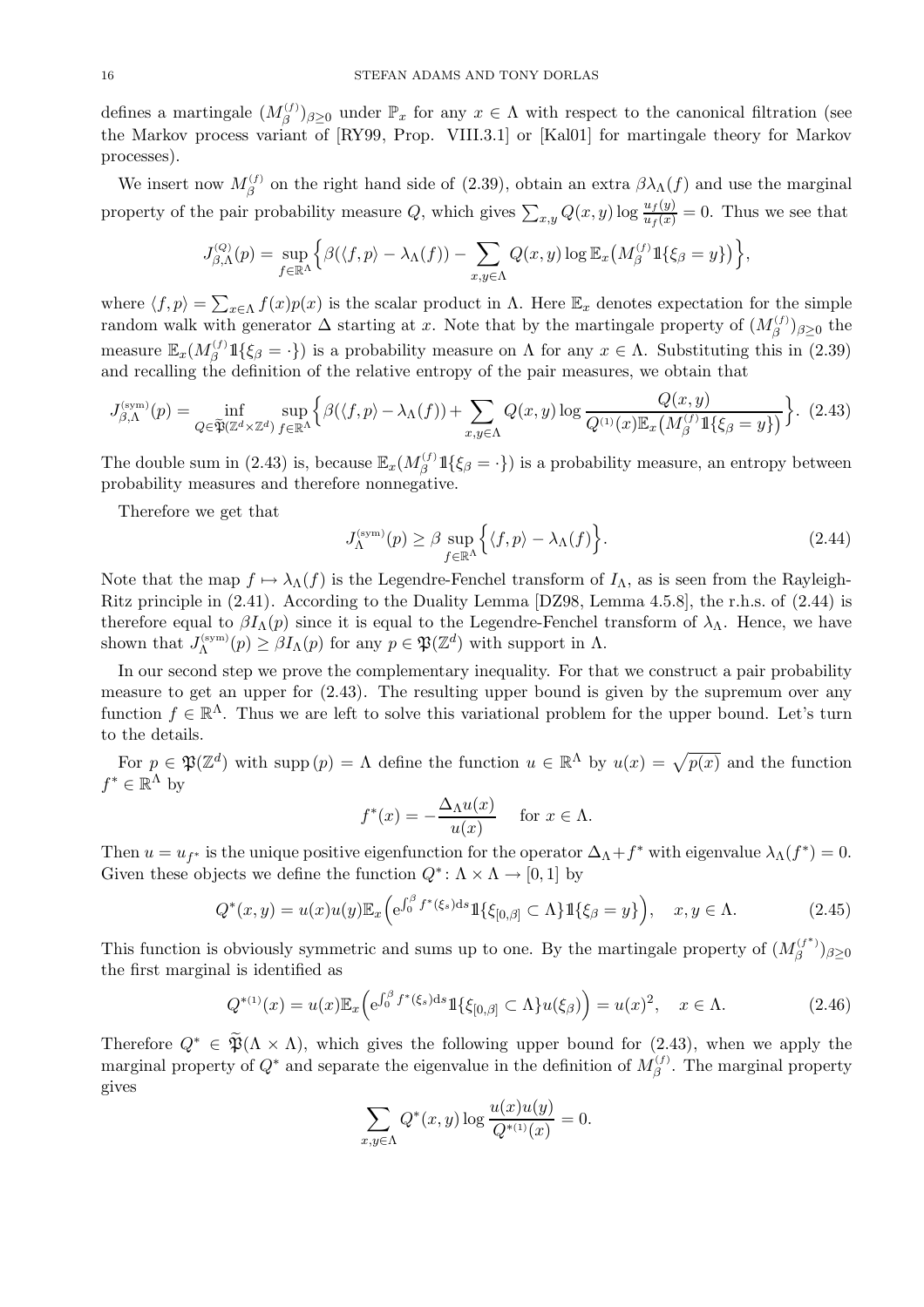defines a martingale $(M_\beta^{(f)})_{\beta\ge 0}$ under $\mathbb{P}_x$ for any $x\in\Lambda$ with respect to the canonical filtration (see the Markov process variant of [RY99, Prop. VIII.3.1] or [Kal01] for martingale theory for Markov processes).

We insert now $M_\beta^{(f)}$ on the right hand side of (2.39), obtain an extra $\beta\lambda_\Lambda(f)$ and use the marginal property of the pair probability measure $Q$, which gives $\sum_{x,y} Q(x,y)\log\frac{u_f(y)}{u_f(x)}=0$. Thus we see that

$$
J_{\beta,\Lambda}^{(Q)}(p)=\sup_{f\in\mathbb{R}^\Lambda}\Big\{\beta(\langle f,p\rangle-\lambda_\Lambda(f))-\sum_{x,y\in\Lambda}Q(x,y)\log\mathbb{E}_x\big(M_\beta^{(f)}1\!\!1\{\xi_\beta=y\}\big)\Big\},
$$

where $\langle f,p\rangle=\sum_{x\in\Lambda}f(x)p(x)$ is the scalar product in $\Lambda$. Here $\mathbb{E}_x$ denotes expectation for the simple random walk with generator $\Delta$ starting at $x$. Note that by the martingale property of $(M_\beta^{(f)})_{\beta\ge0}$ the measure $\mathbb{E}_x(M_\beta^{(f)}1\!\!1\{\xi_\beta=\cdot\})$ is a probability measure on $\Lambda$ for any $x\in\Lambda$. Substituting this in (2.39) and recalling the definition of the relative entropy of the pair measures, we obtain that

$$
J_{\beta,\Lambda}^{(\mathrm{sym})}(p)=\inf_{Q\in\widetilde{\mathfrak{P}}(\mathbb{Z}^d\times\mathbb{Z}^d)}\sup_{f\in\mathbb{R}^\Lambda}\Big\{\beta(\langle f,p\rangle-\lambda_\Lambda(f))+\sum_{x,y\in\Lambda}Q(x,y)\log\frac{Q(x,y)}{Q^{(1)}(x)\mathbb{E}_x\big(M_\beta^{(f)}1\!\!1\{\xi_\beta=y\}\big)}\Big\}. \quad (2.43)
$$

The double sum in (2.43) is, because $\mathbb{E}_x(M_\beta^{(f)}1\!\!1\{\xi_\beta=\cdot\})$ is a probability measure, an entropy between probability measures and therefore nonnegative.

Therefore we get that

$$
J_\Lambda^{(\mathrm{sym})}(p)\ge\beta\sup_{f\in\mathbb{R}^\Lambda}\Big\{\langle f,p\rangle-\lambda_\Lambda(f)\Big\}. \quad (2.44)
$$

Note that the map $f\mapsto\lambda_\Lambda(f)$ is the Legendre-Fenchel transform of $I_\Lambda$, as is seen from the Rayleigh-Ritz principle in (2.41). According to the Duality Lemma [DZ98, Lemma 4.5.8], the r.h.s. of (2.44) is therefore equal to $\beta I_\Lambda(p)$ since it is equal to the Legendre-Fenchel transform of $\lambda_\Lambda$. Hence, we have shown that $J_\Lambda^{(\mathrm{sym})}(p)\ge\beta I_\Lambda(p)$ for any $p\in\mathfrak{P}(\mathbb{Z}^d)$ with support in $\Lambda$.

In our second step we prove the complementary inequality. For that we construct a pair probability measure to get an upper for (2.43). The resulting upper bound is given by the supremum over any function $f\in\mathbb{R}^\Lambda$. Thus we are left to solve this variational problem for the upper bound. Let's turn to the details.

For $p\in\mathfrak{P}(\mathbb{Z}^d)$ with $\mathrm{supp}\,(p)=\Lambda$ define the function $u\in\mathbb{R}^\Lambda$ by $u(x)=\sqrt{p(x)}$ and the function $f^*\in\mathbb{R}^\Lambda$ by

$$
f^*(x)=-\frac{\Delta_\Lambda u(x)}{u(x)}\quad\text{ for }x\in\Lambda.
$$

Then $u=u_{f^*}$ is the unique positive eigenfunction for the operator $\Delta_\Lambda+f^*$ with eigenvalue $\lambda_\Lambda(f^*)=0$. Given these objects we define the function $Q^*\colon\Lambda\times\Lambda\to[0,1]$ by

$$
Q^*(x,y)=u(x)u(y)\mathbb{E}_x\Big(\mathrm{e}^{\int_0^\beta f^*(\xi_s)\mathrm{d}s}1\!\!1\{\xi_{[0,\beta]}\subset\Lambda\}1\!\!1\{\xi_\beta=y\}\Big),\quad x,y\in\Lambda. \quad (2.45)
$$

This function is obviously symmetric and sums up to one. By the martingale property of $(M_\beta^{(f^*)})_{\beta\ge0}$ the first marginal is identified as

$$
Q^{*(1)}(x)=u(x)\mathbb{E}_x\Big(\mathrm{e}^{\int_0^\beta f^*(\xi_s)\mathrm{d}s}1\!\!1\{\xi_{[0,\beta]}\subset\Lambda\}u(\xi_\beta)\Big)=u(x)^2,\quad x\in\Lambda. \quad (2.46)
$$

Therefore $Q^*\in\widetilde{\mathfrak{P}}(\Lambda\times\Lambda)$, which gives the following upper bound for (2.43), when we apply the marginal property of $Q^*$ and separate the eigenvalue in the definition of $M_\beta^{(f)}$. The marginal property gives

$$
\sum_{x,y\in\Lambda}Q^*(x,y)\log\frac{u(x)u(y)}{Q^{*(1)}(x)}=0.
$$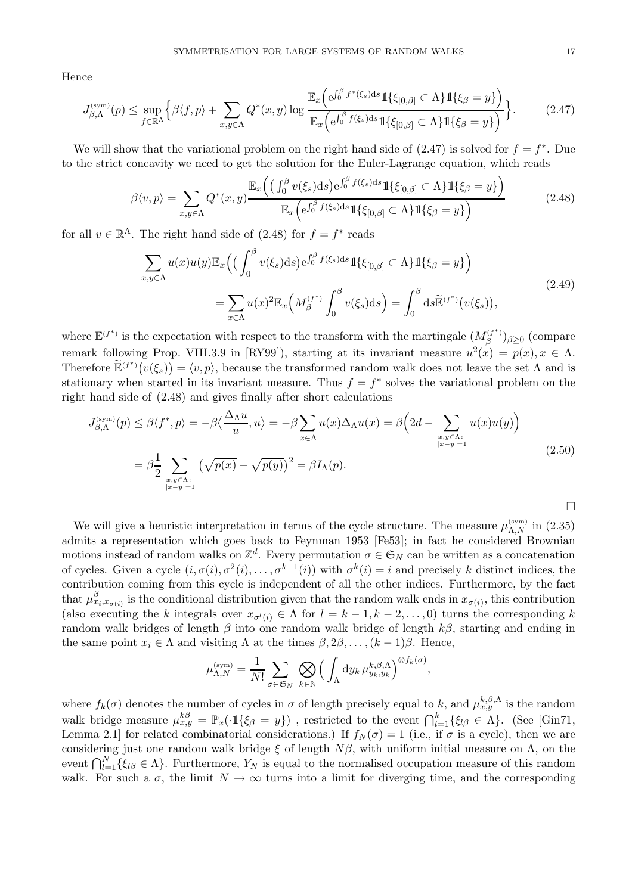Hence

$$
J^{\rm (sym)}_{\beta,\Lambda}(p) \le \sup_{f\in\mathbb{R}^\Lambda}\Big\{\beta\langle f,p\rangle + \sum_{x,y\in\Lambda} Q^*(x,y)\log\frac{\mathbb{E}_x\Big({\rm e}^{\int_0^\beta f^*(\xi_s){\rm d}s}1\!\!1\{\xi_{[0,\beta]}\subset\Lambda\}1\!\!1\{\xi_\beta=y\}\Big)}{\mathbb{E}_x\Big({\rm e}^{\int_0^\beta f(\xi_s){\rm d}s}1\!\!1\{\xi_{[0,\beta]}\subset\Lambda\}1\!\!1\{\xi_\beta=y\}\Big)}\Big\}. \tag{2.47}
$$

We will show that the variational problem on the right hand side of (2.47) is solved for $f=f^*$. Due to the strict concavity we need to get the solution for the Euler-Lagrange equation, which reads

$$
\beta\langle v,p\rangle = \sum_{x,y\in\Lambda} Q^*(x,y)\frac{\mathbb{E}_x\Big(\big(\int_0^\beta v(\xi_s){\rm d}s\big){\rm e}^{\int_0^\beta f(\xi_s){\rm d}s}1\!\!1\{\xi_{[0,\beta]}\subset\Lambda\}1\!\!1\{\xi_\beta=y\}\Big)}{\mathbb{E}_x\Big({\rm e}^{\int_0^\beta f(\xi_s){\rm d}s}1\!\!1\{\xi_{[0,\beta]}\subset\Lambda\}1\!\!1\{\xi_\beta=y\}\Big)} \tag{2.48}
$$

for all $v\in\mathbb{R}^\Lambda$. The right hand side of (2.48) for $f=f^*$ reads

$$
\begin{aligned}
\sum_{x,y\in\Lambda} u(x)u(y)\mathbb{E}_x\Big(\big(\int_0^\beta v(\xi_s){\rm d}s\big){\rm e}^{\int_0^\beta f(\xi_s){\rm d}s}1\!\!1\{\xi_{[0,\beta]}\subset\Lambda\}1\!\!1\{\xi_\beta=y\}\Big)\\
=\sum_{x\in\Lambda}u(x)^2\mathbb{E}_x\Big(M_\beta^{(f^*)}\int_0^\beta v(\xi_s){\rm d}s\Big) = \int_0^\beta {\rm d}s\widetilde{\mathbb{E}}^{(f^*)}\big(v(\xi_s)\big),
\end{aligned} \tag{2.49}
$$

where $\mathbb{E}^{(f^*)}$ is the expectation with respect to the transform with the martingale $(M_\beta^{(f^*)})_{\beta\ge 0}$ (compare remark following Prop. VIII.3.9 in [RY99]), starting at its invariant measure $u^2(x)=p(x), x\in\Lambda$. Therefore $\widetilde{\mathbb{E}}^{(f^*)}\big(v(\xi_s)\big)=\langle v,p\rangle$, because the transformed random walk does not leave the set $\Lambda$ and is stationary when started in its invariant measure. Thus $f=f^*$ solves the variational problem on the right hand side of (2.48) and gives finally after short calculations

$$
\begin{aligned}
J^{\rm (sym)}_{\beta,\Lambda}(p) &\le \beta\langle f^*,p\rangle = -\beta\Big\langle\frac{\Delta_\Lambda u}{u},u\Big\rangle = -\beta\sum_{x\in\Lambda}u(x)\Delta_\Lambda u(x) = \beta\Big(2d-\sum_{\substack{x,y\in\Lambda:\\|x-y|=1}}u(x)u(y)\Big)\\
&=\beta\frac{1}{2}\sum_{\substack{x,y\in\Lambda:\\|x-y|=1}}\big(\sqrt{p(x)}-\sqrt{p(y)}\big)^2 = \beta I_\Lambda(p).
\end{aligned} \tag{2.50}
$$

□

We will give a heuristic interpretation in terms of the cycle structure. The measure $\mu^{\rm (sym)}_{\Lambda,N}$ in (2.35) admits a representation which goes back to Feynman 1953 [Fe53]; in fact he considered Brownian motions instead of random walks on $\mathbb{Z}^d$. Every permutation $\sigma\in\mathfrak{S}_N$ can be written as a concatenation of cycles. Given a cycle $(i,\sigma(i),\sigma^2(i),\dots,\sigma^{k-1}(i))$ with $\sigma^k(i)=i$ and precisely $k$ distinct indices, the contribution coming from this cycle is independent of all the other indices. Furthermore, by the fact that $\mu^\beta_{x_i,x_{\sigma(i)}}$ is the conditional distribution given that the random walk ends in $x_{\sigma(i)}$, this contribution (also executing the $k$ integrals over $x_{\sigma^l(i)}\in\Lambda$ for $l=k-1,k-2,\dots,0$) turns the corresponding $k$ random walk bridges of length $\beta$ into one random walk bridge of length $k\beta$, starting and ending in the same point $x_i\in\Lambda$ and visiting $\Lambda$ at the times $\beta,2\beta,\dots,(k-1)\beta$. Hence,

$$
\mu^{\rm (sym)}_{\Lambda,N} = \frac{1}{N!}\sum_{\sigma\in\mathfrak{S}_N}\bigotimes_{k\in\mathbb{N}}\Big(\int_\Lambda {\rm d}y_k\,\mu^{k,\beta,\Lambda}_{y_k,y_k}\Big)^{\otimes f_k(\sigma)},
$$

where $f_k(\sigma)$ denotes the number of cycles in $\sigma$ of length precisely equal to $k$, and $\mu^{k,\beta,\Lambda}_{x,y}$ is the random walk bridge measure $\mu^{k\beta}_{x,y}=\mathbb{P}_x(\cdot 1\!\!1\{\xi_\beta=y\})$ , restricted to the event $\bigcap_{l=1}^k\{\xi_{l\beta}\in\Lambda\}$. (See [Gin71, Lemma 2.1] for related combinatorial considerations.) If $f_N(\sigma)=1$ (i.e., if $\sigma$ is a cycle), then we are considering just one random walk bridge $\xi$ of length $N\beta$, with uniform initial measure on $\Lambda$, on the event $\bigcap_{l=1}^N\{\xi_{l\beta}\in\Lambda\}$. Furthermore, $Y_N$ is equal to the normalised occupation measure of this random walk. For such a $\sigma$, the limit $N\to\infty$ turns into a limit for diverging time, and the corresponding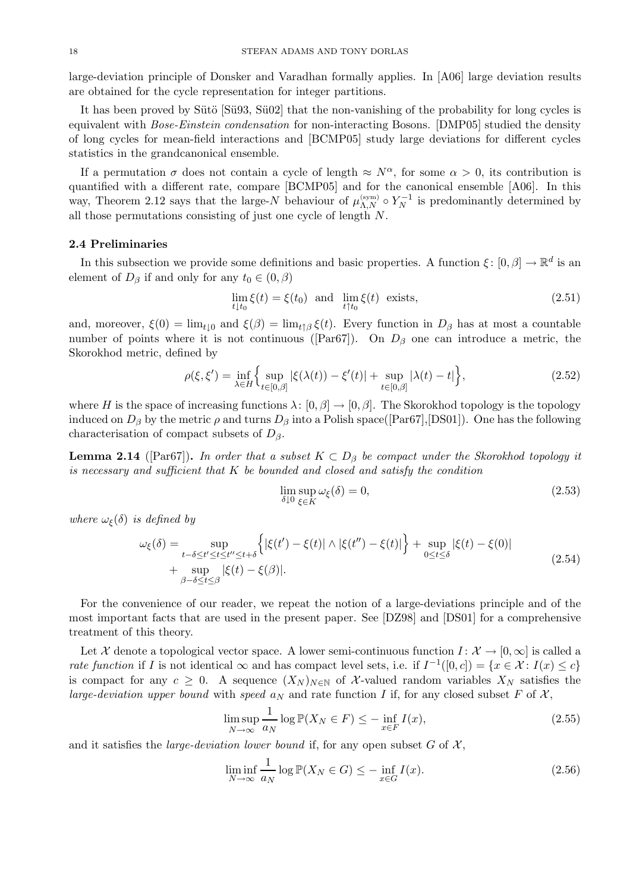large-deviation principle of Donsker and Varadhan formally applies. In [A06] large deviation results are obtained for the cycle representation for integer partitions.

It has been proved by Sütö [Sü93, Sü02] that the non-vanishing of the probability for long cycles is equivalent with *Bose-Einstein condensation* for non-interacting Bosons. [DMP05] studied the density of long cycles for mean-field interactions and [BCMP05] study large deviations for different cycles statistics in the grandcanonical ensemble.

If a permutation $\sigma$ does not contain a cycle of length $\approx N^\alpha$, for some $\alpha > 0$, its contribution is quantified with a different rate, compare [BCMP05] and for the canonical ensemble [A06]. In this way, Theorem 2.12 says that the large-$N$ behaviour of $\mu_{\Lambda,N}^{\rm (sym)} \circ Y_N^{-1}$ is predominantly determined by all those permutations consisting of just one cycle of length $N$.

### 2.4 Preliminaries

In this subsection we provide some definitions and basic properties. A function $\xi\colon [0,\beta] \to \mathbb{R}^d$ is an element of $D_\beta$ if and only for any $t_0 \in (0,\beta)$

$$\lim_{t\downarrow t_0} \xi(t) = \xi(t_0) \;\text{ and }\; \lim_{t\uparrow t_0} \xi(t) \;\text{ exists,} \tag{2.51}$$

and, moreover, $\xi(0) = \lim_{t\downarrow 0}$ and $\xi(\beta) = \lim_{t\uparrow\beta} \xi(t)$. Every function in $D_\beta$ has at most a countable number of points where it is not continuous ([Par67]). On $D_\beta$ one can introduce a metric, the Skorokhod metric, defined by

$$\rho(\xi,\xi') = \inf_{\lambda\in H} \Big\{ \sup_{t\in[0,\beta]} |\xi(\lambda(t)) - \xi'(t)| + \sup_{t\in[0,\beta]} |\lambda(t) - t| \Big\}, \tag{2.52}$$

where $H$ is the space of increasing functions $\lambda\colon [0,\beta] \to [0,\beta]$. The Skorokhod topology is the topology induced on $D_\beta$ by the metric $\rho$ and turns $D_\beta$ into a Polish space([Par67],[DS01]). One has the following characterisation of compact subsets of $D_\beta$.

**Lemma 2.14** ([Par67])**.** *In order that a subset $K \subset D_\beta$ be compact under the Skorokhod topology it is necessary and sufficient that $K$ be bounded and closed and satisfy the condition*

$$\lim_{\delta\downarrow 0} \sup_{\xi\in K} \omega_\xi(\delta) = 0, \tag{2.53}$$

*where $\omega_\xi(\delta)$ is defined by*

$$\begin{aligned} \omega_\xi(\delta) = &\sup_{t-\delta\le t'\le t\le t''\le t+\delta} \Big\{ |\xi(t') - \xi(t)| \wedge |\xi(t'') - \xi(t)| \Big\} + \sup_{0\le t\le\delta} |\xi(t) - \xi(0)| \\ &+ \sup_{\beta-\delta\le t\le\beta} |\xi(t) - \xi(\beta)|. \end{aligned} \tag{2.54}$$

For the convenience of our reader, we repeat the notion of a large-deviations principle and of the most important facts that are used in the present paper. See [DZ98] and [DS01] for a comprehensive treatment of this theory.

Let $\mathcal{X}$ denote a topological vector space. A lower semi-continuous function $I\colon \mathcal{X} \to [0,\infty]$ is called a *rate function* if $I$ is not identical $\infty$ and has compact level sets, i.e. if $I^{-1}([0,c]) = \{x \in \mathcal{X}\colon I(x) \le c\}$ is compact for any $c \ge 0$. A sequence $(X_N)_{N\in\mathbb{N}}$ of $\mathcal{X}$-valued random variables $X_N$ satisfies the *large-deviation upper bound* with *speed* $a_N$ and rate function $I$ if, for any closed subset $F$ of $\mathcal{X}$,

$$\limsup_{N\to\infty} \frac{1}{a_N} \log \mathbb{P}(X_N \in F) \le -\inf_{x\in F} I(x), \tag{2.55}$$

and it satisfies the *large-deviation lower bound* if, for any open subset $G$ of $\mathcal{X}$,

$$\liminf_{N\to\infty} \frac{1}{a_N} \log \mathbb{P}(X_N \in G) \le -\inf_{x\in G} I(x). \tag{2.56}$$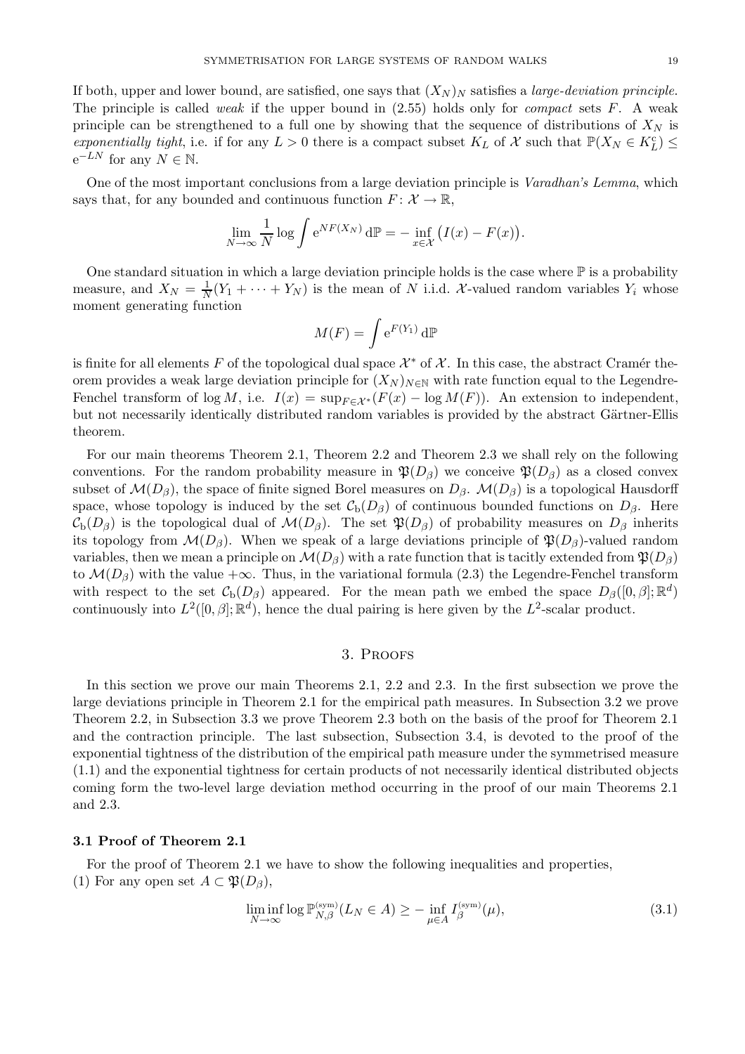If both, upper and lower bound, are satisfied, one says that $(X_N)_N$ satisfies a *large-deviation principle*. The principle is called *weak* if the upper bound in (2.55) holds only for *compact* sets $F$. A weak principle can be strengthened to a full one by showing that the sequence of distributions of $X_N$ is *exponentially tight*, i.e. if for any $L > 0$ there is a compact subset $K_L$ of $\mathcal{X}$ such that $\mathbb{P}(X_N \in K_L^{\rm c}) \leq {\rm e}^{-LN}$ for any $N \in \mathbb{N}$.

One of the most important conclusions from a large deviation principle is *Varadhan's Lemma*, which says that, for any bounded and continuous function $F\colon \mathcal{X} \to \mathbb{R}$,

$$\lim_{N\to\infty} \frac{1}{N} \log \int {\rm e}^{NF(X_N)}\, {\rm d}\mathbb{P} = -\inf_{x\in\mathcal{X}} \big(I(x) - F(x)\big).$$

One standard situation in which a large deviation principle holds is the case where $\mathbb{P}$ is a probability measure, and $X_N = \frac{1}{N}(Y_1 + \cdots + Y_N)$ is the mean of $N$ i.i.d. $\mathcal{X}$-valued random variables $Y_i$ whose moment generating function

$$M(F) = \int {\rm e}^{F(Y_1)}\, {\rm d}\mathbb{P}$$

is finite for all elements $F$ of the topological dual space $\mathcal{X}^*$ of $\mathcal{X}$. In this case, the abstract Cramér theorem provides a weak large deviation principle for $(X_N)_{N\in\mathbb{N}}$ with rate function equal to the Legendre-Fenchel transform of $\log M$, i.e. $I(x) = \sup_{F\in\mathcal{X}^*}(F(x) - \log M(F))$. An extension to independent, but not necessarily identically distributed random variables is provided by the abstract Gärtner-Ellis theorem.

For our main theorems Theorem 2.1, Theorem 2.2 and Theorem 2.3 we shall rely on the following conventions. For the random probability measure in $\mathfrak{P}(D_\beta)$ we conceive $\mathfrak{P}(D_\beta)$ as a closed convex subset of $\mathcal{M}(D_\beta)$, the space of finite signed Borel measures on $D_\beta$. $\mathcal{M}(D_\beta)$ is a topological Hausdorff space, whose topology is induced by the set $\mathcal{C}_{\rm b}(D_\beta)$ of continuous bounded functions on $D_\beta$. Here $\mathcal{C}_{\rm b}(D_\beta)$ is the topological dual of $\mathcal{M}(D_\beta)$. The set $\mathfrak{P}(D_\beta)$ of probability measures on $D_\beta$ inherits its topology from $\mathcal{M}(D_\beta)$. When we speak of a large deviations principle of $\mathfrak{P}(D_\beta)$-valued random variables, then we mean a principle on $\mathcal{M}(D_\beta)$ with a rate function that is tacitly extended from $\mathfrak{P}(D_\beta)$ to $\mathcal{M}(D_\beta)$ with the value $+\infty$. Thus, in the variational formula (2.3) the Legendre-Fenchel transform with respect to the set $\mathcal{C}_{\rm b}(D_\beta)$ appeared. For the mean path we embed the space $D_\beta([0,\beta];\mathbb{R}^d)$ continuously into $L^2([0,\beta];\mathbb{R}^d)$, hence the dual pairing is here given by the $L^2$-scalar product.

## 3. Proofs

In this section we prove our main Theorems 2.1, 2.2 and 2.3. In the first subsection we prove the large deviations principle in Theorem 2.1 for the empirical path measures. In Subsection 3.2 we prove Theorem 2.2, in Subsection 3.3 we prove Theorem 2.3 both on the basis of the proof for Theorem 2.1 and the contraction principle. The last subsection, Subsection 3.4, is devoted to the proof of the exponential tightness of the distribution of the empirical path measure under the symmetrised measure (1.1) and the exponential tightness for certain products of not necessarily identical distributed objects coming form the two-level large deviation method occurring in the proof of our main Theorems 2.1 and 2.3.

### 3.1 Proof of Theorem 2.1

For the proof of Theorem 2.1 we have to show the following inequalities and properties,
(1) For any open set $A \subset \mathfrak{P}(D_\beta)$,

$$\liminf_{N\to\infty} \log \mathbb{P}_{N,\beta}^{\rm (sym)}(L_N \in A) \geq -\inf_{\mu\in A} I_\beta^{\rm (sym)}(\mu), \tag{3.1}$$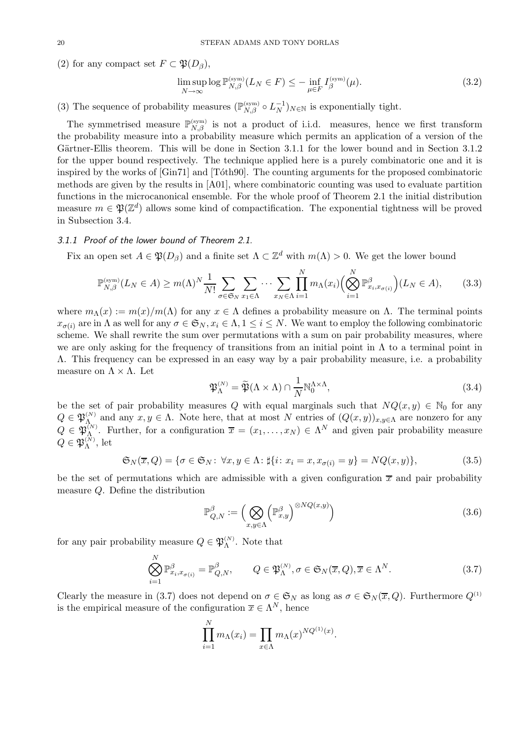(2) for any compact set $F \subset \mathfrak{P}(D_\beta)$,

$$\limsup_{N\to\infty} \log \mathbb{P}^{\text{(sym)}}_{N,\beta}(L_N \in F) \le -\inf_{\mu\in F} I^{\text{(sym)}}_\beta(\mu). \tag{3.2}$$

(3) The sequence of probability measures $(\mathbb{P}^{\text{(sym)}}_{N,\beta} \circ L_N^{-1})_{N\in\mathbb{N}}$ is exponentially tight.

The symmetrised measure $\mathbb{P}^{\text{(sym)}}_{N,\beta}$ is not a product of i.i.d. measures, hence we first transform the probability measure into a probability measure which permits an application of a version of the Gärtner-Ellis theorem. This will be done in Section 3.1.1 for the lower bound and in Section 3.1.2 for the upper bound respectively. The technique applied here is a purely combinatoric one and it is inspired by the works of [Gin71] and [Tóth90]. The counting arguments for the proposed combinatoric methods are given by the results in [A01], where combinatoric counting was used to evaluate partition functions in the microcanonical ensemble. For the whole proof of Theorem 2.1 the initial distribution measure $m \in \mathfrak{P}(\mathbb{Z}^d)$ allows some kind of compactification. The exponential tightness will be proved in Subsection 3.4.

### *3.1.1 Proof of the lower bound of Theorem 2.1.*

Fix an open set $A \in \mathfrak{P}(D_\beta)$ and a finite set $\Lambda \subset \mathbb{Z}^d$ with $m(\Lambda) > 0$. We get the lower bound

$$\mathbb{P}^{\text{(sym)}}_{N,\beta}(L_N \in A) \ge m(\Lambda)^N \frac{1}{N!} \sum_{\sigma\in\mathfrak{S}_N} \sum_{x_1\in\Lambda} \cdots \sum_{x_N\in\Lambda} \prod_{i=1}^N m_\Lambda(x_i) \Big( \bigotimes_{i=1}^N \mathbb{P}^\beta_{x_i,x_{\sigma(i)}} \Big)(L_N \in A), \tag{3.3}$$

where $m_\Lambda(x) := m(x)/m(\Lambda)$ for any $x \in \Lambda$ defines a probability measure on $\Lambda$. The terminal points $x_{\sigma(i)}$ are in $\Lambda$ as well for any $\sigma \in \mathfrak{S}_N, x_i \in \Lambda, 1 \le i \le N$. We want to employ the following combinatoric scheme. We shall rewrite the sum over permutations with a sum on pair probability measures, where we are only asking for the frequency of transitions from an initial point in $\Lambda$ to a terminal point in $\Lambda$. This frequency can be expressed in an easy way by a pair probability measure, i.e. a probability measure on $\Lambda \times \Lambda$. Let

$$\mathfrak{P}^{(N)}_\Lambda = \widetilde{\mathfrak{P}}(\Lambda\times\Lambda) \cap \frac{1}{N}\mathbb{N}_0^{\Lambda\times\Lambda}, \tag{3.4}$$

be the set of pair probability measures $Q$ with equal marginals such that $NQ(x,y) \in \mathbb{N}_0$ for any $Q \in \mathfrak{P}^{(N)}_\Lambda$ and any $x, y \in \Lambda$. Note here, that at most $N$ entries of $(Q(x,y))_{x,y\in\Lambda}$ are nonzero for any $Q \in \mathfrak{P}^{(N)}_\Lambda$. Further, for a configuration $\overline{x} = (x_1, \dots, x_N) \in \Lambda^N$ and given pair probability measure $Q \in \mathfrak{P}^{(N)}_\Lambda$, let

$$\mathfrak{S}_N(\overline{x}, Q) = \{\sigma \in \mathfrak{S}_N \colon \forall x, y \in \Lambda\colon \sharp\{i\colon x_i = x, x_{\sigma(i)} = y\} = NQ(x,y)\}, \tag{3.5}$$

be the set of permutations which are admissible with a given configuration $\overline{x}$ and pair probability measure $Q$. Define the distribution

$$\mathbb{P}^\beta_{Q,N} := \Big( \bigotimes_{x,y\in\Lambda} \Big(\mathbb{P}^\beta_{x,y}\Big)^{\otimes NQ(x,y)} \Big) \tag{3.6}$$

for any pair probability measure $Q \in \mathfrak{P}^{(N)}_\Lambda$. Note that

$$\bigotimes_{i=1}^N \mathbb{P}^\beta_{x_i,x_{\sigma(i)}} = \mathbb{P}^\beta_{Q,N}, \qquad Q \in \mathfrak{P}^{(N)}_\Lambda, \sigma \in \mathfrak{S}_N(\overline{x}, Q), \overline{x} \in \Lambda^N. \tag{3.7}$$

Clearly the measure in (3.7) does not depend on $\sigma \in \mathfrak{S}_N$ as long as $\sigma \in \mathfrak{S}_N(\overline{x}, Q)$. Furthermore $Q^{(1)}$ is the empirical measure of the configuration $\overline{x} \in \Lambda^N$, hence

$$\prod_{i=1}^N m_\Lambda(x_i) = \prod_{x\in\Lambda} m_\Lambda(x)^{NQ^{(1)}(x)}.$$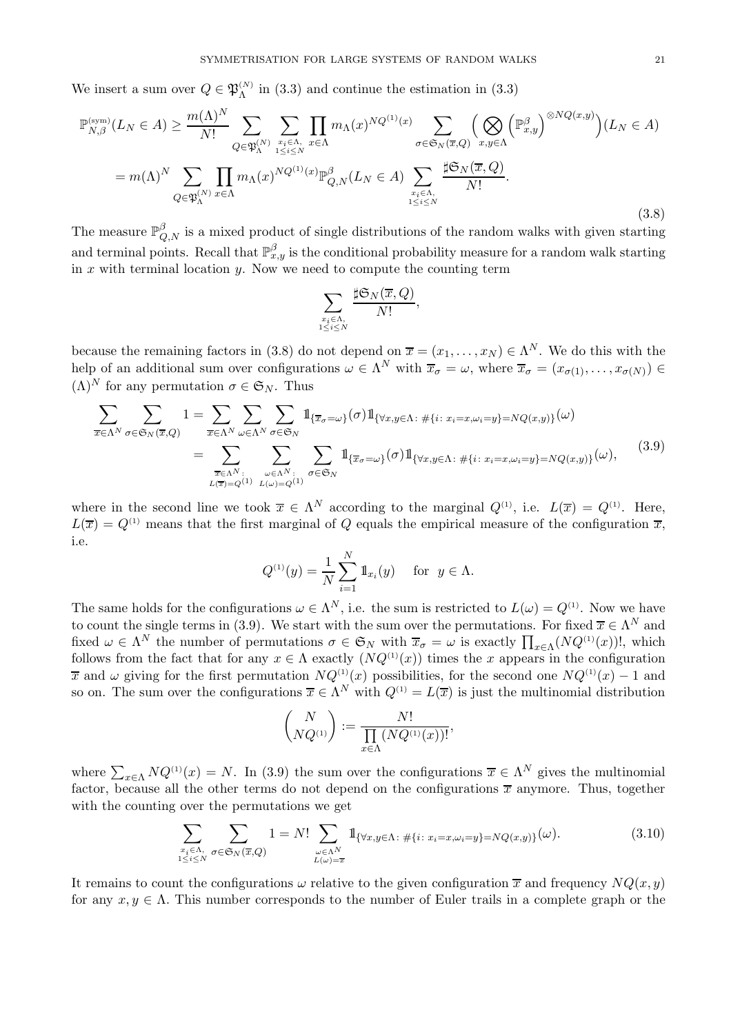We insert a sum over $Q \in \mathfrak{P}_\Lambda^{(N)}$ in (3.3) and continue the estimation in (3.3)

$$
\begin{aligned}
\mathbb{P}_{N,\beta}^{(\text{sym})}(L_N \in A) &\geq \frac{m(\Lambda)^N}{N!} \sum_{Q \in \mathfrak{P}_\Lambda^{(N)}} \sum_{\substack{x_i \in \Lambda, \\ 1 \leq i \leq N}} \prod_{x \in \Lambda} m_\Lambda(x)^{NQ^{(1)}(x)} \sum_{\sigma \in \mathfrak{S}_N(\overline{x}, Q)} \Big( \bigotimes_{x,y \in \Lambda} \left(\mathbb{P}_{x,y}^\beta\right)^{\otimes NQ(x,y)} \Big)(L_N \in A) \\
&= m(\Lambda)^N \sum_{Q \in \mathfrak{P}_\Lambda^{(N)}} \prod_{x \in \Lambda} m_\Lambda(x)^{NQ^{(1)}(x)} \mathbb{P}_{Q,N}^\beta(L_N \in A) \sum_{\substack{x_i \in \Lambda, \\ 1 \leq i \leq N}} \frac{\sharp \mathfrak{S}_N(\overline{x}, Q)}{N!}.
\end{aligned}
\tag{3.8}
$$

The measure $\mathbb{P}_{Q,N}^\beta$ is a mixed product of single distributions of the random walks with given starting and terminal points. Recall that $\mathbb{P}_{x,y}^\beta$ is the conditional probability measure for a random walk starting in $x$ with terminal location $y$. Now we need to compute the counting term

$$
\sum_{\substack{x_i \in \Lambda, \\ 1 \leq i \leq N}} \frac{\sharp \mathfrak{S}_N(\overline{x}, Q)}{N!},
$$

because the remaining factors in (3.8) do not depend on $\overline{x} = (x_1, \dots, x_N) \in \Lambda^N$. We do this with the help of an additional sum over configurations $\omega \in \Lambda^N$ with $\overline{x}_\sigma = \omega$, where $\overline{x}_\sigma = (x_{\sigma(1)}, \dots, x_{\sigma(N)}) \in (\Lambda)^N$ for any permutation $\sigma \in \mathfrak{S}_N$. Thus

$$
\begin{aligned}
\sum_{\overline{x} \in \Lambda^N} \sum_{\sigma \in \mathfrak{S}_N(\overline{x}, Q)} 1 &= \sum_{\overline{x} \in \Lambda^N} \sum_{\omega \in \Lambda^N} \sum_{\sigma \in \mathfrak{S}_N} \mathbb{1}_{\{\overline{x}_\sigma = \omega\}}(\sigma) \mathbb{1}_{\{\forall x,y \in \Lambda \colon \#\{i \colon x_i = x, \omega_i = y\} = NQ(x,y)\}}(\omega) \\
&= \sum_{\substack{\overline{x} \in \Lambda^N \colon \\ L(\overline{x}) = Q^{(1)}}} \sum_{\substack{\omega \in \Lambda^N \colon \\ L(\omega) = Q^{(1)}}} \sum_{\sigma \in \mathfrak{S}_N} \mathbb{1}_{\{\overline{x}_\sigma = \omega\}}(\sigma) \mathbb{1}_{\{\forall x,y \in \Lambda \colon \#\{i \colon x_i = x, \omega_i = y\} = NQ(x,y)\}}(\omega),
\end{aligned}
\tag{3.9}
$$

where in the second line we took $\overline{x} \in \Lambda^N$ according to the marginal $Q^{(1)}$, i.e. $L(\overline{x}) = Q^{(1)}$. Here, $L(\overline{x}) = Q^{(1)}$ means that the first marginal of $Q$ equals the empirical measure of the configuration $\overline{x}$, i.e.

$$
Q^{(1)}(y) = \frac{1}{N} \sum_{i=1}^N \mathbb{1}_{x_i}(y) \quad \text{ for } \ y \in \Lambda.
$$

The same holds for the configurations $\omega \in \Lambda^N$, i.e. the sum is restricted to $L(\omega) = Q^{(1)}$. Now we have to count the single terms in (3.9). We start with the sum over the permutations. For fixed $\overline{x} \in \Lambda^N$ and fixed $\omega \in \Lambda^N$ the number of permutations $\sigma \in \mathfrak{S}_N$ with $\overline{x}_\sigma = \omega$ is exactly $\prod_{x \in \Lambda}(NQ^{(1)}(x))!$, which follows from the fact that for any $x \in \Lambda$ exactly $(NQ^{(1)}(x))$ times the $x$ appears in the configuration $\overline{x}$ and $\omega$ giving for the first permutation $NQ^{(1)}(x)$ possibilities, for the second one $NQ^{(1)}(x) - 1$ and so on. The sum over the configurations $\overline{x} \in \Lambda^N$ with $Q^{(1)} = L(\overline{x})$ is just the multinomial distribution

$$
\binom{N}{NQ^{(1)}} := \frac{N!}{\prod\limits_{x \in \Lambda} (NQ^{(1)}(x))!},
$$

where $\sum_{x \in \Lambda} NQ^{(1)}(x) = N$. In (3.9) the sum over the configurations $\overline{x} \in \Lambda^N$ gives the multinomial factor, because all the other terms do not depend on the configurations $\overline{x}$ anymore. Thus, together with the counting over the permutations we get

$$
\sum_{\substack{x_i \in \Lambda, \\ 1 \leq i \leq N}} \sum_{\sigma \in \mathfrak{S}_N(\overline{x}, Q)} 1 = N! \sum_{\substack{\omega \in \Lambda^N \\ L(\omega) = \overline{x}}} \mathbb{1}_{\{\forall x,y \in \Lambda \colon \#\{i \colon x_i = x, \omega_i = y\} = NQ(x,y)\}}(\omega).
\tag{3.10}
$$

It remains to count the configurations $\omega$ relative to the given configuration $\overline{x}$ and frequency $NQ(x,y)$ for any $x, y \in \Lambda$. This number corresponds to the number of Euler trails in a complete graph or the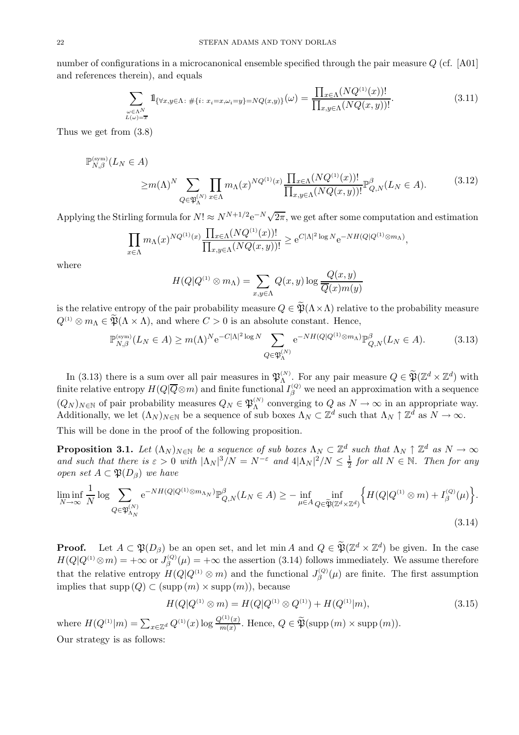number of configurations in a microcanonical ensemble specified through the pair measure $Q$ (cf. [A01] and references therein), and equals

$$\sum_{\substack{\omega\in\Lambda^N\\ L(\omega)=\overline{x}}} 1\!\!1_{\{\forall x,y\in\Lambda:\ \#\{i:\ x_i=x,\omega_i=y\}=NQ(x,y)\}}(\omega)=\frac{\prod_{x\in\Lambda}(NQ^{(1)}(x))!}{\prod_{x,y\in\Lambda}(NQ(x,y))!}. \tag{3.11}$$

Thus we get from (3.8)

$$\begin{aligned}\mathbb{P}_{N,\beta}^{(\mathrm{sym})}&(L_N\in A)\\ &\ge m(\Lambda)^N\sum_{Q\in\mathfrak{P}_\Lambda^{(N)}}\prod_{x\in\Lambda}m_\Lambda(x)^{NQ^{(1)}(x)}\frac{\prod_{x\in\Lambda}(NQ^{(1)}(x))!}{\prod_{x,y\in\Lambda}(NQ(x,y))!}\mathbb{P}_{Q,N}^\beta(L_N\in A).\end{aligned} \tag{3.12}$$

Applying the Stirling formula for $N!\approx N^{N+1/2}\mathrm{e}^{-N}\sqrt{2\pi}$, we get after some computation and estimation

$$\prod_{x\in\Lambda}m_\Lambda(x)^{NQ^{(1)}(x)}\frac{\prod_{x\in\Lambda}(NQ^{(1)}(x))!}{\prod_{x,y\in\Lambda}(NQ(x,y))!}\ge \mathrm{e}^{C|\Lambda|^2\log N}\mathrm{e}^{-NH(Q|Q^{(1)}\otimes m_\Lambda)},$$

where

$$H(Q|Q^{(1)}\otimes m_\Lambda)=\sum_{x,y\in\Lambda}Q(x,y)\log\frac{Q(x,y)}{\overline{Q}(x)m(y)}$$

is the relative entropy of the pair probability measure $Q\in\widetilde{\mathfrak{P}}(\Lambda\times\Lambda)$ relative to the probability measure $Q^{(1)}\otimes m_\Lambda\in\widetilde{\mathfrak{P}}(\Lambda\times\Lambda)$, and where $C>0$ is an absolute constant. Hence,

$$\mathbb{P}_{N,\beta}^{(\mathrm{sym})}(L_N\in A)\ge m(\Lambda)^N\mathrm{e}^{-C|\Lambda|^2\log N}\sum_{Q\in\mathfrak{P}_\Lambda^{(N)}}\mathrm{e}^{-NH(Q|Q^{(1)}\otimes m_\Lambda)}\mathbb{P}_{Q,N}^\beta(L_N\in A). \tag{3.13}$$

In (3.13) there is a sum over all pair measures in $\mathfrak{P}_\Lambda^{(N)}$. For any pair measure $Q\in\widetilde{\mathfrak{P}}(\mathbb{Z}^d\times\mathbb{Z}^d)$ with finite relative entropy $H(Q|\overline{Q}\otimes m)$ and finite functional $I_\beta^{(Q)}$ we need an approximation with a sequence $(Q_N)_{N\in\mathbb{N}}$ of pair probability measures $Q_N\in\mathfrak{P}_\Lambda^{(N)}$ converging to $Q$ as $N\to\infty$ in an appropriate way. Additionally, we let $(\Lambda_N)_{N\in\mathbb{N}}$ be a sequence of sub boxes $\Lambda_N\subset\mathbb{Z}^d$ such that $\Lambda_N\uparrow\mathbb{Z}^d$ as $N\to\infty$. This will be done in the proof of the following proposition.

**Proposition 3.1.** *Let $(\Lambda_N)_{N\in\mathbb{N}}$ be a sequence of sub boxes $\Lambda_N\subset\mathbb{Z}^d$ such that $\Lambda_N\uparrow\mathbb{Z}^d$ as $N\to\infty$ and such that there is $\varepsilon>0$ with $|\Lambda_N|^3/N=N^{-\varepsilon}$ and $4|\Lambda_N|^2/N\le\frac12$ for all $N\in\mathbb{N}$. Then for any open set $A\subset\mathfrak{P}(D_\beta)$ we have*

$$\liminf_{N\to\infty}\frac1N\log\sum_{Q\in\mathfrak{P}_{\Lambda_N}^{(N)}}\mathrm{e}^{-NH(Q|Q^{(1)}\otimes m_{\Lambda_N})}\mathbb{P}_{Q,N}^\beta(L_N\in A)\ge-\inf_{\mu\in A}\inf_{Q\in\widetilde{\mathfrak{P}}(\mathbb{Z}^d\times\mathbb{Z}^d)}\Big\{H(Q|Q^{(1)}\otimes m)+I_\beta^{(Q)}(\mu)\Big\}. \tag{3.14}$$

**Proof.** Let $A\subset\mathfrak{P}(D_\beta)$ be an open set, and let $\min A$ and $Q\in\widetilde{\mathfrak{P}}(\mathbb{Z}^d\times\mathbb{Z}^d)$ be given. In the case $H(Q|Q^{(1)}\otimes m)=+\infty$ or $J_\beta^{(Q)}(\mu)=+\infty$ the assertion (3.14) follows immediately. We assume therefore that the relative entropy $H(Q|Q^{(1)}\otimes m)$ and the functional $J_\beta^{(Q)}(\mu)$ are finite. The first assumption implies that $\mathrm{supp}\,(Q)\subset(\mathrm{supp}\,(m)\times\mathrm{supp}\,(m))$, because

$$H(Q|Q^{(1)}\otimes m)=H(Q|Q^{(1)}\otimes Q^{(1)})+H(Q^{(1)}|m), \tag{3.15}$$

where $H(Q^{(1)}|m)=\sum_{x\in\mathbb{Z}^d}Q^{(1)}(x)\log\frac{Q^{(1)}(x)}{m(x)}$. Hence, $Q\in\widetilde{\mathfrak{P}}(\mathrm{supp}\,(m)\times\mathrm{supp}\,(m))$.

Our strategy is as follows: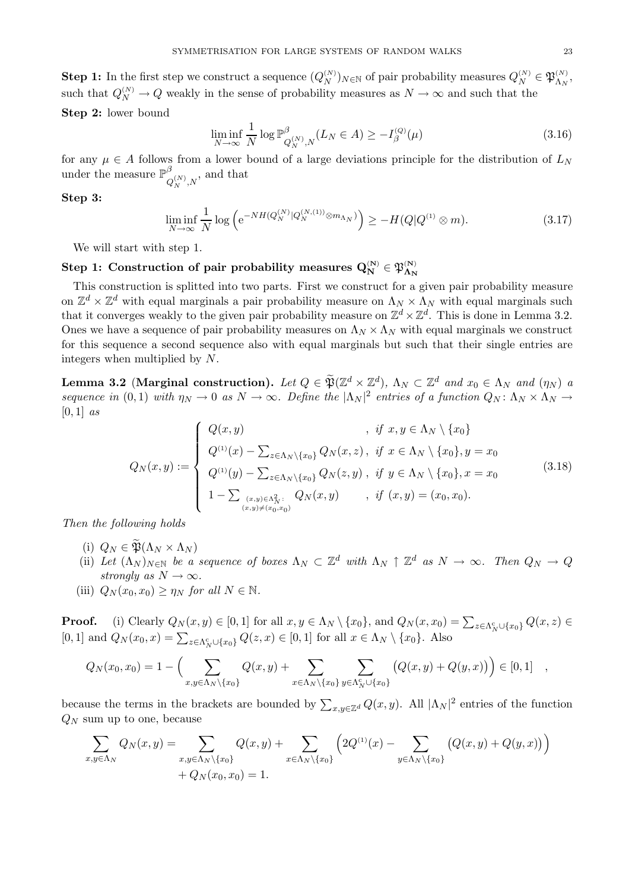**Step 1:** In the first step we construct a sequence $(Q_N^{(N)})_{N\in\mathbb{N}}$ of pair probability measures $Q_N^{(N)} \in \mathfrak{P}_{\Lambda_N}^{(N)}$, such that $Q_N^{(N)} \to Q$ weakly in the sense of probability measures as $N \to \infty$ and such that the

**Step 2:** lower bound

$$\liminf_{N\to\infty} \frac{1}{N} \log \mathbb{P}^\beta_{Q_N^{(N)},N}(L_N \in A) \geq -I_\beta^{(Q)}(\mu) \tag{3.16}$$

for any $\mu \in A$ follows from a lower bound of a large deviations principle for the distribution of $L_N$ under the measure $\mathbb{P}^\beta_{Q_N^{(N)},N}$, and that

**Step 3:**

$$\liminf_{N\to\infty} \frac{1}{N} \log \left( \mathrm{e}^{-NH(Q_N^{(N)}|Q_N^{(N,(1))}\otimes m_{\Lambda_N})} \right) \geq -H(Q|Q^{(1)} \otimes m). \tag{3.17}$$

We will start with step 1.

**Step 1: Construction of pair probability measures $\mathbf{Q_N^{(N)}} \in \mathfrak{P}^{(\mathbf{N})}_{\mathbf{\Lambda_N}}$**

This construction is splitted into two parts. First we construct for a given pair probability measure on $\mathbb{Z}^d \times \mathbb{Z}^d$ with equal marginals a pair probability measure on $\Lambda_N \times \Lambda_N$ with equal marginals such that it converges weakly to the given pair probability measure on $\mathbb{Z}^d \times \mathbb{Z}^d$. This is done in Lemma 3.2. Ones we have a sequence of pair probability measures on $\Lambda_N \times \Lambda_N$ with equal marginals we construct for this sequence a second sequence also with equal marginals but such that their single entries are integers when multiplied by $N$.

**Lemma 3.2** **(Marginal construction).** *Let $Q \in \widetilde{\mathfrak{P}}(\mathbb{Z}^d \times \mathbb{Z}^d)$, $\Lambda_N \subset \mathbb{Z}^d$ and $x_0 \in \Lambda_N$ and $(\eta_N)$ a sequence in $(0,1)$ with $\eta_N \to 0$ as $N \to \infty$. Define the $|\Lambda_N|^2$ entries of a function $Q_N \colon \Lambda_N \times \Lambda_N \to [0,1]$ as*

$$Q_N(x,y) := \begin{cases} Q(x,y) & , \ \text{if } x, y \in \Lambda_N \setminus \{x_0\} \\ Q^{(1)}(x) - \sum_{z\in\Lambda_N\setminus\{x_0\}} Q_N(x,z), & \text{if } x \in \Lambda_N \setminus \{x_0\}, y = x_0 \\ Q^{(1)}(y) - \sum_{z\in\Lambda_N\setminus\{x_0\}} Q_N(z,y), & \text{if } y \in \Lambda_N \setminus \{x_0\}, x = x_0 \\ 1 - \sum_{\substack{(x,y)\in\Lambda_N^2: \\ (x,y)\neq(x_0,x_0)}} Q_N(x,y) & , \ \text{if } (x,y) = (x_0,x_0). \end{cases} \tag{3.18}$$

*Then the following holds*

(i) $Q_N \in \widetilde{\mathfrak{P}}(\Lambda_N \times \Lambda_N)$

(ii) *Let $(\Lambda_N)_{N\in\mathbb{N}}$ be a sequence of boxes $\Lambda_N \subset \mathbb{Z}^d$ with $\Lambda_N \uparrow \mathbb{Z}^d$ as $N \to \infty$. Then $Q_N \to Q$ strongly as $N \to \infty$.*

(iii) $Q_N(x_0,x_0) \geq \eta_N$ *for all $N \in \mathbb{N}$.*

**Proof.** (i) Clearly $Q_N(x,y) \in [0,1]$ for all $x, y \in \Lambda_N \setminus \{x_0\}$, and $Q_N(x,x_0) = \sum_{z\in\Lambda_N^c\cup\{x_0\}} Q(x,z) \in [0,1]$ and $Q_N(x_0,x) = \sum_{z\in\Lambda_N^c\cup\{x_0\}} Q(z,x) \in [0,1]$ for all $x \in \Lambda_N \setminus \{x_0\}$. Also

$$Q_N(x_0,x_0) = 1 - \Big( \sum_{x,y\in\Lambda_N\setminus\{x_0\}} Q(x,y) + \sum_{x\in\Lambda_N\setminus\{x_0\}} \sum_{y\in\Lambda_N^c\cup\{x_0\}} \big(Q(x,y) + Q(y,x)\big) \Big) \in [0,1] \quad ,$$

because the terms in the brackets are bounded by $\sum_{x,y\in\mathbb{Z}^d} Q(x,y)$. All $|\Lambda_N|^2$ entries of the function $Q_N$ sum up to one, because

$$\sum_{x,y\in\Lambda_N} Q_N(x,y) = \sum_{x,y\in\Lambda_N\setminus\{x_0\}} Q(x,y) + \sum_{x\in\Lambda_N\setminus\{x_0\}} \Big( 2Q^{(1)}(x) - \sum_{y\in\Lambda_N\setminus\{x_0\}} \big(Q(x,y) + Q(y,x)\big) \Big)$$
$$+ Q_N(x_0,x_0) = 1.$$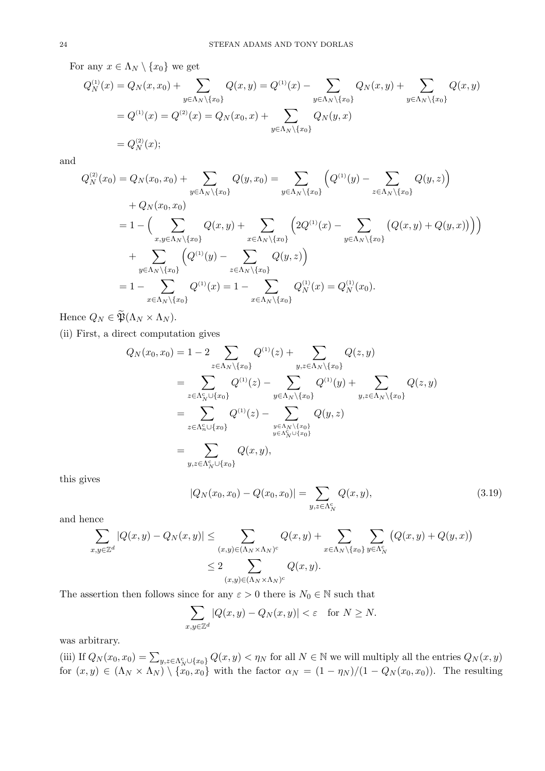For any $x \in \Lambda_N \setminus \{x_0\}$ we get

$$
\begin{aligned}
Q_N^{(1)}(x) &= Q_N(x, x_0) + \sum_{y \in \Lambda_N \setminus \{x_0\}} Q(x, y) = Q^{(1)}(x) - \sum_{y \in \Lambda_N \setminus \{x_0\}} Q_N(x, y) + \sum_{y \in \Lambda_N \setminus \{x_0\}} Q(x, y) \\
&= Q^{(1)}(x) = Q^{(2)}(x) = Q_N(x_0, x) + \sum_{y \in \Lambda_N \setminus \{x_0\}} Q_N(y, x) \\
&= Q_N^{(2)}(x);
\end{aligned}
$$

and

$$
\begin{aligned}
Q_N^{(2)}(x_0) &= Q_N(x_0, x_0) + \sum_{y \in \Lambda_N \setminus \{x_0\}} Q(y, x_0) = \sum_{y \in \Lambda_N \setminus \{x_0\}} \Big( Q^{(1)}(y) - \sum_{z \in \Lambda_N \setminus \{x_0\}} Q(y, z) \Big) \\
&\quad + Q_N(x_0, x_0) \\
&= 1 - \Big( \sum_{x, y \in \Lambda_N \setminus \{x_0\}} Q(x, y) + \sum_{x \in \Lambda_N \setminus \{x_0\}} \Big( 2Q^{(1)}(x) - \sum_{y \in \Lambda_N \setminus \{x_0\}} \big( Q(x, y) + Q(y, x) \big) \Big) \Big) \\
&\quad + \sum_{y \in \Lambda_N \setminus \{x_0\}} \Big( Q^{(1)}(y) - \sum_{z \in \Lambda_N \setminus \{x_0\}} Q(y, z) \Big) \\
&= 1 - \sum_{x \in \Lambda_N \setminus \{x_0\}} Q^{(1)}(x) = 1 - \sum_{x \in \Lambda_N \setminus \{x_0\}} Q_N^{(1)}(x) = Q_N^{(1)}(x_0).
\end{aligned}
$$

Hence $Q_N \in \widetilde{\mathfrak{P}}(\Lambda_N \times \Lambda_N)$.

(ii) First, a direct computation gives

$$
\begin{aligned}
Q_N(x_0, x_0) &= 1 - 2 \sum_{z \in \Lambda_N \setminus \{x_0\}} Q^{(1)}(z) + \sum_{y, z \in \Lambda_N \setminus \{x_0\}} Q(z, y) \\
&= \sum_{z \in \Lambda_N^{\rm c} \cup \{x_0\}} Q^{(1)}(z) - \sum_{y \in \Lambda_N \setminus \{x_0\}} Q^{(1)}(y) + \sum_{y, z \in \Lambda_N \setminus \{x_0\}} Q(z, y) \\
&= \sum_{z \in \Lambda_n^{\rm c} \cup \{x_0\}} Q^{(1)}(z) - \sum_{\substack{y \in \Lambda_N \setminus \{x_0\} \\ y \in \Lambda_N^{\rm c} \cup \{x_0\}}} Q(y, z) \\
&= \sum_{y, z \in \Lambda_N^{\rm c} \cup \{x_0\}} Q(x, y),
\end{aligned}
$$

this gives

$$
|Q_N(x_0, x_0) - Q(x_0, x_0)| = \sum_{y, z \in \Lambda_N^{\rm c}} Q(x, y), \tag{3.19}
$$

and hence

$$
\begin{aligned}
\sum_{x, y \in \mathbb{Z}^d} |Q(x, y) - Q_N(x, y)| &\leq \sum_{(x, y) \in (\Lambda_N \times \Lambda_N)^{\rm c}} Q(x, y) + \sum_{x \in \Lambda_N \setminus \{x_0\}} \sum_{y \in \Lambda_N^{\rm c}} \big( Q(x, y) + Q(y, x) \big) \\
&\leq 2 \sum_{(x, y) \in (\Lambda_N \times \Lambda_N)^{\rm c}} Q(x, y).
\end{aligned}
$$

The assertion then follows since for any $\varepsilon > 0$ there is $N_0 \in \mathbb{N}$ such that

$$
\sum_{x, y \in \mathbb{Z}^d} |Q(x, y) - Q_N(x, y)| < \varepsilon \quad \text{for } N \geq N.
$$

was arbitrary.

(iii) If $Q_N(x_0, x_0) = \sum_{y, z \in \Lambda_N^{\rm c} \cup \{x_0\}} Q(x, y) < \eta_N$ for all $N \in \mathbb{N}$ we will multiply all the entries $Q_N(x, y)$ for $(x, y) \in (\Lambda_N \times \Lambda_N) \setminus \{x_0, x_0\}$ with the factor $\alpha_N = (1 - \eta_N)/(1 - Q_N(x_0, x_0))$. The resulting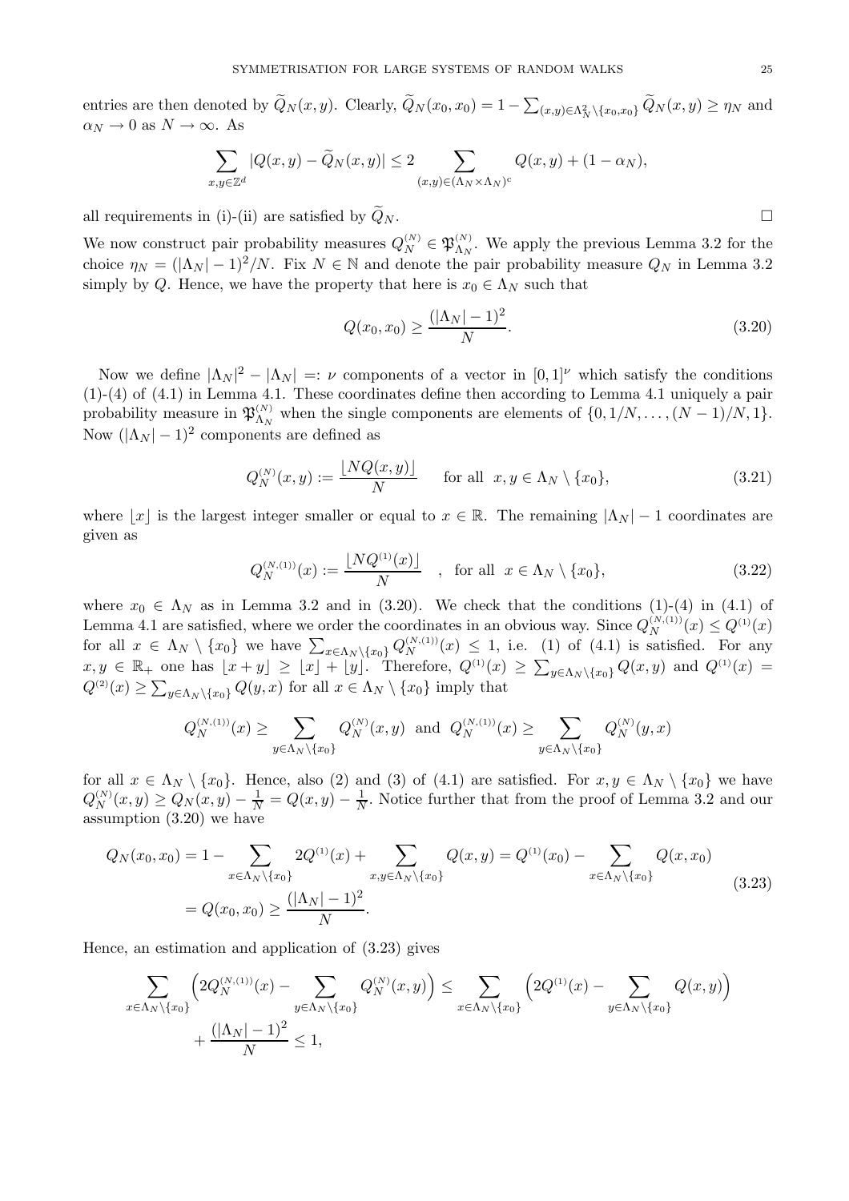entries are then denoted by $\widetilde{Q}_N(x,y)$. Clearly, $\widetilde{Q}_N(x_0,x_0) = 1 - \sum_{(x,y)\in\Lambda_N^2\setminus\{x_0,x_0\}} \widetilde{Q}_N(x,y) \geq \eta_N$ and $\alpha_N \to 0$ as $N\to\infty$. As

$$
\sum_{x,y\in\mathbb{Z}^d} |Q(x,y) - \widetilde{Q}_N(x,y)| \leq 2 \sum_{(x,y)\in(\Lambda_N\times\Lambda_N)^{\rm c}} Q(x,y) + (1-\alpha_N),
$$

all requirements in (i)-(ii) are satisfied by $\widetilde{Q}_N$. $\square$

We now construct pair probability measures $Q_N^{(N)} \in \mathfrak{P}_{\Lambda_N}^{(N)}$. We apply the previous Lemma 3.2 for the choice $\eta_N = (|\Lambda_N|-1)^2/N$. Fix $N\in\mathbb{N}$ and denote the pair probability measure $Q_N$ in Lemma 3.2 simply by $Q$. Hence, we have the property that here is $x_0\in\Lambda_N$ such that

$$
Q(x_0,x_0) \geq \frac{(|\Lambda_N|-1)^2}{N}. \tag{3.20}
$$

Now we define $|\Lambda_N|^2 - |\Lambda_N| =: \nu$ components of a vector in $[0,1]^\nu$ which satisfy the conditions (1)-(4) of (4.1) in Lemma 4.1. These coordinates define then according to Lemma 4.1 uniquely a pair probability measure in $\mathfrak{P}_{\Lambda_N}^{(N)}$ when the single components are elements of $\{0,1/N,\dots,(N-1)/N,1\}$. Now $(|\Lambda_N|-1)^2$ components are defined as

$$
Q_N^{(N)}(x,y) := \frac{\lfloor NQ(x,y)\rfloor}{N} \qquad \text{for all } \; x,y\in\Lambda_N\setminus\{x_0\}, \tag{3.21}
$$

where $\lfloor x\rfloor$ is the largest integer smaller or equal to $x\in\mathbb{R}$. The remaining $|\Lambda_N|-1$ coordinates are given as

$$
Q_N^{(N,(1))}(x) := \frac{\lfloor NQ^{(1)}(x)\rfloor}{N} \quad , \; \text{for all } \; x\in\Lambda_N\setminus\{x_0\}, \tag{3.22}
$$

where $x_0\in\Lambda_N$ as in Lemma 3.2 and in (3.20). We check that the conditions (1)-(4) in (4.1) of Lemma 4.1 are satisfied, where we order the coordinates in an obvious way. Since $Q_N^{(N,(1))}(x) \leq Q^{(1)}(x)$ for all $x\in\Lambda_N\setminus\{x_0\}$ we have $\sum_{x\in\Lambda_N\setminus\{x_0\}} Q_N^{(N,(1))}(x) \leq 1$, i.e. (1) of (4.1) is satisfied. For any $x,y\in\mathbb{R}_+$ one has $\lfloor x+y\rfloor \geq \lfloor x\rfloor + \lfloor y\rfloor$. Therefore, $Q^{(1)}(x) \geq \sum_{y\in\Lambda_N\setminus\{x_0\}} Q(x,y)$ and $Q^{(1)}(x) = Q^{(2)}(x) \geq \sum_{y\in\Lambda_N\setminus\{x_0\}} Q(y,x)$ for all $x\in\Lambda_N\setminus\{x_0\}$ imply that

$$
Q_N^{(N,(1))}(x) \geq \sum_{y\in\Lambda_N\setminus\{x_0\}} Q_N^{(N)}(x,y) \;\text{ and }\; Q_N^{(N,(1))}(x) \geq \sum_{y\in\Lambda_N\setminus\{x_0\}} Q_N^{(N)}(y,x)
$$

for all $x\in\Lambda_N\setminus\{x_0\}$. Hence, also (2) and (3) of (4.1) are satisfied. For $x,y\in\Lambda_N\setminus\{x_0\}$ we have $Q_N^{(N)}(x,y) \geq Q_N(x,y) - \frac{1}{N} = Q(x,y) - \frac{1}{N}$. Notice further that from the proof of Lemma 3.2 and our assumption (3.20) we have

$$
\begin{aligned}
Q_N(x_0,x_0) &= 1 - \sum_{x\in\Lambda_N\setminus\{x_0\}} 2Q^{(1)}(x) + \sum_{x,y\in\Lambda_N\setminus\{x_0\}} Q(x,y) = Q^{(1)}(x_0) - \sum_{x\in\Lambda_N\setminus\{x_0\}} Q(x,x_0) \\
&= Q(x_0,x_0) \geq \frac{(|\Lambda_N|-1)^2}{N}.
\end{aligned} \tag{3.23}
$$

Hence, an estimation and application of (3.23) gives

$$
\begin{aligned}
\sum_{x\in\Lambda_N\setminus\{x_0\}} \Big( 2Q_N^{(N,(1))}(x) - \sum_{y\in\Lambda_N\setminus\{x_0\}} Q_N^{(N)}(x,y)\Big) &\leq \sum_{x\in\Lambda_N\setminus\{x_0\}} \Big(2Q^{(1)}(x) - \sum_{y\in\Lambda_N\setminus\{x_0\}} Q(x,y)\Big) \\
&\quad + \frac{(|\Lambda_N|-1)^2}{N} \leq 1,
\end{aligned}
$$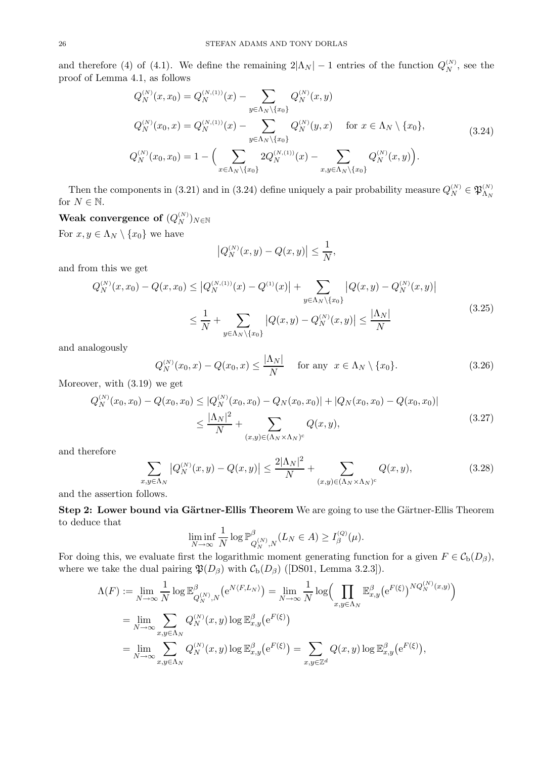and therefore (4) of (4.1). We define the remaining $2|\Lambda_N|-1$ entries of the function $Q_N^{(N)}$, see the proof of Lemma 4.1, as follows

$$
\begin{aligned}
Q_N^{(N)}(x,x_0) &= Q_N^{(N,(1))}(x) - \sum_{y\in\Lambda_N\setminus\{x_0\}} Q_N^{(N)}(x,y)\\
Q_N^{(N)}(x_0,x) &= Q_N^{(N,(1))}(x) - \sum_{y\in\Lambda_N\setminus\{x_0\}} Q_N^{(N)}(y,x) \quad \text{ for } x\in\Lambda_N\setminus\{x_0\},\\
Q_N^{(N)}(x_0,x_0) &= 1-\Big(\sum_{x\in\Lambda_N\setminus\{x_0\}} 2Q_N^{(N,(1))}(x) - \sum_{x,y\in\Lambda_N\setminus\{x_0\}} Q_N^{(N)}(x,y)\Big).
\end{aligned}
\tag{3.24}
$$

Then the components in (3.21) and in (3.24) define uniquely a pair probability measure $Q_N^{(N)}\in\mathfrak{P}_{\Lambda_N}^{(N)}$ for $N\in\mathbb{N}$.

**Weak convergence of $(Q_N^{(N)})_{N\in\mathbb{N}}$**

For $x,y\in\Lambda_N\setminus\{x_0\}$ we have

$$
\big|Q_N^{(N)}(x,y)-Q(x,y)\big|\le\frac{1}{N},
$$

and from this we get

$$
\begin{aligned}
Q_N^{(N)}(x,x_0)-Q(x,x_0) &\le \big|Q_N^{(N,(1))}(x)-Q^{(1)}(x)\big| + \sum_{y\in\Lambda_N\setminus\{x_0\}}\big|Q(x,y)-Q_N^{(N)}(x,y)\big|\\
&\le \frac{1}{N}+\sum_{y\in\Lambda_N\setminus\{x_0\}}\big|Q(x,y)-Q_N^{(N)}(x,y)\big| \le \frac{|\Lambda_N|}{N}
\end{aligned}
\tag{3.25}
$$

and analogously

$$
Q_N^{(N)}(x_0,x)-Q(x_0,x)\le\frac{|\Lambda_N|}{N}\quad \text{ for any } \ x\in\Lambda_N\setminus\{x_0\}. \tag{3.26}
$$

Moreover, with (3.19) we get

$$
\begin{aligned}
Q_N^{(N)}(x_0,x_0)-Q(x_0,x_0) &\le |Q_N^{(N)}(x_0,x_0)-Q_N(x_0,x_0)| + |Q_N(x_0,x_0)-Q(x_0,x_0)|\\
&\le \frac{|\Lambda_N|^2}{N} + \sum_{(x,y)\in(\Lambda_N\times\Lambda_N)^{\rm c}} Q(x,y),
\end{aligned}
\tag{3.27}
$$

and therefore

$$
\sum_{x,y\in\Lambda_N}\big|Q_N^{(N)}(x,y)-Q(x,y)\big| \le \frac{2|\Lambda_N|^2}{N} + \sum_{(x,y)\in(\Lambda_N\times\Lambda_N)^{\rm c}} Q(x,y), \tag{3.28}
$$

and the assertion follows.

**Step 2: Lower bound via Gärtner-Ellis Theorem** We are going to use the Gärtner-Ellis Theorem to deduce that

$$
\liminf_{N\to\infty}\frac{1}{N}\log\mathbb{P}^{\beta}_{Q_N^{(N)},N}(L_N\in A)\ge I_\beta^{(Q)}(\mu).
$$

For doing this, we evaluate first the logarithmic moment generating function for a given $F\in\mathcal{C}_{\rm b}(D_\beta)$, where we take the dual pairing $\mathfrak{P}(D_\beta)$ with $\mathcal{C}_{\rm b}(D_\beta)$ ([DS01, Lemma 3.2.3]).

$$
\begin{aligned}
\Lambda(F) &:= \lim_{N\to\infty}\frac{1}{N}\log\mathbb{E}^{\beta}_{Q_N^{(N)},N}\big({\rm e}^{N\langle F,L_N\rangle}\big) = \lim_{N\to\infty}\frac{1}{N}\log\Big(\prod_{x,y\in\Lambda_N}\mathbb{E}^{\beta}_{x,y}\big({\rm e}^{F(\xi)}\big)^{NQ_N^{(N)}(x,y)}\Big)\\
&= \lim_{N\to\infty}\sum_{x,y\in\Lambda_N} Q_N^{(N)}(x,y)\log\mathbb{E}^{\beta}_{x,y}\big({\rm e}^{F(\xi)}\big)\\
&= \lim_{N\to\infty}\sum_{x,y\in\Lambda_N} Q_N^{(N)}(x,y)\log\mathbb{E}^{\beta}_{x,y}\big({\rm e}^{F(\xi)}\big) = \sum_{x,y\in\mathbb{Z}^d} Q(x,y)\log\mathbb{E}^{\beta}_{x,y}\big({\rm e}^{F(\xi)}\big),
\end{aligned}
$$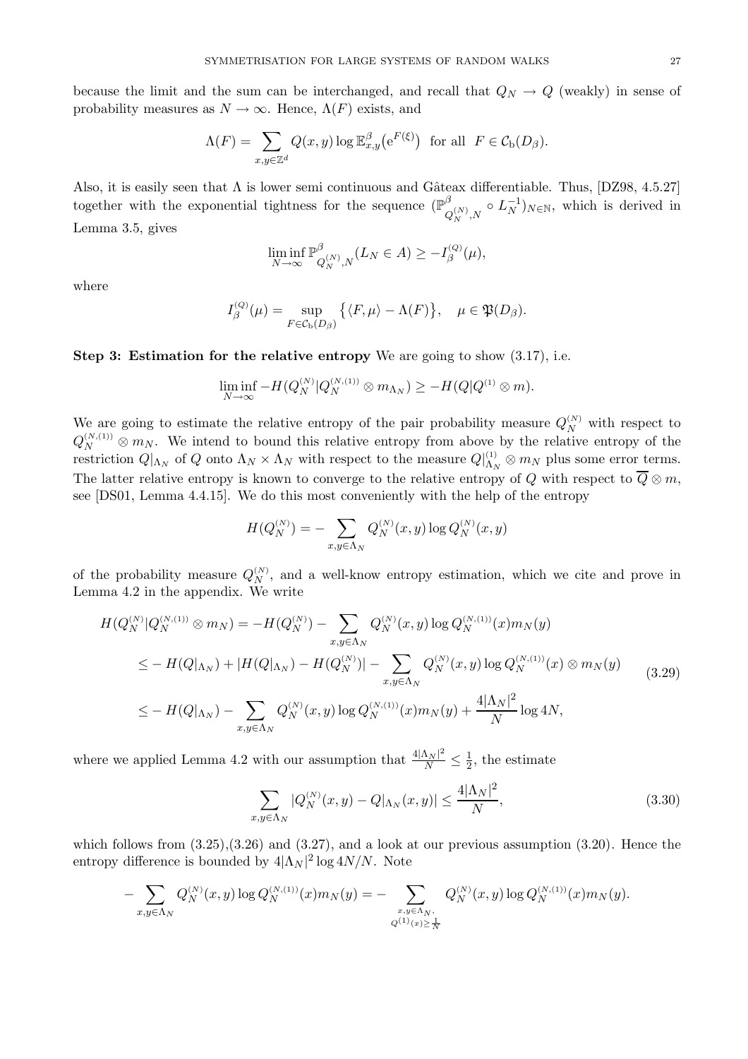because the limit and the sum can be interchanged, and recall that $Q_N \to Q$ (weakly) in sense of probability measures as $N \to \infty$. Hence, $\Lambda(F)$ exists, and

$$\Lambda(F) = \sum_{x,y \in \mathbb{Z}^d} Q(x,y) \log \mathbb{E}^\beta_{x,y}\big(\mathrm{e}^{F(\xi)}\big) \quad \text{for all } \ F \in \mathcal{C}_\mathrm{b}(D_\beta).$$

Also, it is easily seen that $\Lambda$ is lower semi continuous and Gâteax differentiable. Thus, [DZ98, 4.5.27] together with the exponential tightness for the sequence $(\mathbb{P}^\beta_{Q_N^{(N)},N} \circ L_N^{-1})_{N \in \mathbb{N}}$, which is derived in Lemma 3.5, gives

$$\liminf_{N \to \infty} \mathbb{P}^\beta_{Q_N^{(N)},N}(L_N \in A) \geq -I_\beta^{(Q)}(\mu),$$

where

$$I_\beta^{(Q)}(\mu) = \sup_{F \in \mathcal{C}_\mathrm{b}(D_\beta)} \big\{ \langle F, \mu \rangle - \Lambda(F) \big\}, \quad \mu \in \mathfrak{P}(D_\beta).$$

**Step 3: Estimation for the relative entropy** We are going to show (3.17), i.e.

$$\liminf_{N \to \infty} -H(Q_N^{(N)} | Q_N^{(N,(1))} \otimes m_{\Lambda_N}) \geq -H(Q | Q^{(1)} \otimes m).$$

We are going to estimate the relative entropy of the pair probability measure $Q_N^{(N)}$ with respect to $Q_N^{(N,(1))} \otimes m_N$. We intend to bound this relative entropy from above by the relative entropy of the restriction $Q|_{\Lambda_N}$ of $Q$ onto $\Lambda_N \times \Lambda_N$ with respect to the measure $Q|_{\Lambda_N}^{(1)} \otimes m_N$ plus some error terms. The latter relative entropy is known to converge to the relative entropy of $Q$ with respect to $\overline{Q} \otimes m$, see [DS01, Lemma 4.4.15]. We do this most conveniently with the help of the entropy

$$H(Q_N^{(N)}) = -\sum_{x,y \in \Lambda_N} Q_N^{(N)}(x,y) \log Q_N^{(N)}(x,y)$$

of the probability measure $Q_N^{(N)}$, and a well-know entropy estimation, which we cite and prove in Lemma 4.2 in the appendix. We write

$$\begin{aligned}
H(Q_N^{(N)} | Q_N^{(N,(1))} \otimes m_N) &= -H(Q_N^{(N)}) - \sum_{x,y \in \Lambda_N} Q_N^{(N)}(x,y) \log Q_N^{(N,(1))}(x) m_N(y) \\
&\leq -H(Q|_{\Lambda_N}) + |H(Q|_{\Lambda_N}) - H(Q_N^{(N)})| - \sum_{x,y \in \Lambda_N} Q_N^{(N)}(x,y) \log Q_N^{(N,(1))}(x) \otimes m_N(y) \\
&\leq -H(Q|_{\Lambda_N}) - \sum_{x,y \in \Lambda_N} Q_N^{(N)}(x,y) \log Q_N^{(N,(1))}(x) m_N(y) + \frac{4|\Lambda_N|^2}{N} \log 4N,
\end{aligned} \tag{3.29}$$

where we applied Lemma 4.2 with our assumption that $\frac{4|\Lambda_N|^2}{N} \leq \frac{1}{2}$, the estimate

$$\sum_{x,y \in \Lambda_N} |Q_N^{(N)}(x,y) - Q|_{\Lambda_N}(x,y)| \leq \frac{4|\Lambda_N|^2}{N}, \tag{3.30}$$

which follows from (3.25),(3.26) and (3.27), and a look at our previous assumption (3.20). Hence the entropy difference is bounded by $4|\Lambda_N|^2 \log 4N/N$. Note

$$-\sum_{x,y \in \Lambda_N} Q_N^{(N)}(x,y) \log Q_N^{(N,(1))}(x) m_N(y) = -\sum_{\substack{x,y \in \Lambda_N, \\ Q^{(1)}(x) \geq \frac{1}{N}}} Q_N^{(N)}(x,y) \log Q_N^{(N,(1))}(x) m_N(y).$$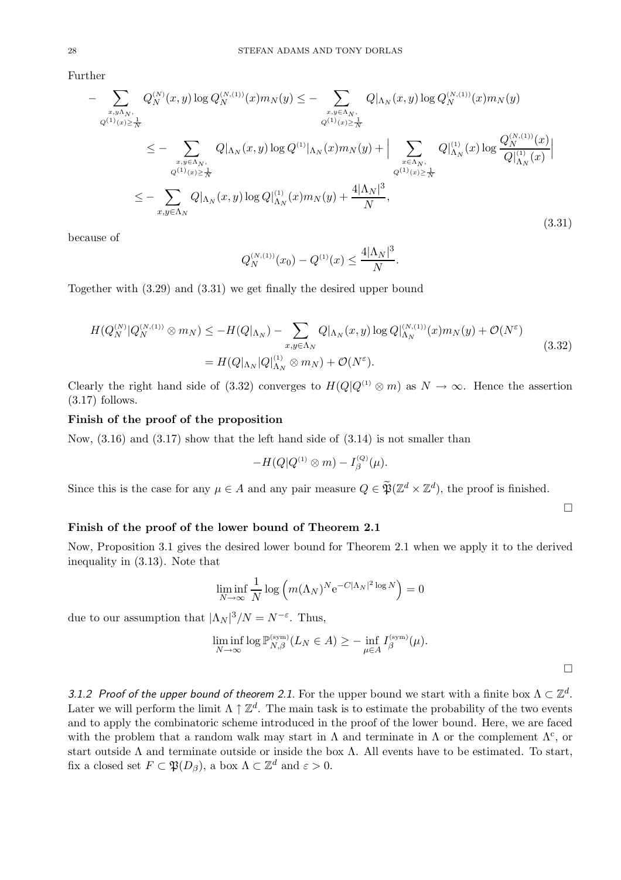Further

$$
\begin{aligned}
-\sum_{\substack{x,y\Lambda_N,\\ Q^{(1)}(x)\ge\frac{1}{N}}} Q_N^{(N)}(x,y)\log Q_N^{(N,(1))}(x)m_N(y) &\le -\sum_{\substack{x,y\in\Lambda_N,\\ Q^{(1)}(x)\ge\frac{1}{N}}} Q|_{\Lambda_N}(x,y)\log Q_N^{(N,(1))}(x)m_N(y)\\
&\le -\sum_{\substack{x,y\in\Lambda_N,\\ Q^{(1)}(x)\ge\frac{1}{N}}} Q|_{\Lambda_N}(x,y)\log Q^{(1)}|_{\Lambda_N}(x)m_N(y) + \Big|\sum_{\substack{x\in\Lambda_N,\\ Q^{(1)}(x)\ge\frac{1}{N}}} Q|_{\Lambda_N}^{(1)}(x)\log\frac{Q_N^{(N,(1))}(x)}{Q|_{\Lambda_N}^{(1)}(x)}\Big|\\
&\le -\sum_{x,y\in\Lambda_N} Q|_{\Lambda_N}(x,y)\log Q|_{\Lambda_N}^{(1)}(x)m_N(y) + \frac{4|\Lambda_N|^3}{N},
\end{aligned}
\tag{3.31}
$$

because of

$$
Q_N^{(N,(1))}(x_0) - Q^{(1)}(x) \le \frac{4|\Lambda_N|^3}{N}.
$$

Together with (3.29) and (3.31) we get finally the desired upper bound

$$
\begin{aligned}
H(Q_N^{(N)}|Q_N^{(N,(1))}\otimes m_N) &\le -H(Q|_{\Lambda_N}) - \sum_{x,y\in\Lambda_N} Q|_{\Lambda_N}(x,y)\log Q|_{\Lambda_N}^{(N,(1))}(x)m_N(y) + \mathcal{O}(N^{\varepsilon})\\
&= H(Q|_{\Lambda_N}|Q|_{\Lambda_N}^{(1)}\otimes m_N) + \mathcal{O}(N^{\varepsilon}).
\end{aligned}
\tag{3.32}
$$

Clearly the right hand side of (3.32) converges to $H(Q|Q^{(1)}\otimes m)$ as $N\to\infty$. Hence the assertion (3.17) follows.

**Finish of the proof of the proposition**

Now, (3.16) and (3.17) show that the left hand side of (3.14) is not smaller than

$$
-H(Q|Q^{(1)}\otimes m) - I_\beta^{(Q)}(\mu).
$$

Since this is the case for any $\mu\in A$ and any pair measure $Q\in\widetilde{\mathfrak{P}}(\mathbb{Z}^d\times\mathbb{Z}^d)$, the proof is finished.

□

**Finish of the proof of the lower bound of Theorem 2.1**

Now, Proposition 3.1 gives the desired lower bound for Theorem 2.1 when we apply it to the derived inequality in (3.13). Note that

$$
\liminf_{N\to\infty}\frac{1}{N}\log\Big(m(\Lambda_N)^N\mathrm{e}^{-C|\Lambda_N|^2\log N}\Big) = 0
$$

due to our assumption that $|\Lambda_N|^3/N = N^{-\varepsilon}$. Thus,

$$
\liminf_{N\to\infty}\log\mathbb{P}_{N,\beta}^{(\mathrm{sym})}(L_N\in A) \ge -\inf_{\mu\in A} I_\beta^{(\mathrm{sym})}(\mu).
$$

□

*3.1.2 Proof of the upper bound of theorem 2.1.* For the upper bound we start with a finite box $\Lambda\subset\mathbb{Z}^d$. Later we will perform the limit $\Lambda\uparrow\mathbb{Z}^d$. The main task is to estimate the probability of the two events and to apply the combinatoric scheme introduced in the proof of the lower bound. Here, we are faced with the problem that a random walk may start in $\Lambda$ and terminate in $\Lambda$ or the complement $\Lambda^{\mathrm{c}}$, or start outside $\Lambda$ and terminate outside or inside the box $\Lambda$. All events have to be estimated. To start, fix a closed set $F\subset\mathfrak{P}(D_\beta)$, a box $\Lambda\subset\mathbb{Z}^d$ and $\varepsilon>0$.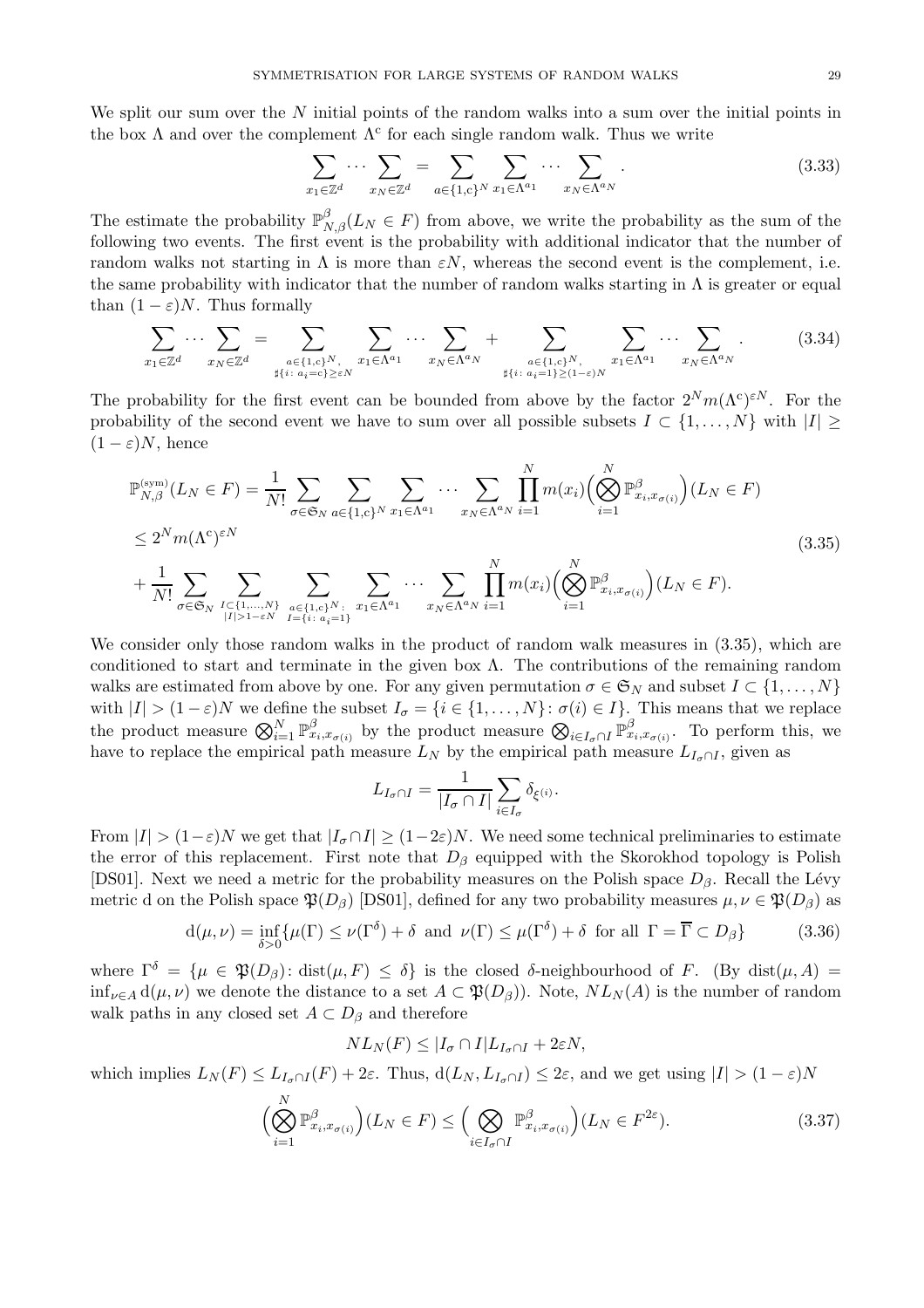We split our sum over the $N$ initial points of the random walks into a sum over the initial points in the box $\Lambda$ and over the complement $\Lambda^{\rm c}$ for each single random walk. Thus we write

$$\sum_{x_1\in\mathbb{Z}^d}\cdots\sum_{x_N\in\mathbb{Z}^d}=\sum_{a\in\{1,{\rm c}\}^N}\sum_{x_1\in\Lambda^{a_1}}\cdots\sum_{x_N\in\Lambda^{a_N}}. \tag{3.33}$$

The estimate the probability $\mathbb{P}_{N,\beta}^{\beta}(L_N\in F)$ from above, we write the probability as the sum of the following two events. The first event is the probability with additional indicator that the number of random walks not starting in $\Lambda$ is more than $\varepsilon N$, whereas the second event is the complement, i.e. the same probability with indicator that the number of random walks starting in $\Lambda$ is greater or equal than $(1-\varepsilon)N$. Thus formally

$$\sum_{x_1\in\mathbb{Z}^d}\cdots\sum_{x_N\in\mathbb{Z}^d}=\sum_{\substack{a\in\{1,{\rm c}\}^N,\\ \sharp\{i\colon a_i={\rm c}\}\ge\varepsilon N}}\sum_{x_1\in\Lambda^{a_1}}\cdots\sum_{x_N\in\Lambda^{a_N}}+\sum_{\substack{a\in\{1,{\rm c}\}^N,\\ \sharp\{i\colon a_i=1\}\ge(1-\varepsilon)N}}\sum_{x_1\in\Lambda^{a_1}}\cdots\sum_{x_N\in\Lambda^{a_N}}. \tag{3.34}$$

The probability for the first event can be bounded from above by the factor $2^N m(\Lambda^{\rm c})^{\varepsilon N}$. For the probability of the second event we have to sum over all possible subsets $I\subset\{1,\dots,N\}$ with $|I|\ge(1-\varepsilon)N$, hence

$$\begin{aligned}
\mathbb{P}_{N,\beta}^{\rm (sym)}(L_N\in F)&=\frac{1}{N!}\sum_{\sigma\in\mathfrak{S}_N}\sum_{a\in\{1,{\rm c}\}^N}\sum_{x_1\in\Lambda^{a_1}}\cdots\sum_{x_N\in\Lambda^{a_N}}\prod_{i=1}^N m(x_i)\Big(\bigotimes_{i=1}^N\mathbb{P}^\beta_{x_i,x_{\sigma(i)}}\Big)(L_N\in F)\\
&\le 2^N m(\Lambda^{\rm c})^{\varepsilon N}\\
&+\frac{1}{N!}\sum_{\sigma\in\mathfrak{S}_N}\sum_{\substack{I\subset\{1,\dots,N\}\\|I|>1-\varepsilon N}}\sum_{\substack{a\in\{1,{\rm c}\}^N:\\ I=\{i\colon a_i=1\}}}\sum_{x_1\in\Lambda^{a_1}}\cdots\sum_{x_N\in\Lambda^{a_N}}\prod_{i=1}^N m(x_i)\Big(\bigotimes_{i=1}^N\mathbb{P}^\beta_{x_i,x_{\sigma(i)}}\Big)(L_N\in F).
\end{aligned} \tag{3.35}$$

We consider only those random walks in the product of random walk measures in (3.35), which are conditioned to start and terminate in the given box $\Lambda$. The contributions of the remaining random walks are estimated from above by one. For any given permutation $\sigma\in\mathfrak{S}_N$ and subset $I\subset\{1,\dots,N\}$ with $|I|>(1-\varepsilon)N$ we define the subset $I_\sigma=\{i\in\{1,\dots,N\}\colon\sigma(i)\in I\}$. This means that we replace the product measure $\bigotimes_{i=1}^N\mathbb{P}^\beta_{x_i,x_{\sigma(i)}}$ by the product measure $\bigotimes_{i\in I_\sigma\cap I}\mathbb{P}^\beta_{x_i,x_{\sigma(i)}}$. To perform this, we have to replace the empirical path measure $L_N$ by the empirical path measure $L_{I_\sigma\cap I}$, given as

$$L_{I_\sigma\cap I}=\frac{1}{|I_\sigma\cap I|}\sum_{i\in I_\sigma}\delta_{\xi^{(i)}}.$$

From $|I|>(1-\varepsilon)N$ we get that $|I_\sigma\cap I|\ge(1-2\varepsilon)N$. We need some technical preliminaries to estimate the error of this replacement. First note that $D_\beta$ equipped with the Skorokhod topology is Polish [DS01]. Next we need a metric for the probability measures on the Polish space $D_\beta$. Recall the Lévy metric d on the Polish space $\mathfrak{P}(D_\beta)$ [DS01], defined for any two probability measures $\mu,\nu\in\mathfrak{P}(D_\beta)$ as

$$\mathrm{d}(\mu,\nu)=\inf_{\delta>0}\{\mu(\Gamma)\le\nu(\Gamma^\delta)+\delta\ \text{ and }\ \nu(\Gamma)\le\mu(\Gamma^\delta)+\delta\ \text{ for all }\ \Gamma=\overline{\Gamma}\subset D_\beta\} \tag{3.36}$$

where $\Gamma^\delta=\{\mu\in\mathfrak{P}(D_\beta)\colon\mathrm{dist}(\mu,F)\le\delta\}$ is the closed $\delta$-neighbourhood of $F$. (By $\mathrm{dist}(\mu,A)=\inf_{\nu\in A}\mathrm{d}(\mu,\nu)$ we denote the distance to a set $A\subset\mathfrak{P}(D_\beta)$). Note, $NL_N(A)$ is the number of random walk paths in any closed set $A\subset D_\beta$ and therefore

$$NL_N(F)\le|I_\sigma\cap I|L_{I_\sigma\cap I}+2\varepsilon N,$$

which implies $L_N(F)\le L_{I_\sigma\cap I}(F)+2\varepsilon$. Thus, $\mathrm{d}(L_N,L_{I_\sigma\cap I})\le 2\varepsilon$, and we get using $|I|>(1-\varepsilon)N$

$$\Big(\bigotimes_{i=1}^N\mathbb{P}^\beta_{x_i,x_{\sigma(i)}}\Big)(L_N\in F)\le\Big(\bigotimes_{i\in I_\sigma\cap I}\mathbb{P}^\beta_{x_i,x_{\sigma(i)}}\Big)(L_N\in F^{2\varepsilon}). \tag{3.37}$$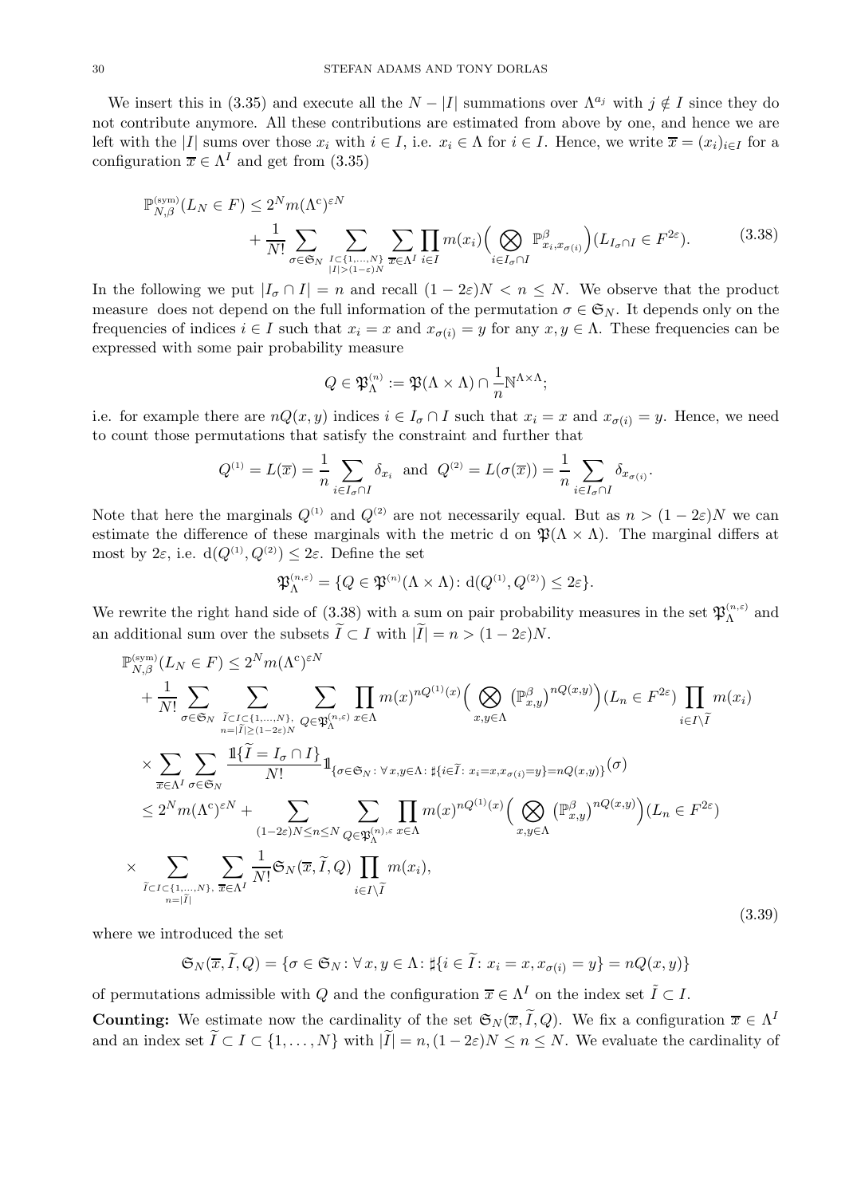We insert this in (3.35) and execute all the $N-|I|$ summations over $\Lambda^{a_j}$ with $j\notin I$ since they do not contribute anymore. All these contributions are estimated from above by one, and hence we are left with the $|I|$ sums over those $x_i$ with $i\in I$, i.e. $x_i\in\Lambda$ for $i\in I$. Hence, we write $\overline{x}=(x_i)_{i\in I}$ for a configuration $\overline{x}\in\Lambda^I$ and get from (3.35)

$$
\begin{aligned}
\mathbb{P}^{(\mathrm{sym})}_{N,\beta}(L_N\in F)\le 2^N m(\Lambda^{\mathrm{c}})^{\varepsilon N}
&+\frac{1}{N!}\sum_{\sigma\in\mathfrak{S}_N}\sum_{\substack{I\subset\{1,\dots,N\}\\|I|>(1-\varepsilon)N}}\sum_{\overline{x}\in\Lambda^I}\prod_{i\in I}m(x_i)\Big(\bigotimes_{i\in I_\sigma\cap I}\mathbb{P}^\beta_{x_i,x_{\sigma(i)}}\Big)(L_{I_\sigma\cap I}\in F^{2\varepsilon}).
\end{aligned}
\tag{3.38}
$$

In the following we put $|I_\sigma\cap I|=n$ and recall $(1-2\varepsilon)N<n\le N$. We observe that the product measure does not depend on the full information of the permutation $\sigma\in\mathfrak{S}_N$. It depends only on the frequencies of indices $i\in I$ such that $x_i=x$ and $x_{\sigma(i)}=y$ for any $x,y\in\Lambda$. These frequencies can be expressed with some pair probability measure

$$
Q\in\mathfrak{P}^{(n)}_\Lambda:=\mathfrak{P}(\Lambda\times\Lambda)\cap\frac{1}{n}\mathbb{N}^{\Lambda\times\Lambda};
$$

i.e. for example there are $nQ(x,y)$ indices $i\in I_\sigma\cap I$ such that $x_i=x$ and $x_{\sigma(i)}=y$. Hence, we need to count those permutations that satisfy the constraint and further that

$$
Q^{(1)}=L(\overline{x})=\frac{1}{n}\sum_{i\in I_\sigma\cap I}\delta_{x_i}\quad\text{and}\quad Q^{(2)}=L(\sigma(\overline{x}))=\frac{1}{n}\sum_{i\in I_\sigma\cap I}\delta_{x_{\sigma(i)}}.
$$

Note that here the marginals $Q^{(1)}$ and $Q^{(2)}$ are not necessarily equal. But as $n>(1-2\varepsilon)N$ we can estimate the difference of these marginals with the metric d on $\mathfrak{P}(\Lambda\times\Lambda)$. The marginal differs at most by $2\varepsilon$, i.e. $\mathrm{d}(Q^{(1)},Q^{(2)})\le 2\varepsilon$. Define the set

$$
\mathfrak{P}^{(n,\varepsilon)}_\Lambda=\{Q\in\mathfrak{P}^{(n)}(\Lambda\times\Lambda)\colon \mathrm{d}(Q^{(1)},Q^{(2)})\le 2\varepsilon\}.
$$

We rewrite the right hand side of (3.38) with a sum on pair probability measures in the set $\mathfrak{P}^{(n,\varepsilon)}_\Lambda$ and an additional sum over the subsets $\widetilde{I}\subset I$ with $|\widetilde{I}|=n>(1-2\varepsilon)N$.

$$
\begin{aligned}
\mathbb{P}^{(\mathrm{sym})}_{N,\beta}&(L_N\in F)\le 2^N m(\Lambda^{\mathrm{c}})^{\varepsilon N}\\
&+\frac{1}{N!}\sum_{\sigma\in\mathfrak{S}_N}\sum_{\substack{\widetilde{I}\subset I\subset\{1,\dots,N\},\\ n=|\widetilde{I}|\ge(1-2\varepsilon)N}}\sum_{Q\in\mathfrak{P}^{(n,\varepsilon)}_\Lambda}\prod_{x\in\Lambda}m(x)^{nQ^{(1)}(x)}\Big(\bigotimes_{x,y\in\Lambda}\big(\mathbb{P}^\beta_{x,y}\big)^{nQ(x,y)}\Big)(L_n\in F^{2\varepsilon})\prod_{i\in I\setminus\widetilde{I}}m(x_i)\\
&\times\sum_{\overline{x}\in\Lambda^I}\sum_{\sigma\in\mathfrak{S}_N}\frac{1\!\!1\{\widetilde{I}=I_\sigma\cap I\}}{N!}1\!\!1_{\{\sigma\in\mathfrak{S}_N\colon\forall x,y\in\Lambda\colon\sharp\{i\in\widetilde{I}\colon x_i=x,x_{\sigma(i)}=y\}=nQ(x,y)\}}(\sigma)\\
&\le 2^N m(\Lambda^{\mathrm{c}})^{\varepsilon N}+\sum_{(1-2\varepsilon)N\le n\le N}\sum_{Q\in\mathfrak{P}^{(n),\varepsilon}_\Lambda}\prod_{x\in\Lambda}m(x)^{nQ^{(1)}(x)}\Big(\bigotimes_{x,y\in\Lambda}\big(\mathbb{P}^\beta_{x,y}\big)^{nQ(x,y)}\Big)(L_n\in F^{2\varepsilon})\\
&\times\sum_{\substack{\widetilde{I}\subset I\subset\{1,\dots,N\},\\ n=|\widetilde{I}|}}\sum_{\overline{x}\in\Lambda^I}\frac{1}{N!}\mathfrak{S}_N(\overline{x},\widetilde{I},Q)\prod_{i\in I\setminus\widetilde{I}}m(x_i),
\end{aligned}
\tag{3.39}
$$

where we introduced the set

$$
\mathfrak{S}_N(\overline{x},\widetilde{I},Q)=\{\sigma\in\mathfrak{S}_N\colon\forall x,y\in\Lambda\colon\sharp\{i\in\widetilde{I}\colon x_i=x,x_{\sigma(i)}=y\}=nQ(x,y)\}
$$

of permutations admissible with $Q$ and the configuration $\overline{x}\in\Lambda^I$ on the index set $\widetilde{I}\subset I$.

**Counting:** We estimate now the cardinality of the set $\mathfrak{S}_N(\overline{x},\widetilde{I},Q)$. We fix a configuration $\overline{x}\in\Lambda^I$ and an index set $\widetilde{I}\subset I\subset\{1,\dots,N\}$ with $|\widetilde{I}|=n,(1-2\varepsilon)N\le n\le N$. We evaluate the cardinality of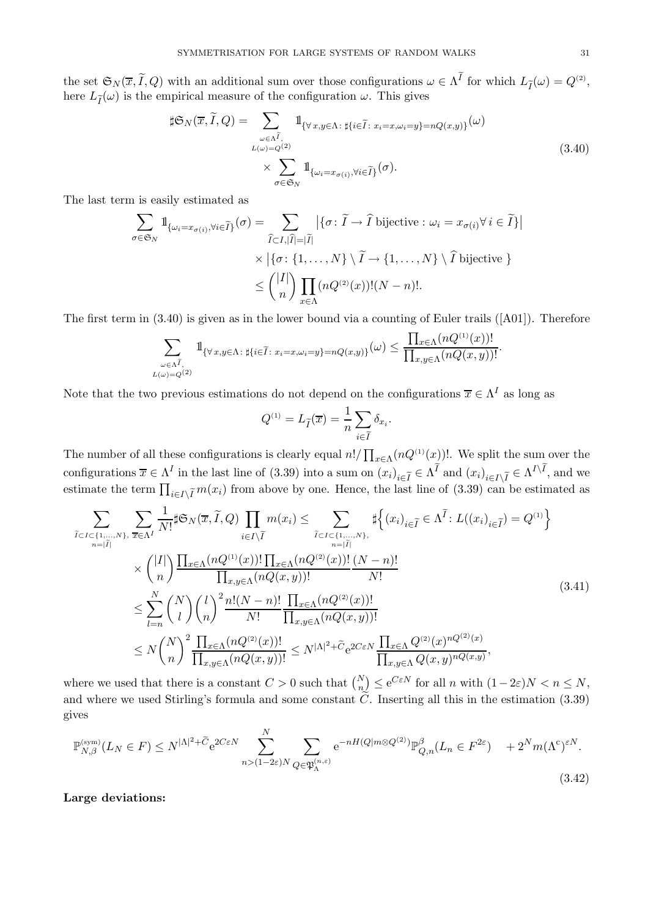the set $\mathfrak{S}_N(\overline{x}, \widetilde{I}, Q)$ with an additional sum over those configurations $\omega \in \Lambda^{\widetilde{I}}$ for which $L_{\widetilde{I}}(\omega) = Q^{(2)}$, here $L_{\widetilde{I}}(\omega)$ is the empirical measure of the configuration $\omega$. This gives

$$
\begin{aligned}
\sharp \mathfrak{S}_N(\overline{x}, \widetilde{I}, Q) = \sum_{\substack{\omega \in \Lambda^{\widetilde{I}}, \\ L(\omega) = Q^{(2)}}} & 1\!\!1_{\{\forall\, x,y \in \Lambda \colon \sharp\{i \in \widetilde{I} \colon x_i = x, \omega_i = y\} = nQ(x,y)\}}(\omega) \\
& \times \sum_{\sigma \in \mathfrak{S}_N} 1\!\!1_{\{\omega_i = x_{\sigma(i)}, \forall i \in \widetilde{I}\}}(\sigma).
\end{aligned}
\tag{3.40}
$$

The last term is easily estimated as

$$
\begin{aligned}
\sum_{\sigma \in \mathfrak{S}_N} 1\!\!1_{\{\omega_i = x_{\sigma(i)}, \forall i \in \widetilde{I}\}}(\sigma) &= \sum_{\widehat{I} \subset I, |\widehat{I}| = |\widetilde{I}|} \big| \{\sigma \colon \widetilde{I} \to \widehat{I} \text{ bijective} : \omega_i = x_{\sigma(i)} \forall\, i \in \widetilde{I}\} \big| \\
& \quad \times \big| \{\sigma \colon \{1, \dots, N\} \setminus \widetilde{I} \to \{1, \dots, N\} \setminus \widehat{I} \text{ bijective } \} \big| \\
& \le \binom{|I|}{n} \prod_{x \in \Lambda} (nQ^{(2)}(x))! (N-n)!.
\end{aligned}
$$

The first term in (3.40) is given as in the lower bound via a counting of Euler trails ([A01]). Therefore

$$
\sum_{\substack{\omega \in \Lambda^{\widetilde{I}}, \\ L(\omega) = Q^{(2)}}} 1\!\!1_{\{\forall\, x,y \in \Lambda \colon \sharp\{i \in \widetilde{I} \colon x_i = x, \omega_i = y\} = nQ(x,y)\}}(\omega) \le \frac{\prod_{x \in \Lambda} (nQ^{(1)}(x))!}{\prod_{x,y \in \Lambda} (nQ(x,y))!}.
$$

Note that the two previous estimations do not depend on the configurations $\overline{x} \in \Lambda^I$ as long as

$$
Q^{(1)} = L_{\widetilde{I}}(\overline{x}) = \frac{1}{n} \sum_{i \in \widetilde{I}} \delta_{x_i}.
$$

The number of all these configurations is clearly equal $n!/\prod_{x \in \Lambda} (nQ^{(1)}(x))!$. We split the sum over the configurations $\overline{x} \in \Lambda^I$ in the last line of (3.39) into a sum on $(x_i)_{i \in \widetilde{I}} \in \Lambda^{\widetilde{I}}$ and $(x_i)_{i \in I \setminus \widetilde{I}} \in \Lambda^{I \setminus \widetilde{I}}$, and we estimate the term $\prod_{i \in I \setminus \widetilde{I}} m(x_i)$ from above by one. Hence, the last line of (3.39) can be estimated as

$$
\begin{aligned}
\sum_{\substack{\widetilde{I} \subset I \subset \{1, \dots, N\}, \\ n = |\widetilde{I}|}} \sum_{\overline{x} \in \Lambda^I} \frac{1}{N!} \sharp \mathfrak{S}_N(\overline{x}, \widetilde{I}, Q) \prod_{i \in I \setminus \widetilde{I}} m(x_i) &\le \sum_{\substack{\widetilde{I} \subset I \subset \{1, \dots, N\}, \\ n = |\widetilde{I}|}} \sharp \Big\{ (x_i)_{i \in \widetilde{I}} \in \Lambda^{\widetilde{I}} \colon L((x_i)_{i \in \widetilde{I}}) = Q^{(1)} \Big\} \\
& \quad \times \binom{|I|}{n} \frac{\prod_{x \in \Lambda} (nQ^{(1)}(x))! \prod_{x \in \Lambda} (nQ^{(2)}(x))!}{\prod_{x,y \in \Lambda} (nQ(x,y))!} \frac{(N-n)!}{N!} \\
& \le \sum_{l=n}^{N} \binom{N}{l} \binom{l}{n}^2 \frac{n!(N-n)!}{N!} \frac{\prod_{x \in \Lambda} (nQ^{(2)}(x))!}{\prod_{x,y \in \Lambda} (nQ(x,y))!} \\
& \le N \binom{N}{n}^2 \frac{\prod_{x \in \Lambda} (nQ^{(2)}(x))!}{\prod_{x,y \in \Lambda} (nQ(x,y))!} \le N^{|\Lambda|^2 + \widetilde{C}} \mathrm{e}^{2C\varepsilon N} \frac{\prod_{x \in \Lambda} Q^{(2)}(x)^{nQ^{(2)}(x)}}{\prod_{x,y \in \Lambda} Q(x,y)^{nQ(x,y)}},
\end{aligned}
\tag{3.41}
$$

where we used that there is a constant $C > 0$ such that $\binom{N}{n} \le \mathrm{e}^{C\varepsilon N}$ for all $n$ with $(1-2\varepsilon)N < n \le N$, and where we used Stirling's formula and some constant $\widetilde{C}$. Inserting all this in the estimation (3.39) gives

$$
\mathbb{P}_{N,\beta}^{(\mathrm{sym})}(L_N \in F) \le N^{|\Lambda|^2 + \widetilde{C}} \mathrm{e}^{2C\varepsilon N} \sum_{n > (1-2\varepsilon)N}^{N} \sum_{Q \in \mathfrak{P}_\Lambda^{(n,\varepsilon)}} \mathrm{e}^{-nH(Q|m \otimes Q^{(2)})} \mathbb{P}_{Q,n}^{\beta}(L_n \in F^{2\varepsilon}) \quad + 2^N m(\Lambda^{\mathrm{c}})^{\varepsilon N}.
\tag{3.42}
$$

**Large deviations:**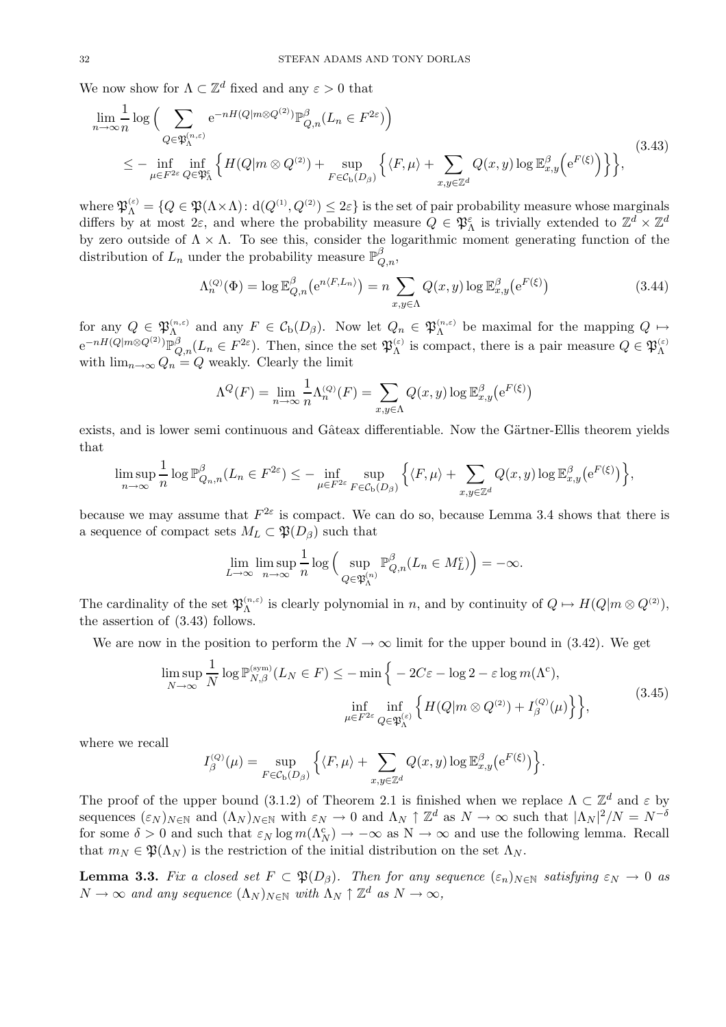We now show for $\Lambda \subset \mathbb{Z}^d$ fixed and any $\varepsilon > 0$ that

$$
\begin{aligned}
\lim_{n\to\infty} \frac{1}{n} \log \Big( \sum_{Q \in \mathfrak{P}_\Lambda^{(n,\varepsilon)}} \mathrm{e}^{-nH(Q|m\otimes Q^{(2)})} \mathbb{P}_{Q,n}^{\beta}(L_n \in F^{2\varepsilon}) \Big) \\
\le - \inf_{\mu \in F^{2\varepsilon}} \inf_{Q \in \mathfrak{P}_\Lambda^{\varepsilon}} \Big\{ H(Q|m\otimes Q^{(2)}) + \sup_{F \in \mathcal{C}_{\mathrm{b}}(D_\beta)} \Big\{ \langle F, \mu \rangle + \sum_{x,y\in\mathbb{Z}^d} Q(x,y) \log \mathbb{E}_{x,y}^{\beta}\Big(\mathrm{e}^{F(\xi)}\Big) \Big\} \Big\},
\end{aligned}
\tag{3.43}
$$

where $\mathfrak{P}_\Lambda^{(\varepsilon)} = \{Q \in \mathfrak{P}(\Lambda \times \Lambda) \colon \mathrm{d}(Q^{(1)}, Q^{(2)}) \le 2\varepsilon\}$ is the set of pair probability measure whose marginals differs by at most $2\varepsilon$, and where the probability measure $Q \in \mathfrak{P}_\Lambda^{\varepsilon}$ is trivially extended to $\mathbb{Z}^d \times \mathbb{Z}^d$ by zero outside of $\Lambda \times \Lambda$. To see this, consider the logarithmic moment generating function of the distribution of $L_n$ under the probability measure $\mathbb{P}_{Q,n}^{\beta}$,

$$
\Lambda_n^{(Q)}(\Phi) = \log \mathbb{E}_{Q,n}^{\beta}\big(\mathrm{e}^{n\langle F, L_n\rangle}\big) = n \sum_{x,y\in\Lambda} Q(x,y) \log \mathbb{E}_{x,y}^{\beta}\big(\mathrm{e}^{F(\xi)}\big)
\tag{3.44}
$$

for any $Q \in \mathfrak{P}_\Lambda^{(n,\varepsilon)}$ and any $F \in \mathcal{C}_{\mathrm{b}}(D_\beta)$. Now let $Q_n \in \mathfrak{P}_\Lambda^{(n,\varepsilon)}$ be maximal for the mapping $Q \mapsto \mathrm{e}^{-nH(Q|m\otimes Q^{(2)})} \mathbb{P}_{Q,n}^{\beta}(L_n \in F^{2\varepsilon})$. Then, since the set $\mathfrak{P}_\Lambda^{(\varepsilon)}$ is compact, there is a pair measure $Q \in \mathfrak{P}_\Lambda^{(\varepsilon)}$ with $\lim_{n\to\infty} Q_n = Q$ weakly. Clearly the limit

$$
\Lambda^{Q}(F) = \lim_{n\to\infty} \frac{1}{n} \Lambda_n^{(Q)}(F) = \sum_{x,y\in\Lambda} Q(x,y) \log \mathbb{E}_{x,y}^{\beta}\big(\mathrm{e}^{F(\xi)}\big)
$$

exists, and is lower semi continuous and Gâteax differentiable. Now the Gärtner-Ellis theorem yields that

$$
\limsup_{n\to\infty} \frac{1}{n} \log \mathbb{P}_{Q_n,n}^{\beta}(L_n \in F^{2\varepsilon}) \le - \inf_{\mu \in F^{2\varepsilon}} \sup_{F \in \mathcal{C}_{\mathrm{b}}(D_\beta)} \Big\{ \langle F, \mu \rangle + \sum_{x,y\in\mathbb{Z}^d} Q(x,y) \log \mathbb{E}_{x,y}^{\beta}\big(\mathrm{e}^{F(\xi)}\big) \Big\},
$$

because we may assume that $F^{2\varepsilon}$ is compact. We can do so, because Lemma 3.4 shows that there is a sequence of compact sets $M_L \subset \mathfrak{P}(D_\beta)$ such that

$$
\lim_{L\to\infty} \limsup_{n\to\infty} \frac{1}{n} \log \Big( \sup_{Q \in \mathfrak{P}_\Lambda^{(n)}} \mathbb{P}_{Q,n}^{\beta}(L_n \in M_L^{\mathrm{c}}) \Big) = -\infty.
$$

The cardinality of the set $\mathfrak{P}_\Lambda^{(n,\varepsilon)}$ is clearly polynomial in $n$, and by continuity of $Q \mapsto H(Q|m \otimes Q^{(2)})$, the assertion of (3.43) follows.

We are now in the position to perform the $N \to \infty$ limit for the upper bound in (3.42). We get

$$
\begin{aligned}
\limsup_{N\to\infty} \frac{1}{N} \log \mathbb{P}_{N,\beta}^{(\mathrm{sym})}(L_N \in F) \le - \min \Big\{ & -2C\varepsilon - \log 2 - \varepsilon \log m(\Lambda^{\mathrm{c}}), \\
& \inf_{\mu \in F^{2\varepsilon}} \inf_{Q \in \mathfrak{P}_\Lambda^{(\varepsilon)}} \Big\{ H(Q|m\otimes Q^{(2)}) + I_\beta^{(Q)}(\mu) \Big\} \Big\},
\end{aligned}
\tag{3.45}
$$

where we recall

$$
I_\beta^{(Q)}(\mu) = \sup_{F \in \mathcal{C}_{\mathrm{b}}(D_\beta)} \Big\{ \langle F, \mu \rangle + \sum_{x,y\in\mathbb{Z}^d} Q(x,y) \log \mathbb{E}_{x,y}^{\beta}\big(\mathrm{e}^{F(\xi)}\big) \Big\}.
$$

The proof of the upper bound (3.1.2) of Theorem 2.1 is finished when we replace $\Lambda \subset \mathbb{Z}^d$ and $\varepsilon$ by sequences $(\varepsilon_N)_{N\in\mathbb{N}}$ and $(\Lambda_N)_{N\in\mathbb{N}}$ with $\varepsilon_N \to 0$ and $\Lambda_N \uparrow \mathbb{Z}^d$ as $N \to \infty$ such that $|\Lambda_N|^2/N = N^{-\delta}$ for some $\delta > 0$ and such that $\varepsilon_N \log m(\Lambda_N^{\mathrm{c}}) \to -\infty$ as $\mathrm{N} \to \infty$ and use the following lemma. Recall that $m_N \in \mathfrak{P}(\Lambda_N)$ is the restriction of the initial distribution on the set $\Lambda_N$.

**Lemma 3.3.** *Fix a closed set $F \subset \mathfrak{P}(D_\beta)$. Then for any sequence $(\varepsilon_n)_{N\in\mathbb{N}}$ satisfying $\varepsilon_N \to 0$ as $N \to \infty$ and any sequence $(\Lambda_N)_{N\in\mathbb{N}}$ with $\Lambda_N \uparrow \mathbb{Z}^d$ as $N \to \infty$,*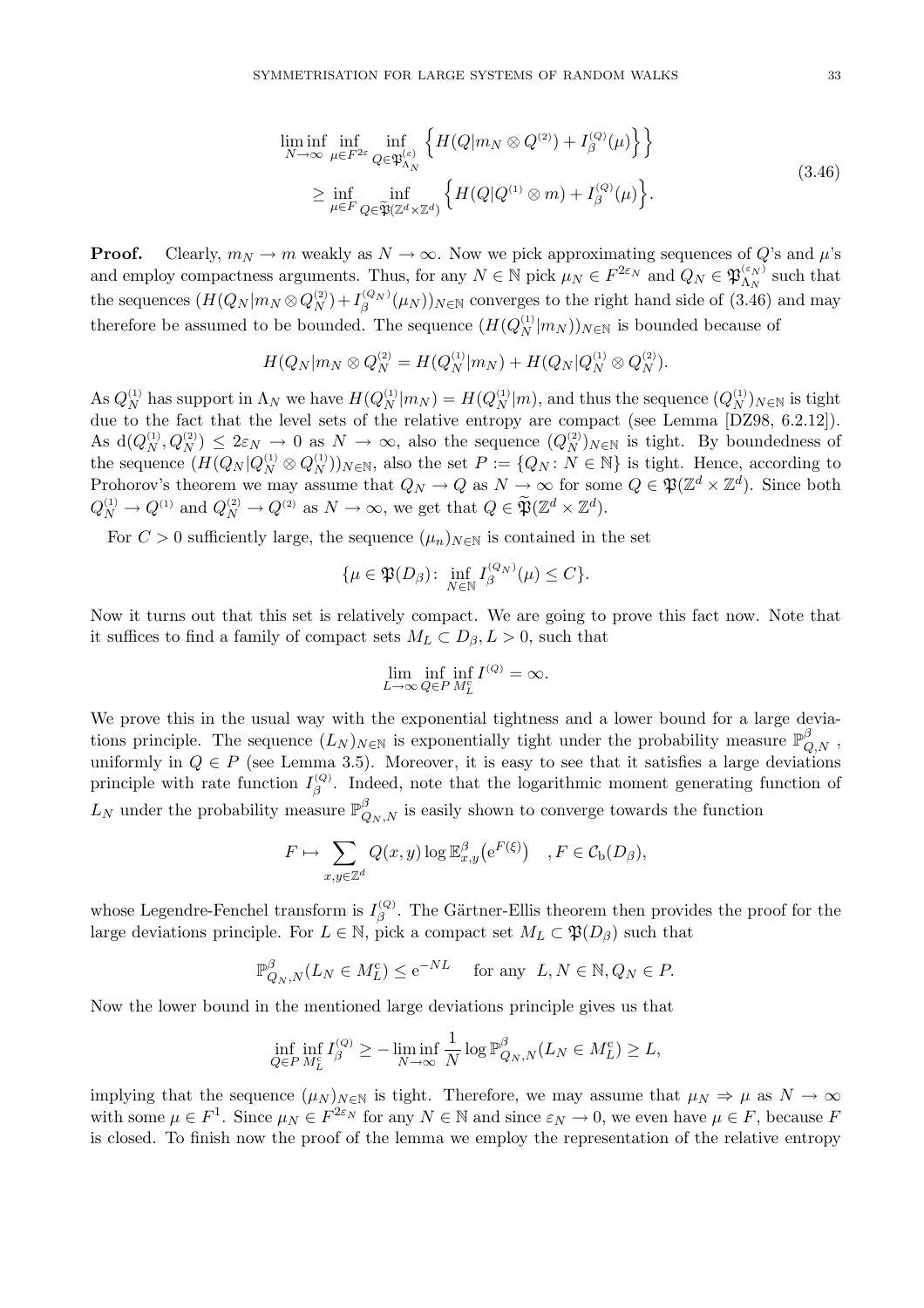$$
\begin{aligned}
\liminf_{N\to\infty} \inf_{\mu\in F^{2\varepsilon}} \inf_{Q\in\mathfrak{P}^{(\varepsilon)}_{\Lambda_N}} \Big\{ H(Q|m_N\otimes Q^{(2)}) + I^{(Q)}_\beta(\mu)\Big\}\Big\} \\
\ge \inf_{\mu\in F} \inf_{Q\in\widetilde{\mathfrak{P}}(\mathbb{Z}^d\times\mathbb{Z}^d)} \Big\{ H(Q|Q^{(1)}\otimes m) + I^{(Q)}_\beta(\mu)\Big\}.
\end{aligned}
\tag{3.46}
$$

**Proof.** Clearly, $m_N \to m$ weakly as $N\to\infty$. Now we pick approximating sequences of $Q$'s and $\mu$'s and employ compactness arguments. Thus, for any $N\in\mathbb{N}$ pick $\mu_N\in F^{2\varepsilon_N}$ and $Q_N\in\mathfrak{P}^{(\varepsilon_N)}_{\Lambda_N}$ such that the sequences $(H(Q_N|m_N\otimes Q^{(2)}_N)+I^{(Q_N)}_\beta(\mu_N))_{N\in\mathbb{N}}$ converges to the right hand side of (3.46) and may therefore be assumed to be bounded. The sequence $(H(Q^{(1)}_N|m_N))_{N\in\mathbb{N}}$ is bounded because of

$$
H(Q_N|m_N\otimes Q^{(2)}_N = H(Q^{(1)}_N|m_N) + H(Q_N|Q^{(1)}_N\otimes Q^{(2)}_N).
$$

As $Q^{(1)}_N$ has support in $\Lambda_N$ we have $H(Q^{(1)}_N|m_N)=H(Q^{(1)}_N|m)$, and thus the sequence $(Q^{(1)}_N)_{N\in\mathbb{N}}$ is tight due to the fact that the level sets of the relative entropy are compact (see Lemma [DZ98, 6.2.12]). As $\mathrm{d}(Q^{(1)}_N,Q^{(2)}_N)\le 2\varepsilon_N\to 0$ as $N\to\infty$, also the sequence $(Q^{(2)}_N)_{N\in\mathbb{N}}$ is tight. By boundedness of the sequence $(H(Q_N|Q^{(1)}_N\otimes Q^{(1)}_N))_{N\in\mathbb{N}}$, also the set $P:=\{Q_N\colon N\in\mathbb{N}\}$ is tight. Hence, according to Prohorov's theorem we may assume that $Q_N\to Q$ as $N\to\infty$ for some $Q\in\mathfrak{P}(\mathbb{Z}^d\times\mathbb{Z}^d)$. Since both $Q^{(1)}_N\to Q^{(1)}$ and $Q^{(2)}_N\to Q^{(2)}$ as $N\to\infty$, we get that $Q\in\widetilde{\mathfrak{P}}(\mathbb{Z}^d\times\mathbb{Z}^d)$.

For $C>0$ sufficiently large, the sequence $(\mu_n)_{N\in\mathbb{N}}$ is contained in the set

$$
\{\mu\in\mathfrak{P}(D_\beta)\colon \inf_{N\in\mathbb{N}} I^{(Q_N)}_\beta(\mu)\le C\}.
$$

Now it turns out that this set is relatively compact. We are going to prove this fact now. Note that it suffices to find a family of compact sets $M_L\subset D_\beta, L>0$, such that

$$
\lim_{L\to\infty}\inf_{Q\in P}\inf_{M_L^{\rm c}} I^{(Q)} = \infty.
$$

We prove this in the usual way with the exponential tightness and a lower bound for a large deviations principle. The sequence $(L_N)_{N\in\mathbb{N}}$ is exponentially tight under the probability measure $\mathbb{P}^\beta_{Q,N}$, uniformly in $Q\in P$ (see Lemma 3.5). Moreover, it is easy to see that it satisfies a large deviations principle with rate function $I^{(Q)}_\beta$. Indeed, note that the logarithmic moment generating function of $L_N$ under the probability measure $\mathbb{P}^\beta_{Q_N,N}$ is easily shown to converge towards the function

$$
F\mapsto \sum_{x,y\in\mathbb{Z}^d} Q(x,y)\log\mathbb{E}^\beta_{x,y}\big(\mathrm{e}^{F(\xi)}\big) \quad , F\in\mathcal{C}_{\rm b}(D_\beta),
$$

whose Legendre-Fenchel transform is $I^{(Q)}_\beta$. The Gärtner-Ellis theorem then provides the proof for the large deviations principle. For $L\in\mathbb{N}$, pick a compact set $M_L\subset\mathfrak{P}(D_\beta)$ such that

$$
\mathbb{P}^\beta_{Q_N,N}(L_N\in M_L^{\rm c})\le \mathrm{e}^{-NL} \quad \text{for any } \ L,N\in\mathbb{N}, Q_N\in P.
$$

Now the lower bound in the mentioned large deviations principle gives us that

$$
\inf_{Q\in P}\inf_{M_L^{\rm c}} I^{(Q)}_\beta \ge -\liminf_{N\to\infty}\frac{1}{N}\log\mathbb{P}^\beta_{Q_N,N}(L_N\in M_L^{\rm c})\ge L,
$$

implying that the sequence $(\mu_N)_{N\in\mathbb{N}}$ is tight. Therefore, we may assume that $\mu_N\Rightarrow\mu$ as $N\to\infty$ with some $\mu\in F^1$. Since $\mu_N\in F^{2\varepsilon_N}$ for any $N\in\mathbb{N}$ and since $\varepsilon_N\to 0$, we even have $\mu\in F$, because $F$ is closed. To finish now the proof of the lemma we employ the representation of the relative entropy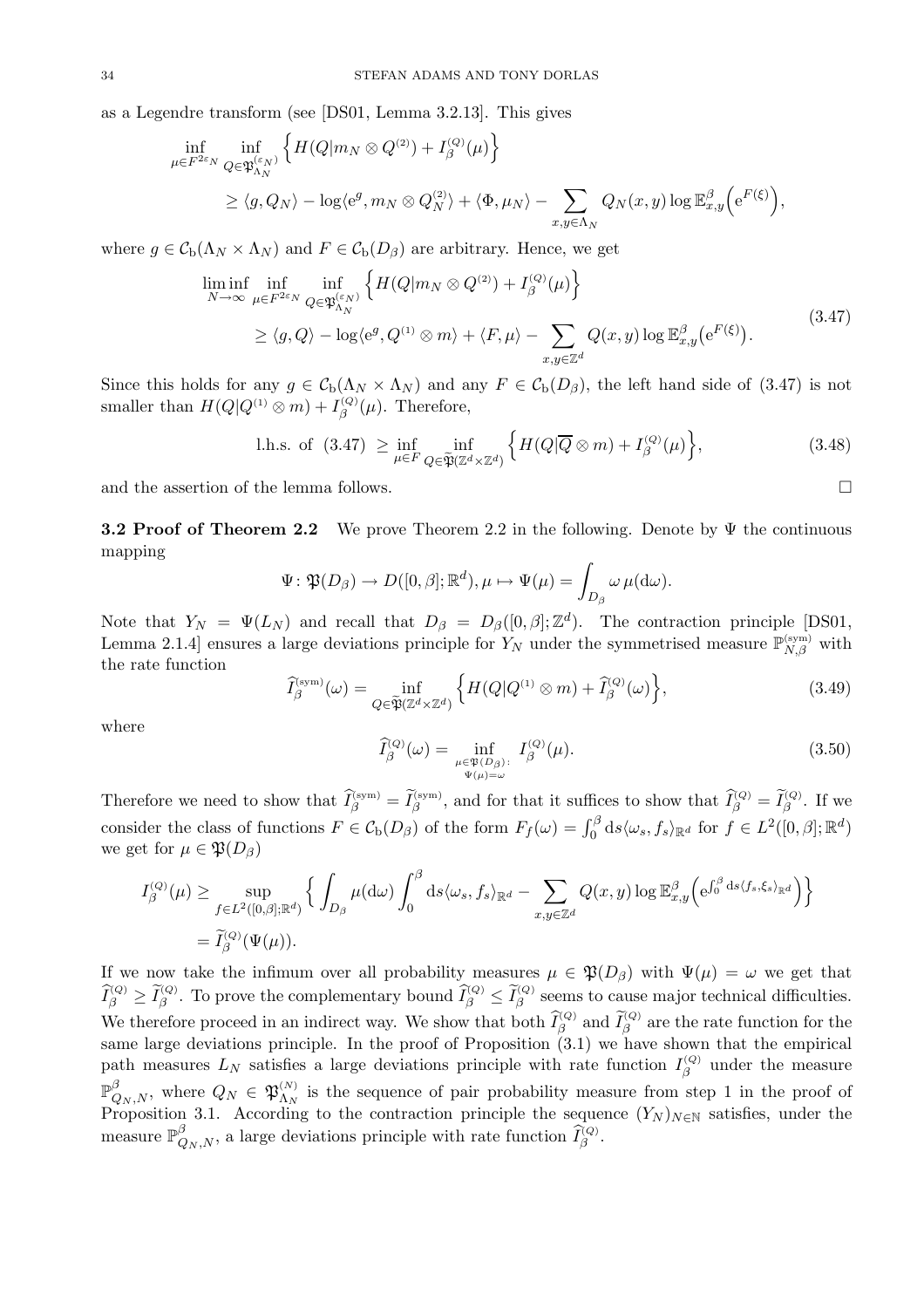as a Legendre transform (see [DS01, Lemma 3.2.13]. This gives

$$
\begin{aligned}
\inf_{\mu\in F^{2\varepsilon_N}} \inf_{Q\in\mathfrak{P}^{(\varepsilon_N)}_{\Lambda_N}} \Big\{ H(Q|m_N\otimes Q^{(2)}) + I^{(Q)}_\beta(\mu)\Big\} \\
\ge \langle g, Q_N\rangle - \log\langle \mathrm{e}^g, m_N\otimes Q^{(2)}_N\rangle + \langle \Phi,\mu_N\rangle - \sum_{x,y\in\Lambda_N} Q_N(x,y)\log \mathbb{E}^\beta_{x,y}\Big(\mathrm{e}^{F(\xi)}\Big),
\end{aligned}
$$

where $g\in\mathcal{C}_{\rm b}(\Lambda_N\times\Lambda_N)$ and $F\in\mathcal{C}_{\rm b}(D_\beta)$ are arbitrary. Hence, we get

$$
\begin{aligned}
\liminf_{N\to\infty} \inf_{\mu\in F^{2\varepsilon_N}} \inf_{Q\in\mathfrak{P}^{(\varepsilon_N)}_{\Lambda_N}} \Big\{ H(Q|m_N\otimes Q^{(2)}) + I^{(Q)}_\beta(\mu)\Big\} \\
\ge \langle g, Q\rangle - \log\langle \mathrm{e}^g, Q^{(1)}\otimes m\rangle + \langle F,\mu\rangle - \sum_{x,y\in\mathbb{Z}^d} Q(x,y)\log \mathbb{E}^\beta_{x,y}\big(\mathrm{e}^{F(\xi)}\big).
\end{aligned}
\tag{3.47}
$$

Since this holds for any $g\in\mathcal{C}_{\rm b}(\Lambda_N\times\Lambda_N)$ and any $F\in\mathcal{C}_{\rm b}(D_\beta)$, the left hand side of (3.47) is not smaller than $H(Q|Q^{(1)}\otimes m)+I^{(Q)}_\beta(\mu)$. Therefore,

$$
\text{l.h.s. of (3.47)} \ge \inf_{\mu\in F}\inf_{Q\in\widetilde{\mathfrak{P}}(\mathbb{Z}^d\times\mathbb{Z}^d)} \Big\{ H(Q|\overline{Q}\otimes m) + I^{(Q)}_\beta(\mu)\Big\},
\tag{3.48}
$$

and the assertion of the lemma follows. □

**3.2 Proof of Theorem 2.2** We prove Theorem 2.2 in the following. Denote by $\Psi$ the continuous mapping

$$
\Psi\colon \mathfrak{P}(D_\beta)\to D([0,\beta];\mathbb{R}^d), \mu\mapsto \Psi(\mu)=\int_{D_\beta}\omega\,\mu(\mathrm{d}\omega).
$$

Note that $Y_N=\Psi(L_N)$ and recall that $D_\beta=D_\beta([0,\beta];\mathbb{Z}^d)$. The contraction principle [DS01, Lemma 2.1.4] ensures a large deviations principle for $Y_N$ under the symmetrised measure $\mathbb{P}^{\rm (sym)}_{N,\beta}$ with the rate function

$$
\widehat{I}^{\rm (sym)}_\beta(\omega) = \inf_{Q\in\widetilde{\mathfrak{P}}(\mathbb{Z}^d\times\mathbb{Z}^d)} \Big\{ H(Q|Q^{(1)}\otimes m) + \widehat{I}^{(Q)}_\beta(\omega)\Big\},
\tag{3.49}
$$

where

$$
\widehat{I}^{(Q)}_\beta(\omega) = \inf_{\substack{\mu\in\mathfrak{P}(D_\beta):\\ \Psi(\mu)=\omega}} I^{(Q)}_\beta(\mu).
\tag{3.50}
$$

Therefore we need to show that $\widehat{I}^{\rm (sym)}_\beta=\widetilde{I}^{\rm (sym)}_\beta$, and for that it suffices to show that $\widehat{I}^{(Q)}_\beta=\widetilde{I}^{(Q)}_\beta$. If we consider the class of functions $F\in\mathcal{C}_{\rm b}(D_\beta)$ of the form $F_f(\omega)=\int_0^\beta \mathrm{d}s\langle\omega_s,f_s\rangle_{\mathbb{R}^d}$ for $f\in L^2([0,\beta];\mathbb{R}^d)$ we get for $\mu\in\mathfrak{P}(D_\beta)$

$$
\begin{aligned}
I^{(Q)}_\beta(\mu) &\ge \sup_{f\in L^2([0,\beta];\mathbb{R}^d)} \Big\{ \int_{D_\beta}\mu(\mathrm{d}\omega)\int_0^\beta \mathrm{d}s\langle\omega_s,f_s\rangle_{\mathbb{R}^d} - \sum_{x,y\in\mathbb{Z}^d} Q(x,y)\log\mathbb{E}^\beta_{x,y}\Big(\mathrm{e}^{\int_0^\beta \mathrm{d}s\langle f_s,\xi_s\rangle_{\mathbb{R}^d}}\Big)\Big\} \\
&= \widetilde{I}^{(Q)}_\beta(\Psi(\mu)).
\end{aligned}
$$

If we now take the infimum over all probability measures $\mu\in\mathfrak{P}(D_\beta)$ with $\Psi(\mu)=\omega$ we get that $\widehat{I}^{(Q)}_\beta\ge\widetilde{I}^{(Q)}_\beta$. To prove the complementary bound $\widehat{I}^{(Q)}_\beta\le\widetilde{I}^{(Q)}_\beta$ seems to cause major technical difficulties. We therefore proceed in an indirect way. We show that both $\widehat{I}^{(Q)}_\beta$ and $\widetilde{I}^{(Q)}_\beta$ are the rate function for the same large deviations principle. In the proof of Proposition (3.1) we have shown that the empirical path measures $L_N$ satisfies a large deviations principle with rate function $I^{(Q)}_\beta$ under the measure $\mathbb{P}^\beta_{Q_N,N}$, where $Q_N\in\mathfrak{P}^{(N)}_{\Lambda_N}$ is the sequence of pair probability measure from step 1 in the proof of Proposition 3.1. According to the contraction principle the sequence $(Y_N)_{N\in\mathbb{N}}$ satisfies, under the measure $\mathbb{P}^\beta_{Q_N,N}$, a large deviations principle with rate function $\widehat{I}^{(Q)}_\beta$.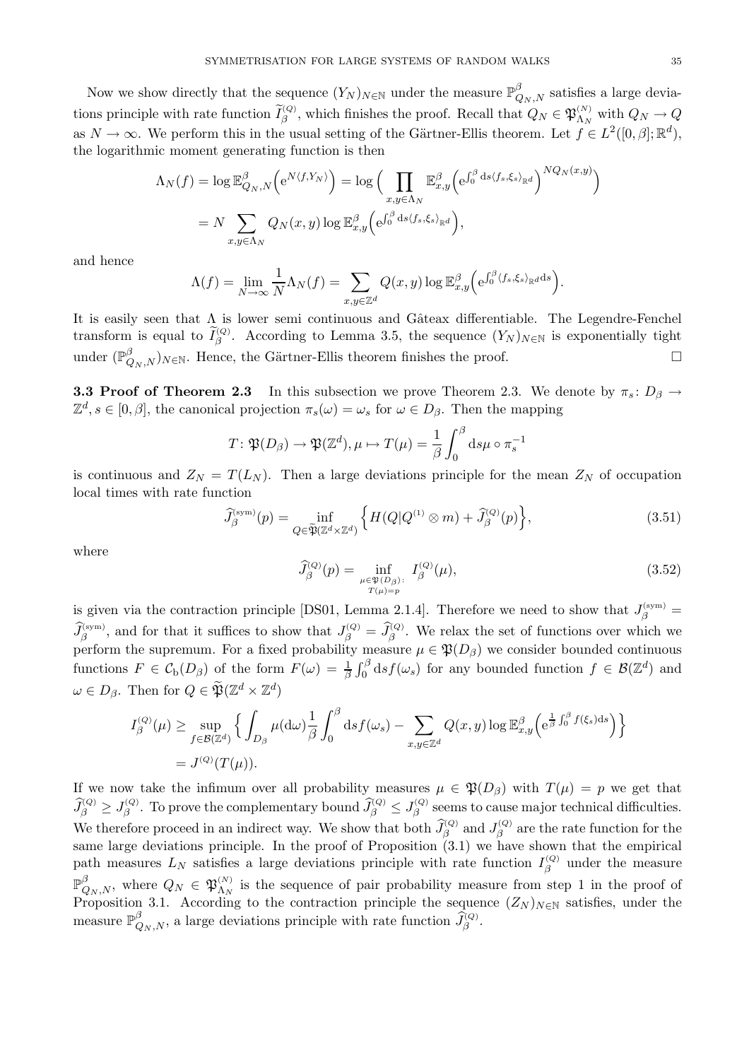Now we show directly that the sequence $(Y_N)_{N\in\mathbb{N}}$ under the measure $\mathbb{P}^\beta_{Q_N,N}$ satisfies a large deviations principle with rate function $\widetilde{I}^{(Q)}_\beta$, which finishes the proof. Recall that $Q_N \in \mathfrak{P}^{(N)}_{\Lambda_N}$ with $Q_N \to Q$ as $N\to\infty$. We perform this in the usual setting of the Gärtner-Ellis theorem. Let $f \in L^2([0,\beta];\mathbb{R}^d)$, the logarithmic moment generating function is then

$$
\begin{aligned}
\Lambda_N(f) &= \log \mathbb{E}^\beta_{Q_N,N}\Big(\mathrm{e}^{N\langle f,Y_N\rangle}\Big) = \log\Big(\prod_{x,y\in\Lambda_N}\mathbb{E}^\beta_{x,y}\Big(\mathrm{e}^{\int_0^\beta \mathrm{d}s\langle f_s,\xi_s\rangle_{\mathbb{R}^d}}\Big)^{NQ_N(x,y)}\Big)\\
&= N\sum_{x,y\in\Lambda_N} Q_N(x,y)\log\mathbb{E}^\beta_{x,y}\Big(\mathrm{e}^{\int_0^\beta \mathrm{d}s\langle f_s,\xi_s\rangle_{\mathbb{R}^d}}\Big),
\end{aligned}
$$

and hence

$$
\Lambda(f) = \lim_{N\to\infty}\frac{1}{N}\Lambda_N(f) = \sum_{x,y\in\mathbb{Z}^d} Q(x,y)\log\mathbb{E}^\beta_{x,y}\Big(\mathrm{e}^{\int_0^\beta\langle f_s,\xi_s\rangle_{\mathbb{R}^d}\mathrm{d}s}\Big).
$$

It is easily seen that $\Lambda$ is lower semi continuous and Gâteax differentiable. The Legendre-Fenchel transform is equal to $\widetilde{I}^{(Q)}_\beta$. According to Lemma 3.5, the sequence $(Y_N)_{N\in\mathbb{N}}$ is exponentially tight under $(\mathbb{P}^\beta_{Q_N,N})_{N\in\mathbb{N}}$. Hence, the Gärtner-Ellis theorem finishes the proof. $\square$

**3.3 Proof of Theorem 2.3** In this subsection we prove Theorem 2.3. We denote by $\pi_s\colon D_\beta\to\mathbb{Z}^d$, $s\in[0,\beta]$, the canonical projection $\pi_s(\omega)=\omega_s$ for $\omega\in D_\beta$. Then the mapping

$$
T\colon \mathfrak{P}(D_\beta)\to\mathfrak{P}(\mathbb{Z}^d), \mu\mapsto T(\mu)=\frac{1}{\beta}\int_0^\beta \mathrm{d}s\mu\circ\pi_s^{-1}
$$

is continuous and $Z_N = T(L_N)$. Then a large deviations principle for the mean $Z_N$ of occupation local times with rate function

$$
\widehat{J}^{(\mathrm{sym})}_\beta(p) = \inf_{Q\in\widetilde{\mathfrak{P}}(\mathbb{Z}^d\times\mathbb{Z}^d)}\Big\{H(Q|Q^{(1)}\otimes m)+\widehat{J}^{(Q)}_\beta(p)\Big\}, \tag{3.51}
$$

where

$$
\widehat{J}^{(Q)}_\beta(p) = \inf_{\substack{\mu\in\mathfrak{P}(D_\beta)\colon\\ T(\mu)=p}} I^{(Q)}_\beta(\mu), \tag{3.52}
$$

is given via the contraction principle [DS01, Lemma 2.1.4]. Therefore we need to show that $J^{(\mathrm{sym})}_\beta = \widehat{J}^{(\mathrm{sym})}_\beta$, and for that it suffices to show that $J^{(Q)}_\beta = \widehat{J}^{(Q)}_\beta$. We relax the set of functions over which we perform the supremum. For a fixed probability measure $\mu\in\mathfrak{P}(D_\beta)$ we consider bounded continuous functions $F\in\mathcal{C}_\mathrm{b}(D_\beta)$ of the form $F(\omega)=\frac{1}{\beta}\int_0^\beta \mathrm{d}s f(\omega_s)$ for any bounded function $f\in\mathcal{B}(\mathbb{Z}^d)$ and $\omega\in D_\beta$. Then for $Q\in\widetilde{\mathfrak{P}}(\mathbb{Z}^d\times\mathbb{Z}^d)$

$$
\begin{aligned}
I^{(Q)}_\beta(\mu) &\ge \sup_{f\in\mathcal{B}(\mathbb{Z}^d)}\Big\{\int_{D_\beta}\mu(\mathrm{d}\omega)\frac{1}{\beta}\int_0^\beta \mathrm{d}s f(\omega_s) - \sum_{x,y\in\mathbb{Z}^d}Q(x,y)\log\mathbb{E}^\beta_{x,y}\Big(\mathrm{e}^{\frac{1}{\beta}\int_0^\beta f(\xi_s)\mathrm{d}s}\Big)\Big\}\\
&= J^{(Q)}(T(\mu)).
\end{aligned}
$$

If we now take the infimum over all probability measures $\mu\in\mathfrak{P}(D_\beta)$ with $T(\mu)=p$ we get that $\widehat{J}^{(Q)}_\beta \ge J^{(Q)}_\beta$. To prove the complementary bound $\widehat{J}^{(Q)}_\beta\le J^{(Q)}_\beta$ seems to cause major technical difficulties. We therefore proceed in an indirect way. We show that both $\widehat{J}^{(Q)}_\beta$ and $J^{(Q)}_\beta$ are the rate function for the same large deviations principle. In the proof of Proposition (3.1) we have shown that the empirical path measures $L_N$ satisfies a large deviations principle with rate function $I^{(Q)}_\beta$ under the measure $\mathbb{P}^\beta_{Q_N,N}$, where $Q_N\in\mathfrak{P}^{(N)}_{\Lambda_N}$ is the sequence of pair probability measure from step 1 in the proof of Proposition 3.1. According to the contraction principle the sequence $(Z_N)_{N\in\mathbb{N}}$ satisfies, under the measure $\mathbb{P}^\beta_{Q_N,N}$, a large deviations principle with rate function $\widehat{J}^{(Q)}_\beta$.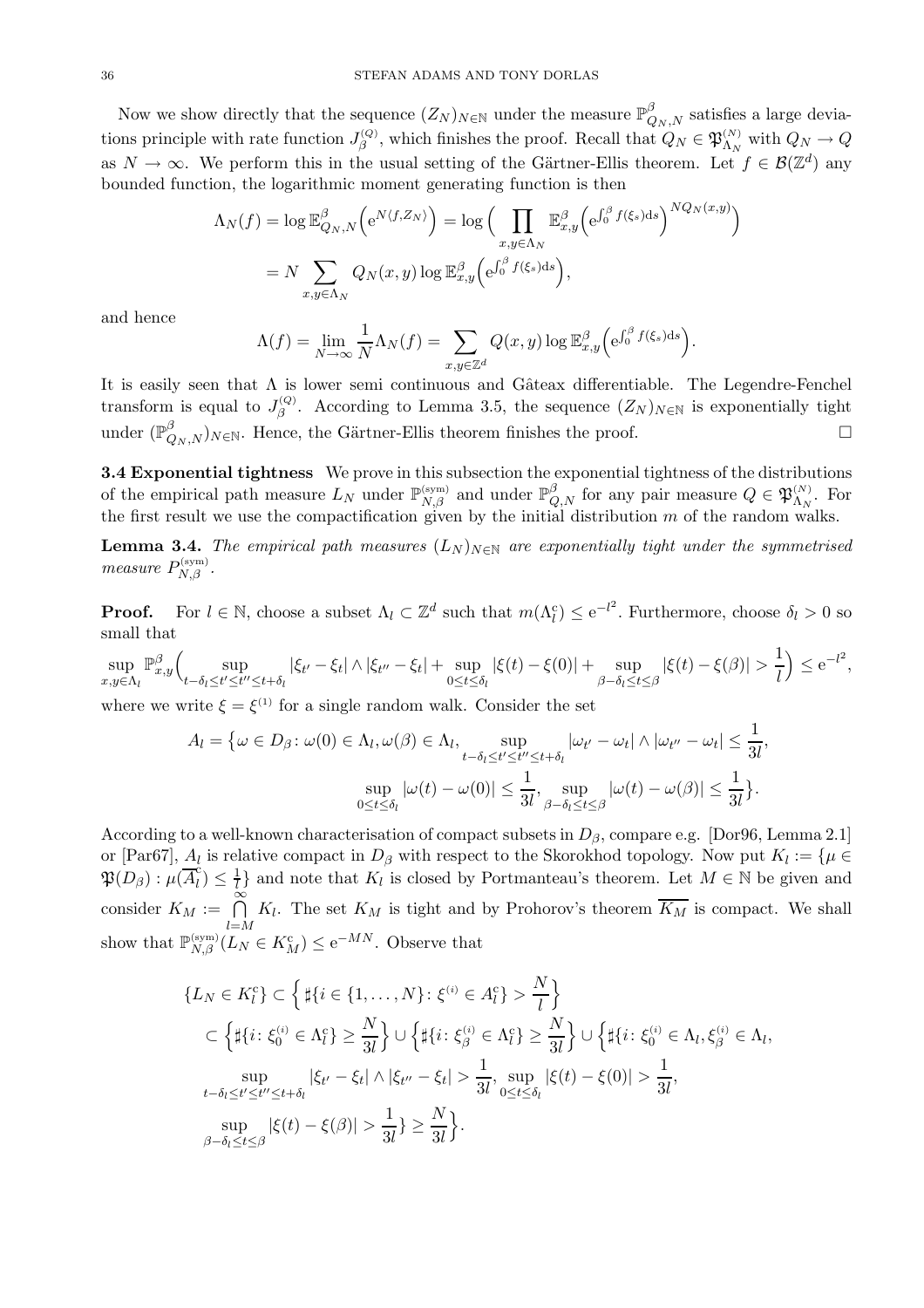Now we show directly that the sequence $(Z_N)_{N\in\mathbb{N}}$ under the measure $\mathbb{P}^\beta_{Q_N,N}$ satisfies a large deviations principle with rate function $J^{(Q)}_\beta$, which finishes the proof. Recall that $Q_N \in \mathfrak{P}^{(N)}_{\Lambda_N}$ with $Q_N \to Q$ as $N \to \infty$. We perform this in the usual setting of the Gärtner-Ellis theorem. Let $f \in \mathcal{B}(\mathbb{Z}^d)$ any bounded function, the logarithmic moment generating function is then

$$
\begin{aligned}
\Lambda_N(f) &= \log \mathbb{E}^\beta_{Q_N,N}\Big(\mathrm{e}^{N\langle f, Z_N\rangle}\Big) = \log\Big(\prod_{x,y\in\Lambda_N} \mathbb{E}^\beta_{x,y}\Big(\mathrm{e}^{\int_0^\beta f(\xi_s)\mathrm{d}s}\Big)^{NQ_N(x,y)}\Big)\\
&= N\sum_{x,y\in\Lambda_N} Q_N(x,y)\log \mathbb{E}^\beta_{x,y}\Big(\mathrm{e}^{\int_0^\beta f(\xi_s)\mathrm{d}s}\Big),
\end{aligned}
$$

and hence

$$
\Lambda(f) = \lim_{N\to\infty}\frac{1}{N}\Lambda_N(f) = \sum_{x,y\in\mathbb{Z}^d} Q(x,y)\log\mathbb{E}^\beta_{x,y}\Big(\mathrm{e}^{\int_0^\beta f(\xi_s)\mathrm{d}s}\Big).
$$

It is easily seen that $\Lambda$ is lower semi continuous and Gâteax differentiable. The Legendre-Fenchel transform is equal to $J^{(Q)}_\beta$. According to Lemma 3.5, the sequence $(Z_N)_{N\in\mathbb{N}}$ is exponentially tight under $(\mathbb{P}^\beta_{Q_N,N})_{N\in\mathbb{N}}$. Hence, the Gärtner-Ellis theorem finishes the proof. □

**3.4 Exponential tightness** We prove in this subsection the exponential tightness of the distributions of the empirical path measure $L_N$ under $\mathbb{P}^{(\mathrm{sym})}_{N,\beta}$ and under $\mathbb{P}^\beta_{Q,N}$ for any pair measure $Q \in \mathfrak{P}^{(N)}_{\Lambda_N}$. For the first result we use the compactification given by the initial distribution $m$ of the random walks.

**Lemma 3.4.** *The empirical path measures $(L_N)_{N\in\mathbb{N}}$ are exponentially tight under the symmetrised measure $P^{(\mathrm{sym})}_{N,\beta}$.*

**Proof.** For $l \in \mathbb{N}$, choose a subset $\Lambda_l \subset \mathbb{Z}^d$ such that $m(\Lambda_l^{\mathrm{c}}) \le \mathrm{e}^{-l^2}$. Furthermore, choose $\delta_l > 0$ so small that

$$
\sup_{x,y\in\Lambda_l}\mathbb{P}^\beta_{x,y}\Big(\sup_{t-\delta_l\le t'\le t''\le t+\delta_l}|\xi_{t'}-\xi_t|\wedge|\xi_{t''}-\xi_t| + \sup_{0\le t\le\delta_l}|\xi(t)-\xi(0)| + \sup_{\beta-\delta_l\le t\le\beta}|\xi(t)-\xi(\beta)| > \frac{1}{l}\Big) \le \mathrm{e}^{-l^2},
$$

where we write $\xi = \xi^{(1)}$ for a single random walk. Consider the set

$$
\begin{aligned}
A_l = \big\{\omega\in D_\beta\colon \omega(0)\in\Lambda_l, \omega(\beta)\in\Lambda_l, &\sup_{t-\delta_l\le t'\le t''\le t+\delta_l}|\omega_{t'}-\omega_t|\wedge|\omega_{t''}-\omega_t| \le \frac{1}{3l},\\
&\sup_{0\le t\le\delta_l}|\omega(t)-\omega(0)|\le\frac{1}{3l}, \sup_{\beta-\delta_l\le t\le\beta}|\omega(t)-\omega(\beta)|\le\frac{1}{3l}\big\}.
\end{aligned}
$$

According to a well-known characterisation of compact subsets in $D_\beta$, compare e.g. [Dor96, Lemma 2.1] or [Par67], $A_l$ is relative compact in $D_\beta$ with respect to the Skorokhod topology. Now put $K_l := \{\mu \in \mathfrak{P}(D_\beta)\colon \mu(\overline{A_l}^{\mathrm{c}}) \le \frac{1}{l}\}$ and note that $K_l$ is closed by Portmanteau's theorem. Let $M \in \mathbb{N}$ be given and consider $K_M := \bigcap_{l=M}^\infty K_l$. The set $K_M$ is tight and by Prohorov's theorem $\overline{K_M}$ is compact. We shall show that $\mathbb{P}^{(\mathrm{sym})}_{N,\beta}(L_N \in K_M^{\mathrm{c}}) \le \mathrm{e}^{-MN}$. Observe that

$$
\begin{aligned}
\{L_N \in K_l^{\mathrm{c}}\} &\subset \Big\{\sharp\{i\in\{1,\dots,N\}\colon \xi^{(i)}\in A_l^{\mathrm{c}}\} > \frac{N}{l}\Big\}\\
&\subset \Big\{\sharp\{i\colon \xi^{(i)}_0\in\Lambda_l^{\mathrm{c}}\}\ge\frac{N}{3l}\Big\}\cup\Big\{\sharp\{i\colon\xi^{(i)}_\beta\in\Lambda_l^{\mathrm{c}}\}\ge\frac{N}{3l}\Big\}\cup\Big\{\sharp\{i\colon \xi^{(i)}_0\in\Lambda_l,\xi^{(i)}_\beta\in\Lambda_l,\\
&\sup_{t-\delta_l\le t'\le t''\le t+\delta_l}|\xi_{t'}-\xi_t|\wedge|\xi_{t''}-\xi_t| > \frac{1}{3l}, \sup_{0\le t\le\delta_l}|\xi(t)-\xi(0)|>\frac{1}{3l},\\
&\sup_{\beta-\delta_l\le t\le\beta}|\xi(t)-\xi(\beta)|>\frac{1}{3l}\}\ge\frac{N}{3l}\Big\}.
\end{aligned}
$$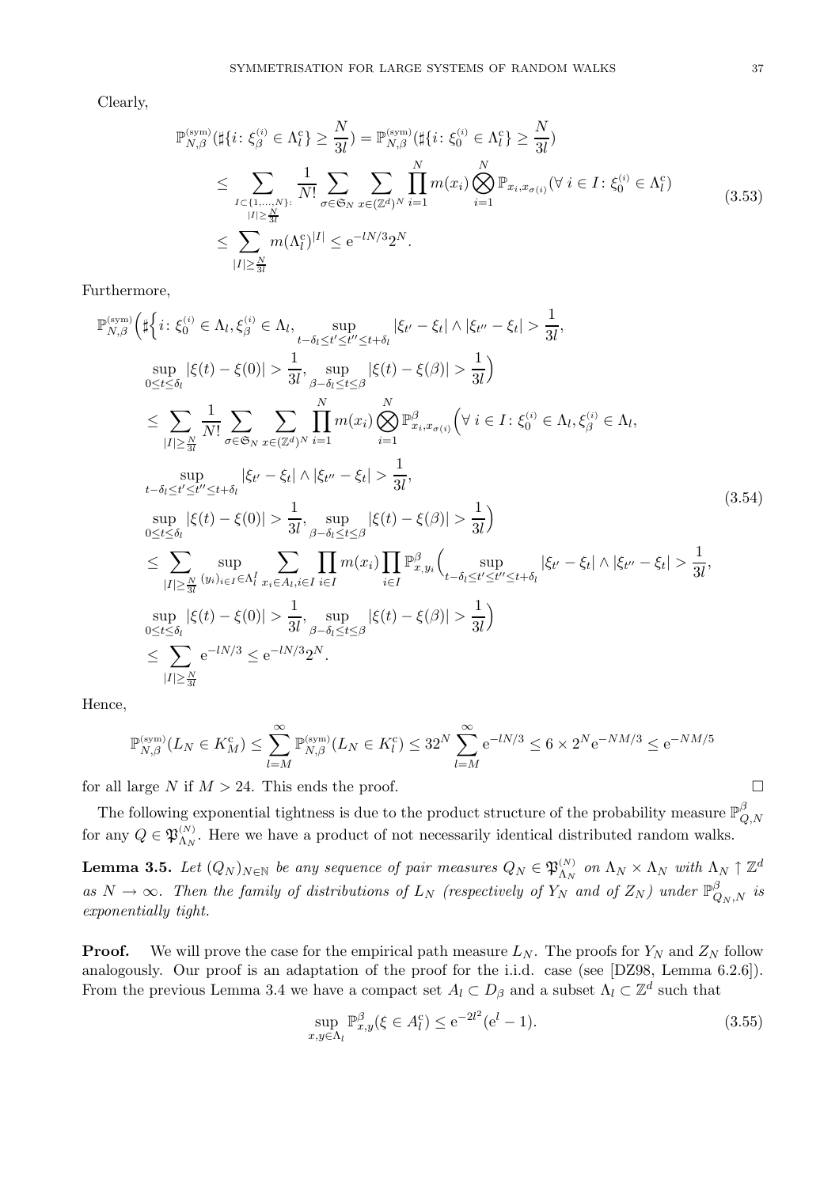Clearly,

$$
\begin{aligned}
\mathbb{P}^{(\mathrm{sym})}_{N,\beta}(\sharp\{i\colon \xi^{(i)}_\beta \in \Lambda_l^{\mathrm{c}}\} \ge \frac{N}{3l}) &= \mathbb{P}^{(\mathrm{sym})}_{N,\beta}(\sharp\{i\colon \xi^{(i)}_0 \in \Lambda_l^{\mathrm{c}}\} \ge \frac{N}{3l}) \\
&\le \sum_{\substack{I\subset\{1,\dots,N\}:\\ |I|\ge \frac{N}{3l}}} \frac{1}{N!}\sum_{\sigma\in\mathfrak{S}_N}\sum_{x\in(\mathbb{Z}^d)^N}\prod_{i=1}^N m(x_i)\bigotimes_{i=1}^N \mathbb{P}_{x_i,x_{\sigma(i)}}(\forall\, i\in I\colon \xi^{(i)}_0\in\Lambda_l^{\mathrm{c}}) \\
&\le \sum_{|I|\ge\frac{N}{3l}} m(\Lambda_l^{\mathrm{c}})^{|I|} \le \mathrm{e}^{-lN/3}2^N.
\end{aligned}
\tag{3.53}
$$

Furthermore,

$$
\begin{aligned}
&\mathbb{P}^{(\mathrm{sym})}_{N,\beta}\Big(\sharp\Big\{i\colon \xi^{(i)}_0\in\Lambda_l, \xi^{(i)}_\beta\in\Lambda_l, \sup_{t-\delta_l\le t'\le t''\le t+\delta_l}|\xi_{t'}-\xi_t|\wedge|\xi_{t''}-\xi_t| > \frac{1}{3l}, \\
&\qquad \sup_{0\le t\le\delta_l}|\xi(t)-\xi(0)|>\frac{1}{3l}, \sup_{\beta-\delta_l\le t\le\beta}|\xi(t)-\xi(\beta)|>\frac{1}{3l}\Big) \\
&\le \sum_{|I|\ge\frac{N}{3l}}\frac{1}{N!}\sum_{\sigma\in\mathfrak{S}_N}\sum_{x\in(\mathbb{Z}^d)^N}\prod_{i=1}^N m(x_i)\bigotimes_{i=1}^N\mathbb{P}^\beta_{x_i,x_{\sigma(i)}}\Big(\forall\, i\in I\colon \xi^{(i)}_0\in\Lambda_l, \xi^{(i)}_\beta\in\Lambda_l, \\
&\qquad \sup_{t-\delta_l\le t'\le t''\le t+\delta_l}|\xi_{t'}-\xi_t|\wedge|\xi_{t''}-\xi_t|>\frac{1}{3l}, \\
&\qquad \sup_{0\le t\le\delta_l}|\xi(t)-\xi(0)|>\frac{1}{3l}, \sup_{\beta-\delta_l\le t\le\beta}|\xi(t)-\xi(\beta)|>\frac{1}{3l}\Big) \\
&\le \sum_{|I|\ge\frac{N}{3l}}\sup_{(y_i)_{i\in I}\in\Lambda_l^I}\sum_{x_i\in A_l, i\in I}\prod_{i\in I}m(x_i)\prod_{i\in I}\mathbb{P}^\beta_{x,y_i}\Big(\sup_{t-\delta_l\le t'\le t''\le t+\delta_l}|\xi_{t'}-\xi_t|\wedge|\xi_{t''}-\xi_t|>\frac{1}{3l}, \\
&\qquad \sup_{0\le t\le\delta_l}|\xi(t)-\xi(0)|>\frac{1}{3l}, \sup_{\beta-\delta_l\le t\le\beta}|\xi(t)-\xi(\beta)|>\frac{1}{3l}\Big) \\
&\le \sum_{|I|\ge\frac{N}{3l}}\mathrm{e}^{-lN/3}\le\mathrm{e}^{-lN/3}2^N.
\end{aligned}
\tag{3.54}
$$

Hence,

$$
\mathbb{P}^{(\mathrm{sym})}_{N,\beta}(L_N\in K_M^{\mathrm{c}}) \le \sum_{l=M}^\infty \mathbb{P}^{(\mathrm{sym})}_{N,\beta}(L_N\in K_l^{\mathrm{c}}) \le 3 2^N\sum_{l=M}^\infty \mathrm{e}^{-lN/3} \le 6\times 2^N\mathrm{e}^{-NM/3}\le \mathrm{e}^{-NM/5}
$$

for all large $N$ if $M>24$. This ends the proof. $\square$

The following exponential tightness is due to the product structure of the probability measure $\mathbb{P}^\beta_{Q,N}$ for any $Q\in\mathfrak{P}^{(N)}_{\Lambda_N}$. Here we have a product of not necessarily identical distributed random walks.

**Lemma 3.5.** *Let $(Q_N)_{N\in\mathbb{N}}$ be any sequence of pair measures $Q_N\in\mathfrak{P}^{(N)}_{\Lambda_N}$ on $\Lambda_N\times\Lambda_N$ with $\Lambda_N\uparrow\mathbb{Z}^d$ as $N\to\infty$. Then the family of distributions of $L_N$ (respectively of $Y_N$ and of $Z_N$) under $\mathbb{P}^\beta_{Q_N,N}$ is exponentially tight.*

**Proof.** We will prove the case for the empirical path measure $L_N$. The proofs for $Y_N$ and $Z_N$ follow analogously. Our proof is an adaptation of the proof for the i.i.d. case (see [DZ98, Lemma 6.2.6]). From the previous Lemma 3.4 we have a compact set $A_l\subset D_\beta$ and a subset $\Lambda_l\subset\mathbb{Z}^d$ such that

$$
\sup_{x,y\in\Lambda_l}\mathbb{P}^\beta_{x,y}(\xi\in A_l^{\mathrm{c}})\le\mathrm{e}^{-2l^2}(\mathrm{e}^l-1).
\tag{3.55}
$$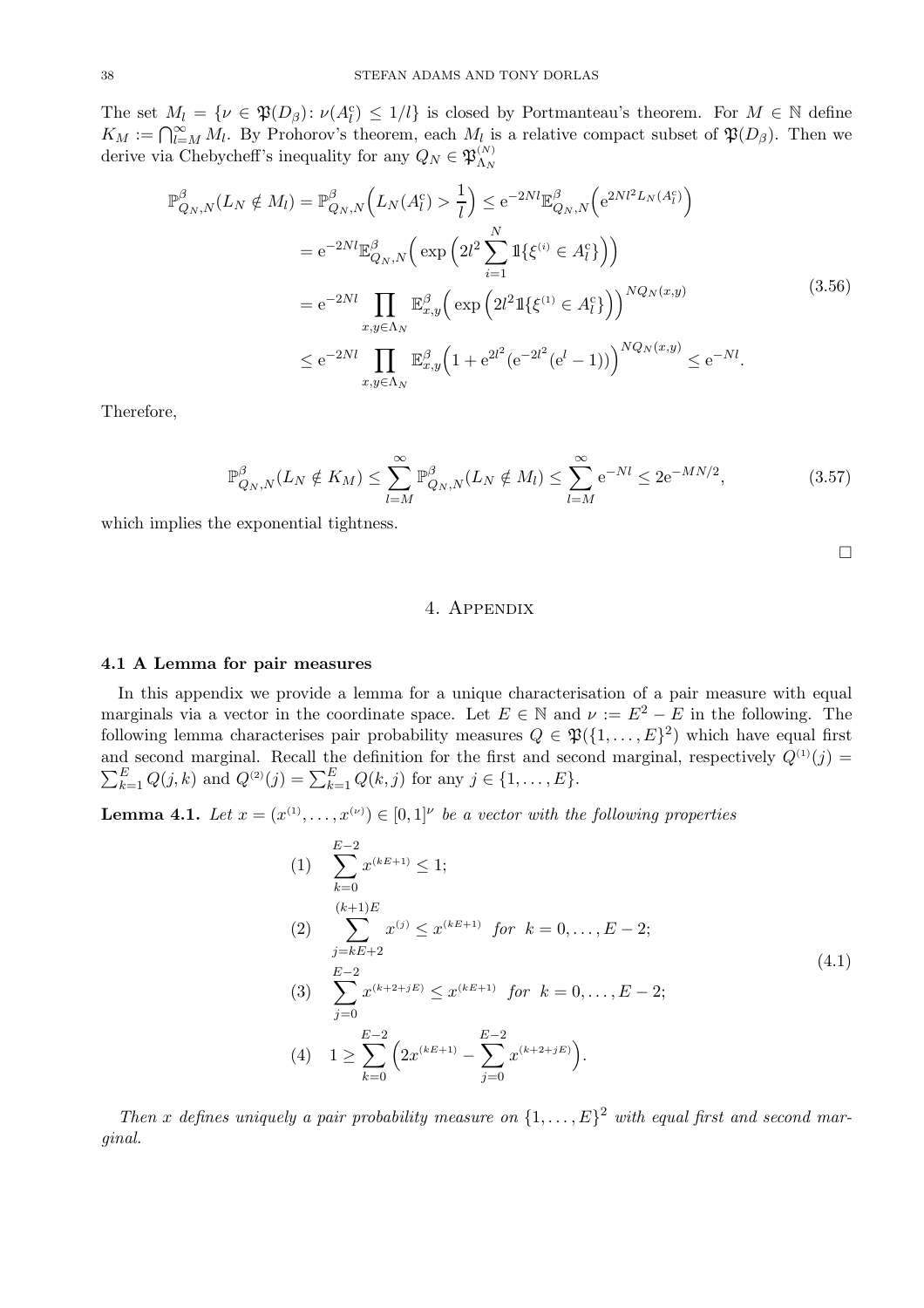The set $M_l = \{\nu \in \mathfrak{P}(D_\beta) \colon \nu(A_l^{\rm c}) \le 1/l\}$ is closed by Portmanteau's theorem. For $M \in \mathbb{N}$ define $K_M := \bigcap_{l=M}^\infty M_l$. By Prohorov's theorem, each $M_l$ is a relative compact subset of $\mathfrak{P}(D_\beta)$. Then we derive via Chebycheff's inequality for any $Q_N \in \mathfrak{P}_{\Lambda_N}^{(N)}$

$$
\begin{aligned}
\mathbb{P}^\beta_{Q_N,N}(L_N \notin M_l) &= \mathbb{P}^\beta_{Q_N,N}\Big(L_N(A_l^{\rm c}) > \frac{1}{l}\Big) \le {\rm e}^{-2Nl}\mathbb{E}^\beta_{Q_N,N}\Big({\rm e}^{2Nl^2 L_N(A_l^{\rm c})}\Big) \\
&= {\rm e}^{-2Nl}\mathbb{E}^\beta_{Q_N,N}\Big(\exp\Big(2l^2\sum_{i=1}^N 1\!\!1\{\xi^{(i)} \in A_l^{\rm c}\}\Big)\Big) \\
&= {\rm e}^{-2Nl}\prod_{x,y\in\Lambda_N}\mathbb{E}^\beta_{x,y}\Big(\exp\Big(2l^2 1\!\!1\{\xi^{(1)} \in A_l^{\rm c}\}\Big)\Big)^{NQ_N(x,y)} \\
&\le {\rm e}^{-2Nl}\prod_{x,y\in\Lambda_N}\mathbb{E}^\beta_{x,y}\Big(1 + {\rm e}^{2l^2}({\rm e}^{-2l^2}({\rm e}^l - 1))\Big)^{NQ_N(x,y)} \le {\rm e}^{-Nl}.
\end{aligned}
\tag{3.56}
$$

Therefore,

$$
\mathbb{P}^\beta_{Q_N,N}(L_N \notin K_M) \le \sum_{l=M}^\infty \mathbb{P}^\beta_{Q_N,N}(L_N \notin M_l) \le \sum_{l=M}^\infty {\rm e}^{-Nl} \le 2{\rm e}^{-MN/2},
\tag{3.57}
$$

which implies the exponential tightness.

□

## 4. Appendix

### 4.1 A Lemma for pair measures

In this appendix we provide a lemma for a unique characterisation of a pair measure with equal marginals via a vector in the coordinate space. Let $E \in \mathbb{N}$ and $\nu := E^2 - E$ in the following. The following lemma characterises pair probability measures $Q \in \mathfrak{P}(\{1,\dots,E\}^2)$ which have equal first and second marginal. Recall the definition for the first and second marginal, respectively $Q^{(1)}(j) = \sum_{k=1}^E Q(j,k)$ and $Q^{(2)}(j) = \sum_{k=1}^E Q(k,j)$ for any $j \in \{1,\dots,E\}$.

**Lemma 4.1.** *Let $x = (x^{(1)},\dots,x^{(\nu)}) \in [0,1]^\nu$ be a vector with the following properties*

$$
\begin{aligned}
&(1) \quad \sum_{k=0}^{E-2} x^{(kE+1)} \le 1; \\
&(2) \quad \sum_{j=kE+2}^{(k+1)E} x^{(j)} \le x^{(kE+1)} \quad \textit{for} \;\; k = 0,\dots,E-2; \\
&(3) \quad \sum_{j=0}^{E-2} x^{(k+2+jE)} \le x^{(kE+1)} \quad \textit{for} \;\; k = 0,\dots,E-2; \\
&(4) \quad 1 \ge \sum_{k=0}^{E-2}\Big(2x^{(kE+1)} - \sum_{j=0}^{E-2} x^{(k+2+jE)}\Big).
\end{aligned}
\tag{4.1}
$$

*Then $x$ defines uniquely a pair probability measure on $\{1,\dots,E\}^2$ with equal first and second marginal.*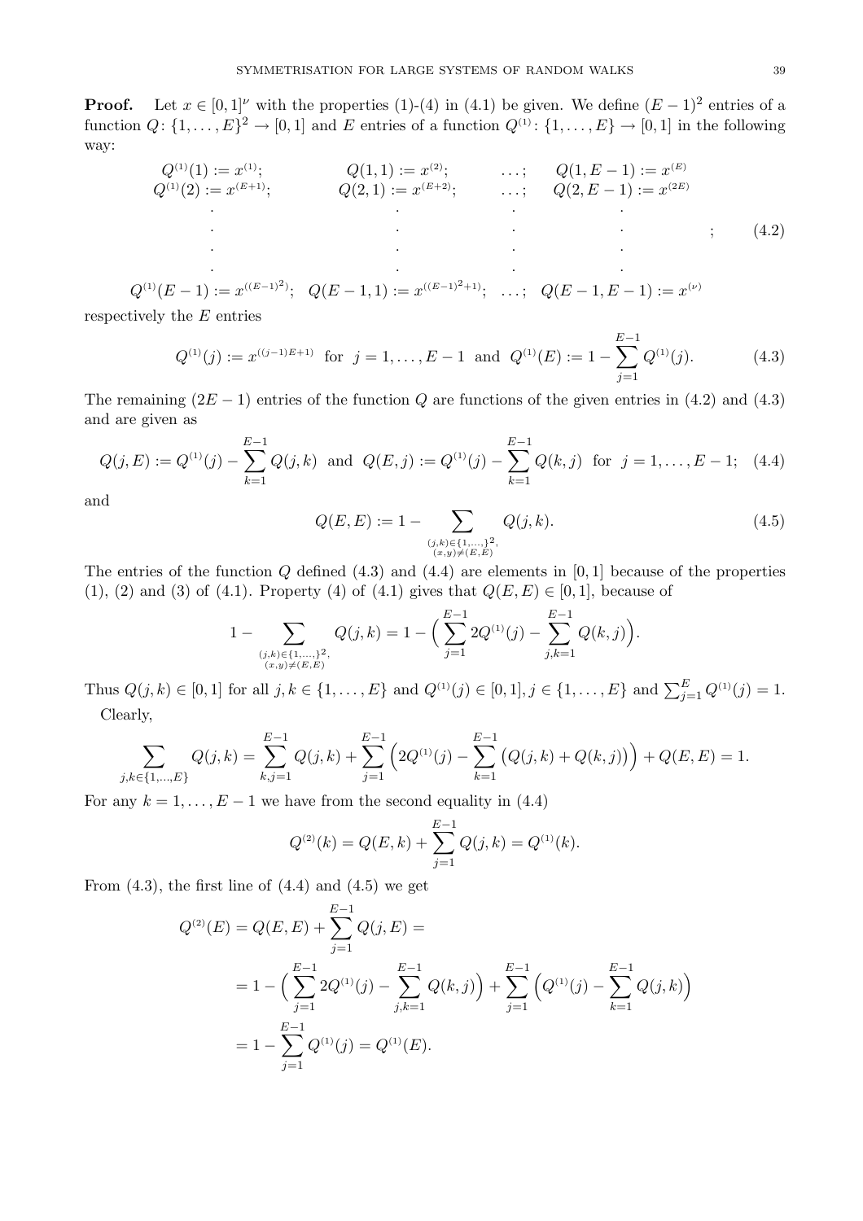**Proof.** Let $x \in [0,1]^\nu$ with the properties (1)-(4) in (4.1) be given. We define $(E-1)^2$ entries of a function $Q\colon \{1,\dots,E\}^2 \to [0,1]$ and $E$ entries of a function $Q^{(1)}\colon \{1,\dots,E\} \to [0,1]$ in the following way:

$$
\begin{array}{llll}
Q^{(1)}(1) := x^{(1)}; & Q(1,1) := x^{(2)}; & \dots; & Q(1,E-1) := x^{(E)} \\
Q^{(1)}(2) := x^{(E+1)}; & Q(2,1) := x^{(E+2)}; & \dots; & Q(2,E-1) := x^{(2E)} \\
\cdot & \cdot & \cdot & \cdot \\
\cdot & \cdot & \cdot & \cdot \\
\cdot & \cdot & \cdot & \cdot \\
\cdot & \cdot & \cdot & \cdot \\
Q^{(1)}(E-1) := x^{((E-1)^2)}; & Q(E-1,1) := x^{((E-1)^2+1)}; & \dots; & Q(E-1,E-1) := x^{(\nu)}
\end{array}
\quad ; \tag{4.2}
$$

respectively the $E$ entries

$$
Q^{(1)}(j) := x^{((j-1)E+1)} \;\text{ for }\; j = 1,\dots,E-1 \;\text{ and }\; Q^{(1)}(E) := 1 - \sum_{j=1}^{E-1} Q^{(1)}(j). \tag{4.3}
$$

The remaining $(2E-1)$ entries of the function $Q$ are functions of the given entries in (4.2) and (4.3) and are given as

$$
Q(j,E) := Q^{(1)}(j) - \sum_{k=1}^{E-1} Q(j,k) \;\text{ and }\; Q(E,j) := Q^{(1)}(j) - \sum_{k=1}^{E-1} Q(k,j) \;\text{ for }\; j = 1,\dots,E-1; \tag{4.4}
$$

and

$$
Q(E,E) := 1 - \sum_{\substack{(j,k)\in\{1,\dots,\}^2, \\ (x,y)\neq(E,E)}} Q(j,k). \tag{4.5}
$$

The entries of the function $Q$ defined (4.3) and (4.4) are elements in $[0,1]$ because of the properties (1), (2) and (3) of (4.1). Property (4) of (4.1) gives that $Q(E,E) \in [0,1]$, because of

$$
1 - \sum_{\substack{(j,k)\in\{1,\dots,\}^2, \\ (x,y)\neq(E,E)}} Q(j,k) = 1 - \Big( \sum_{j=1}^{E-1} 2Q^{(1)}(j) - \sum_{j,k=1}^{E-1} Q(k,j) \Big).
$$

Thus $Q(j,k) \in [0,1]$ for all $j,k \in \{1,\dots,E\}$ and $Q^{(1)}(j) \in [0,1], j \in \{1,\dots,E\}$ and $\sum_{j=1}^{E} Q^{(1)}(j) = 1$.

Clearly,

$$
\sum_{j,k\in\{1,\dots,E\}} Q(j,k) = \sum_{k,j=1}^{E-1} Q(j,k) + \sum_{j=1}^{E-1} \Big( 2Q^{(1)}(j) - \sum_{k=1}^{E-1} \big( Q(j,k) + Q(k,j) \big) \Big) + Q(E,E) = 1.
$$

For any $k = 1,\dots,E-1$ we have from the second equality in (4.4)

$$
Q^{(2)}(k) = Q(E,k) + \sum_{j=1}^{E-1} Q(j,k) = Q^{(1)}(k).
$$

From (4.3), the first line of (4.4) and (4.5) we get

$$
\begin{aligned}
Q^{(2)}(E) &= Q(E,E) + \sum_{j=1}^{E-1} Q(j,E) = \\
&= 1 - \Big( \sum_{j=1}^{E-1} 2Q^{(1)}(j) - \sum_{j,k=1}^{E-1} Q(k,j) \Big) + \sum_{j=1}^{E-1} \Big( Q^{(1)}(j) - \sum_{k=1}^{E-1} Q(j,k) \Big) \\
&= 1 - \sum_{j=1}^{E-1} Q^{(1)}(j) = Q^{(1)}(E).
\end{aligned}
$$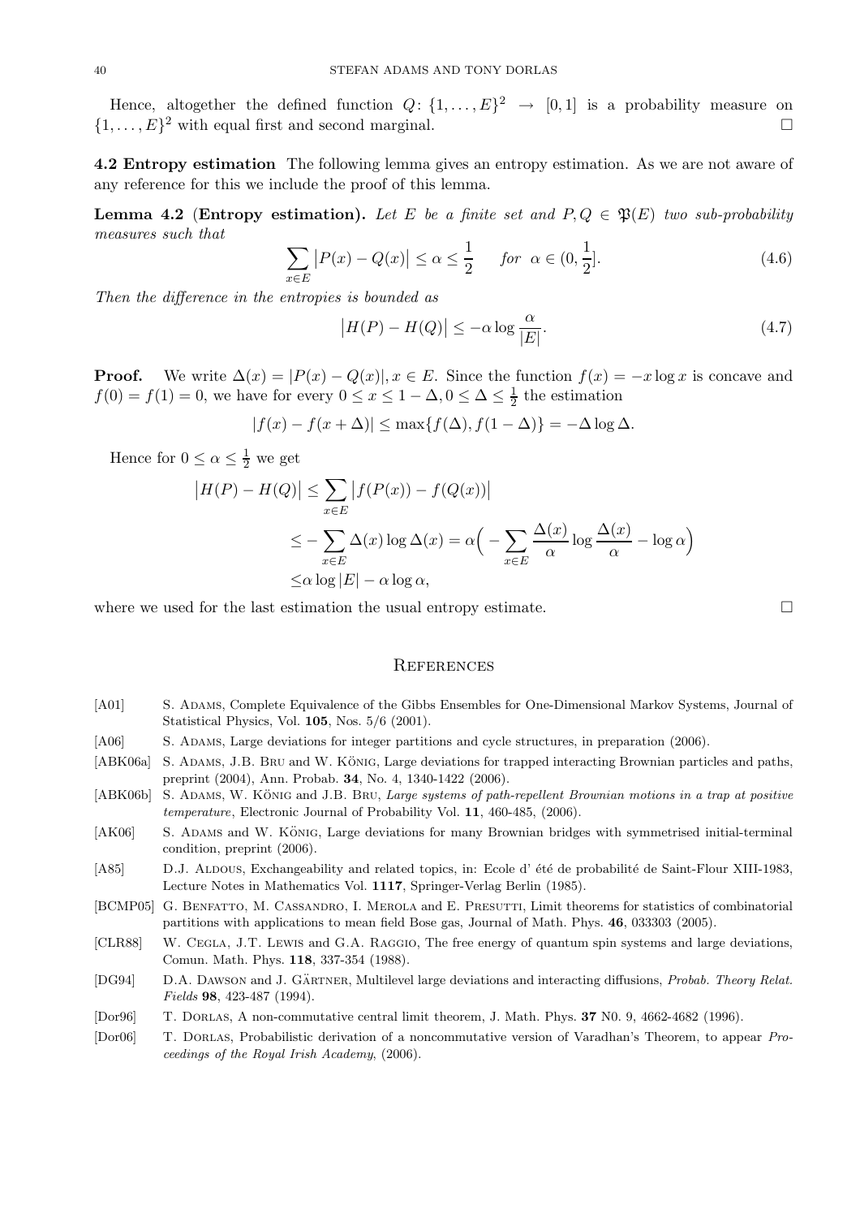Hence, altogether the defined function $Q\colon \{1,\dots,E\}^2 \to [0,1]$ is a probability measure on $\{1,\dots,E\}^2$ with equal first and second marginal. $\square$

**4.2 Entropy estimation** The following lemma gives an entropy estimation. As we are not aware of any reference for this we include the proof of this lemma.

**Lemma 4.2** (**Entropy estimation**). *Let $E$ be a finite set and $P, Q \in \mathfrak{P}(E)$ two sub-probability measures such that*

$$\sum_{x \in E} \big|P(x) - Q(x)\big| \le \alpha \le \frac{1}{2} \qquad \textit{for} \;\; \alpha \in (0, \frac{1}{2}]. \tag{4.6}$$

*Then the difference in the entropies is bounded as*

$$\big|H(P) - H(Q)\big| \le -\alpha \log \frac{\alpha}{|E|}. \tag{4.7}$$

**Proof.** We write $\Delta(x) = |P(x) - Q(x)|, x \in E$. Since the function $f(x) = -x \log x$ is concave and $f(0) = f(1) = 0$, we have for every $0 \le x \le 1 - \Delta, 0 \le \Delta \le \frac{1}{2}$ the estimation

$$|f(x) - f(x + \Delta)| \le \max\{f(\Delta), f(1 - \Delta)\} = -\Delta \log \Delta.$$

Hence for $0 \le \alpha \le \frac{1}{2}$ we get

$$\begin{aligned}
\big|H(P) - H(Q)\big| &\le \sum_{x \in E} \big|f(P(x)) - f(Q(x))\big| \\
&\le -\sum_{x \in E} \Delta(x) \log \Delta(x) = \alpha\Big( -\sum_{x \in E} \frac{\Delta(x)}{\alpha} \log \frac{\Delta(x)}{\alpha} - \log \alpha \Big) \\
&\le \alpha \log |E| - \alpha \log \alpha,
\end{aligned}$$

where we used for the last estimation the usual entropy estimate. $\square$

## References

[A01] S. Adams, Complete Equivalence of the Gibbs Ensembles for One-Dimensional Markov Systems, Journal of Statistical Physics, Vol. **105**, Nos. 5/6 (2001).

[A06] S. Adams, Large deviations for integer partitions and cycle structures, in preparation (2006).

[ABK06a] S. Adams, J.B. Bru and W. König, Large deviations for trapped interacting Brownian particles and paths, preprint (2004), Ann. Probab. **34**, No. 4, 1340-1422 (2006).

[ABK06b] S. Adams, W. König and J.B. Bru, *Large systems of path-repellent Brownian motions in a trap at positive temperature*, Electronic Journal of Probability Vol. **11**, 460-485, (2006).

[AK06] S. Adams and W. König, Large deviations for many Brownian bridges with symmetrised initial-terminal condition, preprint (2006).

[A85] D.J. Aldous, Exchangeability and related topics, in: Ecole d' été de probabilité de Saint-Flour XIII-1983, Lecture Notes in Mathematics Vol. **1117**, Springer-Verlag Berlin (1985).

[BCMP05] G. Benfatto, M. Cassandro, I. Merola and E. Presutti, Limit theorems for statistics of combinatorial partitions with applications to mean field Bose gas, Journal of Math. Phys. **46**, 033303 (2005).

[CLR88] W. Cegla, J.T. Lewis and G.A. Raggio, The free energy of quantum spin systems and large deviations, Comun. Math. Phys. **118**, 337-354 (1988).

[DG94] D.A. Dawson and J. Gärtner, Multilevel large deviations and interacting diffusions, *Probab. Theory Relat. Fields* **98**, 423-487 (1994).

[Dor96] T. Dorlas, A non-commutative central limit theorem, J. Math. Phys. **37** N0. 9, 4662-4682 (1996).

[Dor06] T. Dorlas, Probabilistic derivation of a noncommutative version of Varadhan's Theorem, to appear *Proceedings of the Royal Irish Academy*, (2006).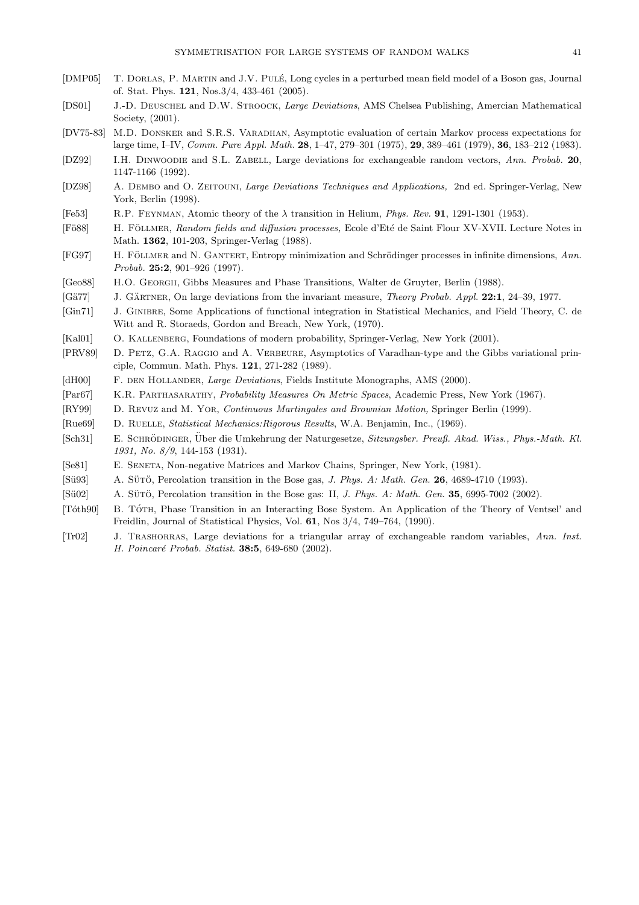[DMP05] T. Dorlas, P. Martin and J.V. Pulé, Long cycles in a perturbed mean field model of a Boson gas, Journal of. Stat. Phys. **121**, Nos.3/4, 433-461 (2005).

[DS01] J.-D. Deuschel and D.W. Stroock, *Large Deviations*, AMS Chelsea Publishing, Amercian Mathematical Society, (2001).

[DV75-83] M.D. Donsker and S.R.S. Varadhan, Asymptotic evaluation of certain Markov process expectations for large time, I–IV, *Comm. Pure Appl. Math.* **28**, 1–47, 279–301 (1975), **29**, 389–461 (1979), **36**, 183–212 (1983).

[DZ92] I.H. Dinwoodie and S.L. Zabell, Large deviations for exchangeable random vectors, *Ann. Probab.* **20**, 1147-1166 (1992).

[DZ98] A. Dembo and O. Zeitouni, *Large Deviations Techniques and Applications,* 2nd ed. Springer-Verlag, New York, Berlin (1998).

[Fe53] R.P. Feynman, Atomic theory of the $\lambda$ transition in Helium, *Phys. Rev.* **91**, 1291-1301 (1953).

[Fö88] H. Föllmer, *Random fields and diffusion processes,* Ecole d'Eté de Saint Flour XV-XVII. Lecture Notes in Math. **1362**, 101-203, Springer-Verlag (1988).

[FG97] H. Föllmer and N. Gantert, Entropy minimization and Schrödinger processes in infinite dimensions, *Ann. Probab.* **25:2**, 901–926 (1997).

[Geo88] H.O. Georgii, Gibbs Measures and Phase Transitions, Walter de Gruyter, Berlin (1988).

[Gä77] J. Gärtner, On large deviations from the invariant measure, *Theory Probab. Appl.* **22:1**, 24–39, 1977.

[Gin71] J. Ginibre, Some Applications of functional integration in Statistical Mechanics, and Field Theory, C. de Witt and R. Storaeds, Gordon and Breach, New York, (1970).

[Kal01] O. Kallenberg, Foundations of modern probability, Springer-Verlag, New York (2001).

[PRV89] D. Petz, G.A. Raggio and A. Verbeure, Asymptotics of Varadhan-type and the Gibbs variational principle, Commun. Math. Phys. **121**, 271-282 (1989).

[dH00] F. den Hollander, *Large Deviations*, Fields Institute Monographs, AMS (2000).

[Par67] K.R. Parthasarathy, *Probability Measures On Metric Spaces*, Academic Press, New York (1967).

[RY99] D. Revuz and M. Yor, *Continuous Martingales and Brownian Motion,* Springer Berlin (1999).

[Rue69] D. Ruelle, *Statistical Mechanics:Rigorous Results*, W.A. Benjamin, Inc., (1969).

[Sch31] E. Schrödinger, Über die Umkehrung der Naturgesetze, *Sitzungsber. Preuß. Akad. Wiss., Phys.-Math. Kl. 1931, No. 8/9*, 144-153 (1931).

[Se81] E. Seneta, Non-negative Matrices and Markov Chains, Springer, New York, (1981).

[Sü93] A. Sütö, Percolation transition in the Bose gas, *J. Phys. A: Math. Gen.* **26**, 4689-4710 (1993).

[Sü02] A. Sütö, Percolation transition in the Bose gas: II, *J. Phys. A: Math. Gen.* **35**, 6995-7002 (2002).

[Tóth90] B. Tóth, Phase Transition in an Interacting Bose System. An Application of the Theory of Ventsel' and Freidlin, Journal of Statistical Physics, Vol. **61**, Nos 3/4, 749–764, (1990).

[Tr02] J. Trashorras, Large deviations for a triangular array of exchangeable random variables, *Ann. Inst. H. Poincaré Probab. Statist.* **38:5**, 649-680 (2002).